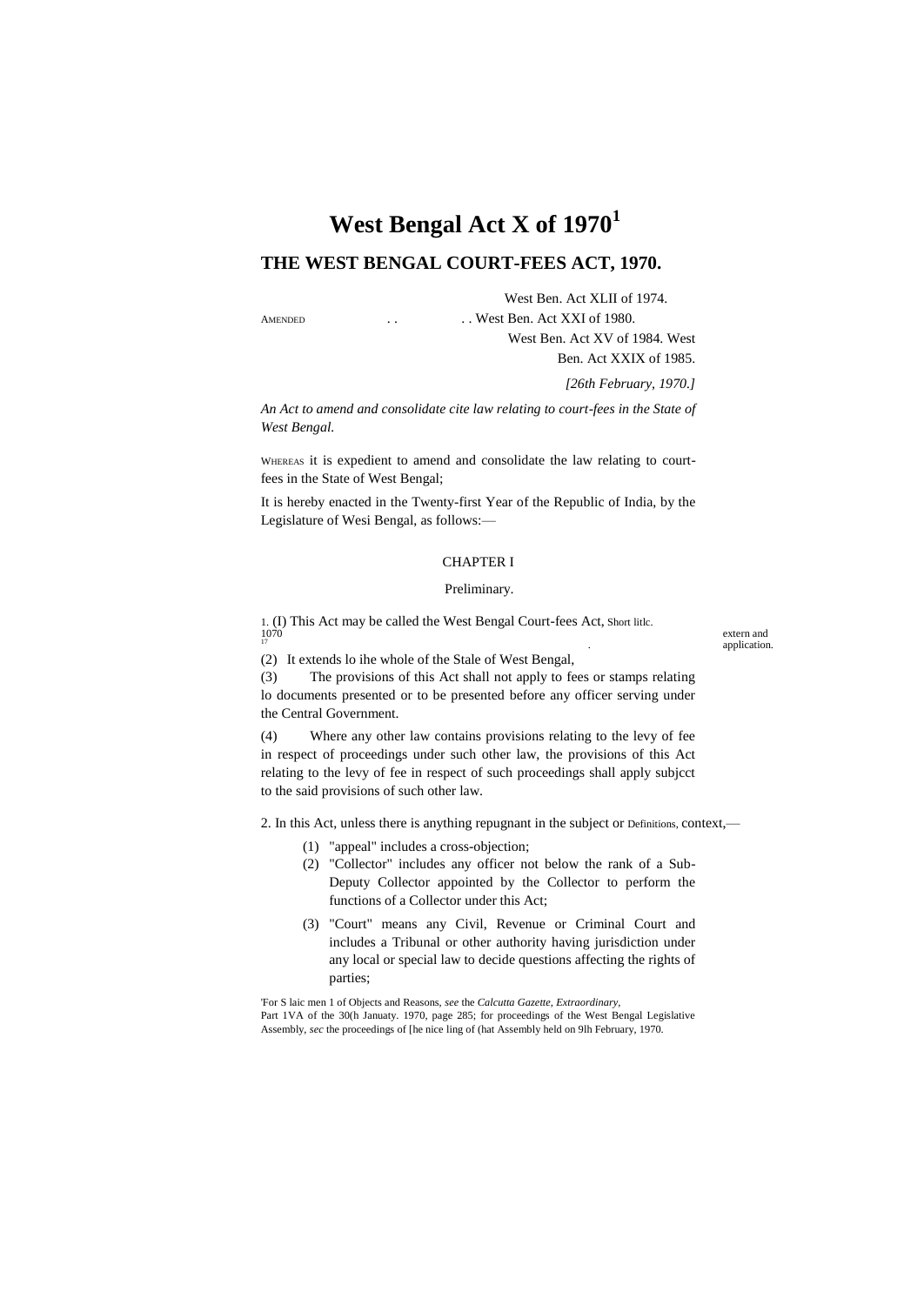# West Bengal Act X of 1970[1]

## THE WEST BENGAL COURT-FEES ACT, 1970.

AMENDED . . . . West Ben. Act XLII of 1974.
West Ben. Act XXI of 1980.
West Ben. Act XV of 1984. West Ben. Act XXIX of 1985.

*[26th February, 1970.]*

*An Act to amend and consolidate cite law relating to court-fees in the State of West Bengal.*

WHEREAS it is expedient to amend and consolidate the law relating to court-fees in the State of West Bengal;

It is hereby enacted in the Twenty-first Year of the Republic of India, by the Legislature of Wesi Bengal, as follows:—

### CHAPTER I

#### Preliminary.

Short litlc. extern and application.

1. (I) This Act may be called the West Bengal Court-fees Act, 1070[17]

(2) It extends lo ihe whole of the Stale of West Bengal,

(3) The provisions of this Act shall not apply to fees or stamps relating lo documents presented or to be presented before any officer serving under the Central Government.

(4) Where any other law contains provisions relating to the levy of fee in respect of proceedings under such other law, the provisions of this Act relating to the levy of fee in respect of such proceedings shall apply subjcct to the said provisions of such other law.

Definitions.

2. In this Act, unless there is anything repugnant in the subject or context,—

(1) "appeal" includes a cross-objection;

(2) "Collector" includes any officer not below the rank of a Sub-Deputy Collector appointed by the Collector to perform the functions of a Collector under this Act;

(3) "Court" means any Civil, Revenue or Criminal Court and includes a Tribunal or other authority having jurisdiction under any local or special law to decide questions affecting the rights of parties;

'For S laic men 1 of Objects and Reasons, *see* the *Calcutta Gazette, Extraordinary*, Part 1VA of the 30(h Januaty. 1970, page 285; for proceedings of the West Bengal Legislative Assembly, *sec* the proceedings of [he nice ling of (hat Assembly held on 9lh February, 1970.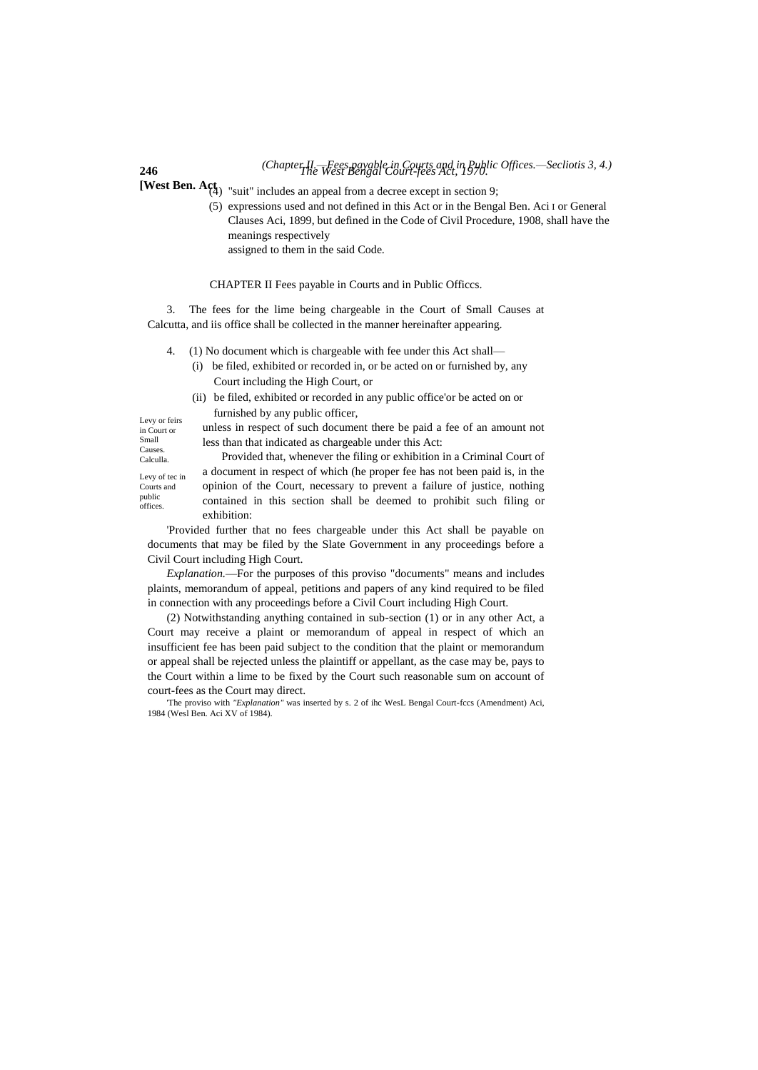(4) "suit" includes an appeal from a decree except in section 9;

(5) expressions used and not defined in this Act or in the Bengal Ben. Aci I or General Clauses Aci, 1899, but defined in the Code of Civil Procedure, 1908, shall have the meanings respectively assigned to them in the said Code.

## CHAPTER II Fees payable in Courts and in Public Officcs.

Levy or feirs in Court or Small Causes. Calculla.

3. The fees for the lime being chargeable in the Court of Small Causes at Calcutta, and iis office shall be collected in the manner hereinafter appearing.

Levy of tec in Courts and public offices.

4. (1) No document which is chargeable with fee under this Act shall—

(i) be filed, exhibited or recorded in, or be acted on or furnished by, any Court including the High Court, or

(ii) be filed, exhibited or recorded in any public office'or be acted on or furnished by any public officer,

unless in respect of such document there be paid a fee of an amount not less than that indicated as chargeable under this Act:

Provided that, whenever the filing or exhibition in a Criminal Court of a document in respect of which (he proper fee has not been paid is, in the opinion of the Court, necessary to prevent a failure of justice, nothing contained in this section shall be deemed to prohibit such filing or exhibition:

'Provided further that no fees chargeable under this Act shall be payable on documents that may be filed by the Slate Government in any proceedings before a Civil Court including High Court.

*Explanation.*—For the purposes of this proviso "documents" means and includes plaints, memorandum of appeal, petitions and papers of any kind required to be filed in connection with any proceedings before a Civil Court including High Court.

(2) Notwithstanding anything contained in sub-section (1) or in any other Act, a Court may receive a plaint or memorandum of appeal in respect of which an insufficient fee has been paid subject to the condition that the plaint or memorandum or appeal shall be rejected unless the plaintiff or appellant, as the case may be, pays to the Court within a lime to be fixed by the Court such reasonable sum on account of court-fees as the Court may direct.

'The proviso with *"Explanation"* was inserted by s. 2 of ihc WesL Bengal Court-fccs (Amendment) Aci, 1984 (Wesl Ben. Aci XV of 1984).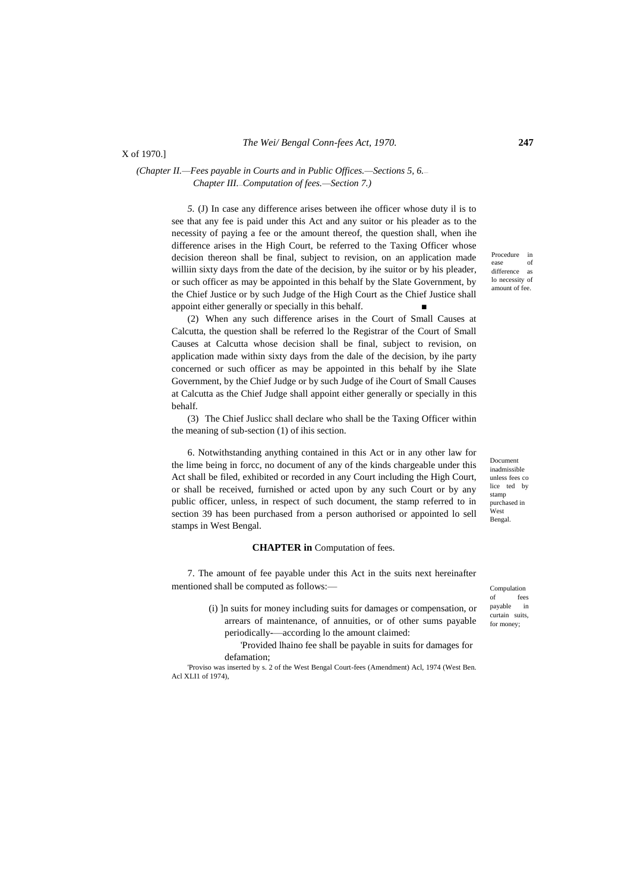X of 1970.]

*(Chapter II.—Fees payable in Courts and in Public Offices.—Sections 5, 6.—Chapter III.—Computation of fees.—Section 7.)*

Procedure in ease of difference as lo necessity of amount of fee.

*5.* (J) In case any difference arises between ihe officer whose duty il is to see that any fee is paid under this Act and any suitor or his pleader as to the necessity of paying a fee or the amount thereof, the question shall, when ihe difference arises in the High Court, be referred to the Taxing Officer whose decision thereon shall be final, subject to revision, on an application made williin sixty days from the date of the decision, by ihe suitor or by his pleader, or such officer as may be appointed in this behalf by the Slate Government, by the Chief Justice or by such Judge of the High Court as the Chief Justice shall appoint either generally or specially in this behalf. ■

(2) When any such difference arises in the Court of Small Causes at Calcutta, the question shall be referred lo the Registrar of the Court of Small Causes at Calcutta whose decision shall be final, subject to revision, on application made within sixty days from the dale of the decision, by ihe party concerned or such officer as may be appointed in this behalf by ihe Slate Government, by the Chief Judge or by such Judge of ihe Court of Small Causes at Calcutta as the Chief Judge shall appoint either generally or specially in this behalf.

(3) The Chief Juslicc shall declare who shall be the Taxing Officer within the meaning of sub-section (1) of ihis section.

Document inadmissible unless fees co lice ted by stamp purchased in West Bengal.

6. Notwithstanding anything contained in this Act or in any other law for the lime being in forcc, no document of any of the kinds chargeable under this Act shall be filed, exhibited or recorded in any Court including the High Court, or shall be received, furnished or acted upon by any such Court or by any public officer, unless, in respect of such document, the stamp referred to in section 39 has been purchased from a person authorised or appointed lo sell stamps in West Bengal.

## CHAPTER in Computation of fees.

Compulation of fees payable in curtain suits, for money;

7. The amount of fee payable under this Act in the suits next hereinafter mentioned shall be computed as follows:—

(i) ]n suits for money including suits for damages or compensation, or arrears of maintenance, of annuities, or of other sums payable periodically-—according lo the amount claimed:

'Provided lhaino fee shall be payable in suits for damages for defamation;

'Proviso was inserted by s. 2 of the West Bengal Court-fees (Amendment) Acl, 1974 (West Ben. Acl XLI1 of 1974),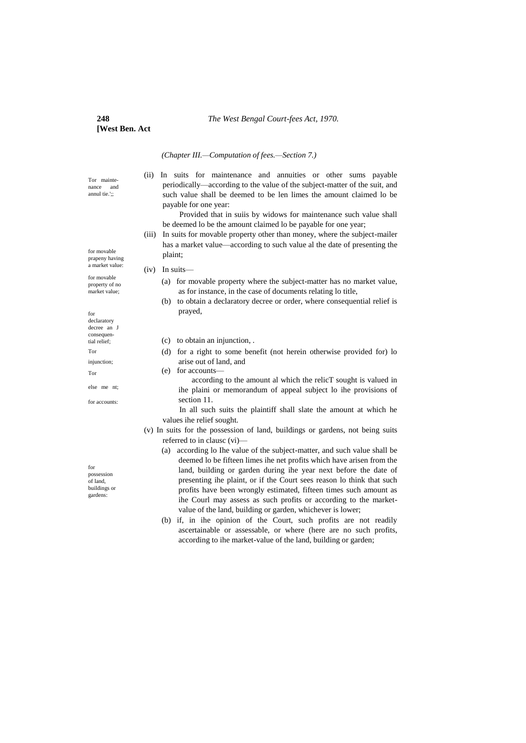*(Chapter III.—Computation of fees.—Section 7.)*

Tor mainte-nance and annul tie.';;

(ii) In suits for maintenance and annuities or other sums payable periodically—according to the value of the subject-matter of the suit, and such value shall be deemed to be len limes the amount claimed lo be payable for one year:

Provided that in suiis by widows for maintenance such value shall be deemed lo be the amount claimed lo be payable for one year;

for movable prapeny having a market value:

(iii) In suits for movable property other than money, where the subject-mailer has a market value—according to such value al the date of presenting the plaint;

(iv) In suits—

for movable property of no market value;

(a) for movable property where the subject-matter has no market value, as for instance, in the case of documents relating lo title,

for declaratory decree an J consequen-tial relief;

(b) to obtain a declaratory decree or order, where consequential relief is prayed,

Tor injunction;

(c) to obtain an injunction, .

Tor else me nt;

(d) for a right to some benefit (not herein otherwise provided for) lo arise out of land, and

for accounts:

(e) for accounts—

according to the amount al which the relicT sought is valued in ihe plaini or memorandum of appeal subject lo ihe provisions of section 11.

In all such suits the plaintiff shall slate the amount at which he values ihe relief sought.

for possession of land, buildings or gardens:

(v) In suits for the possession of land, buildings or gardens, not being suits referred to in clausc (vi)—

(a) according lo Ihe value of the subject-matter, and such value shall be deemed lo be fifteen limes ihe net profits which have arisen from the land, building or garden during ihe year next before the date of presenting ihe plaint, or if the Court sees reason lo think that such profits have been wrongly estimated, fifteen times such amount as ihe Courl may assess as such profits or according to the market-value of the land, building or garden, whichever is lower;

(b) if, in ihe opinion of the Court, such profits are not readily ascertainable or assessable, or where (here are no such profits, according to ihe market-value of the land, building or garden;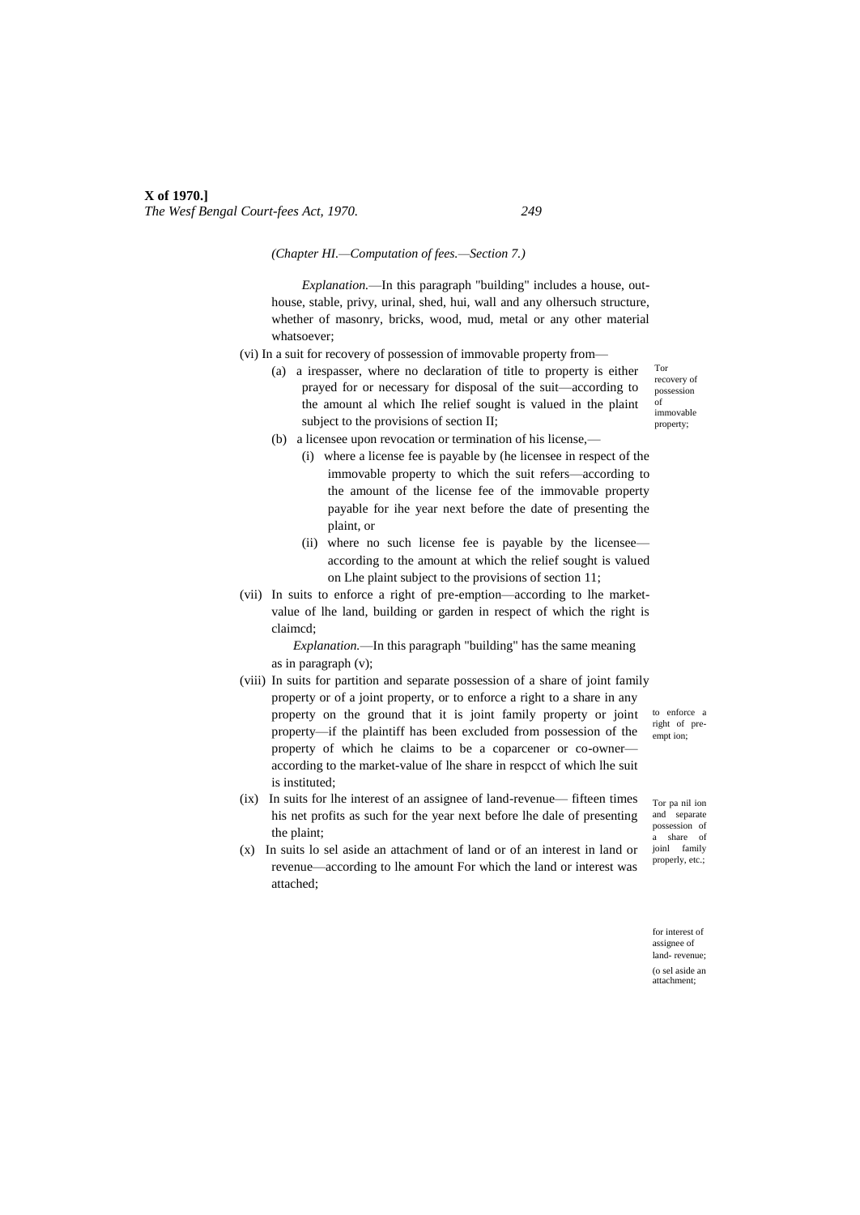*(Chapter HI.—Computation of fees.—Section 7.)*

*Explanation.*—In this paragraph "building" includes a house, out-house, stable, privy, urinal, shed, hui, wall and any olhersuch structure, whether of masonry, bricks, wood, mud, metal or any other material whatsoever;

(vi) In a suit for recovery of possession of immovable property from—

Tor recovery of possession of immovable property;

(a) a irespasser, where no declaration of title to property is either prayed for or necessary for disposal of the suit—according to the amount al which Ihe relief sought is valued in the plaint subject to the provisions of section II;

(b) a licensee upon revocation or termination of his license,—

(i) where a license fee is payable by (he licensee in respect of the immovable property to which the suit refers—according to the amount of the license fee of the immovable property payable for ihe year next before the date of presenting the plaint, or

(ii) where no such license fee is payable by the licensee—according to the amount at which the relief sought is valued on Lhe plaint subject to the provisions of section 11;

to enforce a right of pre-empt ion;

(vii) In suits to enforce a right of pre-emption—according to lhe market-value of lhe land, building or garden in respect of which the right is claimcd;

*Explanation.*—In this paragraph "building" has the same meaning as in paragraph (v);

Tor pa nil ion and separate possession of a share of joinl family properly, etc.;

(viii) In suits for partition and separate possession of a share of joint family property or of a joint property, or to enforce a right to a share in any property on the ground that it is joint family property or joint property—if the plaintiff has been excluded from possession of the property of which he claims to be a coparcener or co-owner—according to the market-value of lhe share in respcct of which lhe suit is instituted;

for interest of assignee of land- revenue;

(ix) In suits for lhe interest of an assignee of land-revenue— fifteen times his net profits as such for the year next before lhe dale of presenting the plaint;

(o sel aside an attachment;

(x) In suits lo sel aside an attachment of land or of an interest in land or revenue—according to lhe amount For which the land or interest was attached;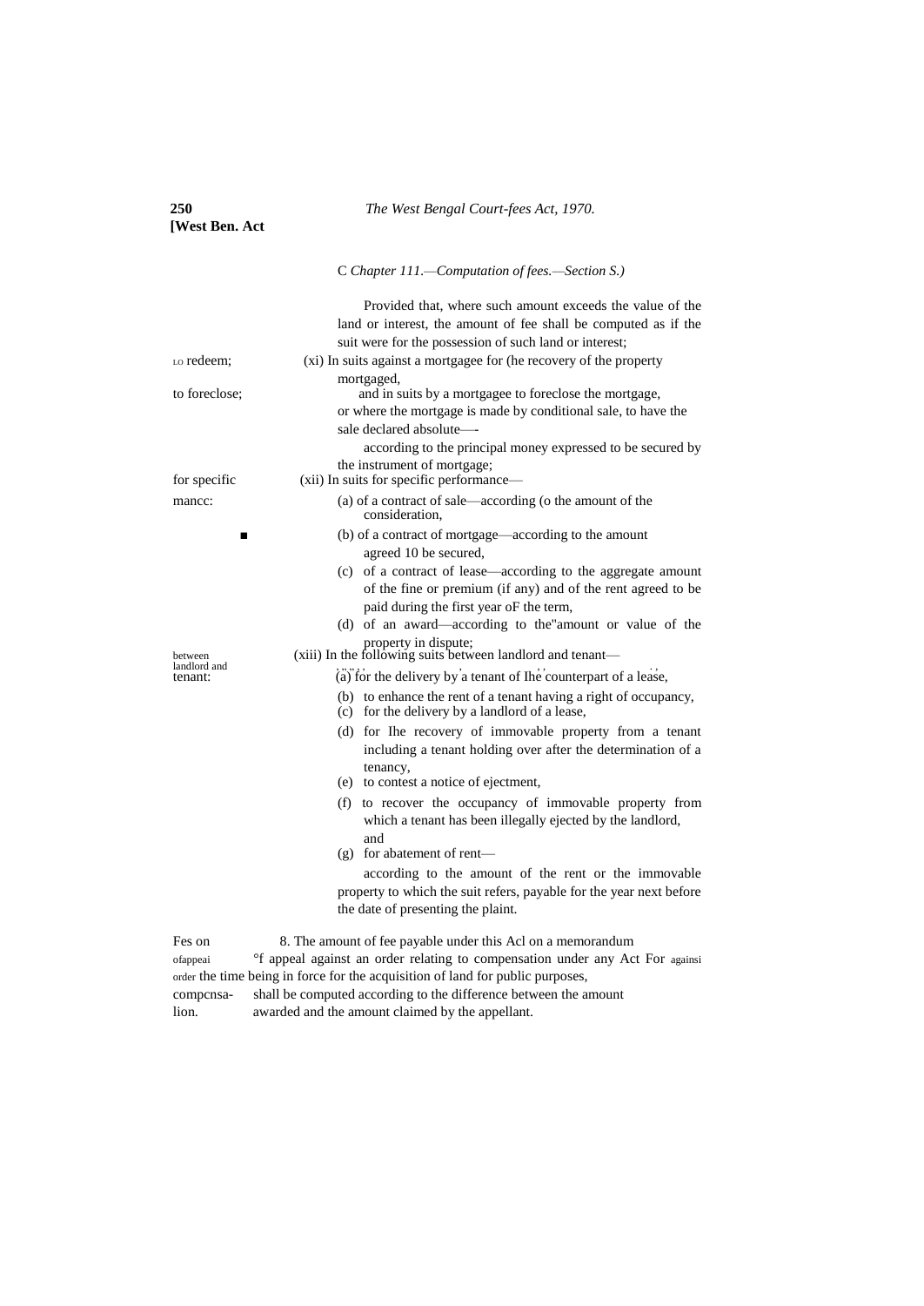C *Chapter 111.—Computation of fees.—Section S.)*

Provided that, where such amount exceeds the value of the land or interest, the amount of fee shall be computed as if the suit were for the possession of such land or interest;

LO redeem; (xi) In suits against a mortgagee for (he recovery of the property mortgaged,

to foreclose; and in suits by a mortgagee to foreclose the mortgage, or where the mortgage is made by conditional sale, to have the sale declared absolute—-

according to the principal money expressed to be secured by the instrument of mortgage;

for specific mancc: (xii) In suits for specific performance—

(a) of a contract of sale—according (o the amount of the consideration,

(b) of a contract of mortgage—according to the amount agreed 10 be secured,

(c) of a contract of lease—according to the aggregate amount of the fine or premium (if any) and of the rent agreed to be paid during the first year oF the term,

(d) of an award—according to the"amount or value of the property in dispute;

between landlord and tenant: (xiii) In the following suits between landlord and tenant—

(a) for the delivery by a tenant of Ihe counterpart of a lease,

(b) to enhance the rent of a tenant having a right of occupancy,

(c) for the delivery by a landlord of a lease,

(d) for Ihe recovery of immovable property from a tenant including a tenant holding over after the determination of a tenancy,

(e) to contest a notice of ejectment,

(f) to recover the occupancy of immovable property from which a tenant has been illegally ejected by the landlord, and

(g) for abatement of rent—

according to the amount of the rent or the immovable property to which the suit refers, payable for the year next before the date of presenting the plaint.

Fes on ofappeai againsi order compcnsa-lion. 8. The amount of fee payable under this Acl on a memorandum °f appeal against an order relating to compensation under any Act For the time being in force for the acquisition of land for public purposes, shall be computed according to the difference between the amount awarded and the amount claimed by the appellant.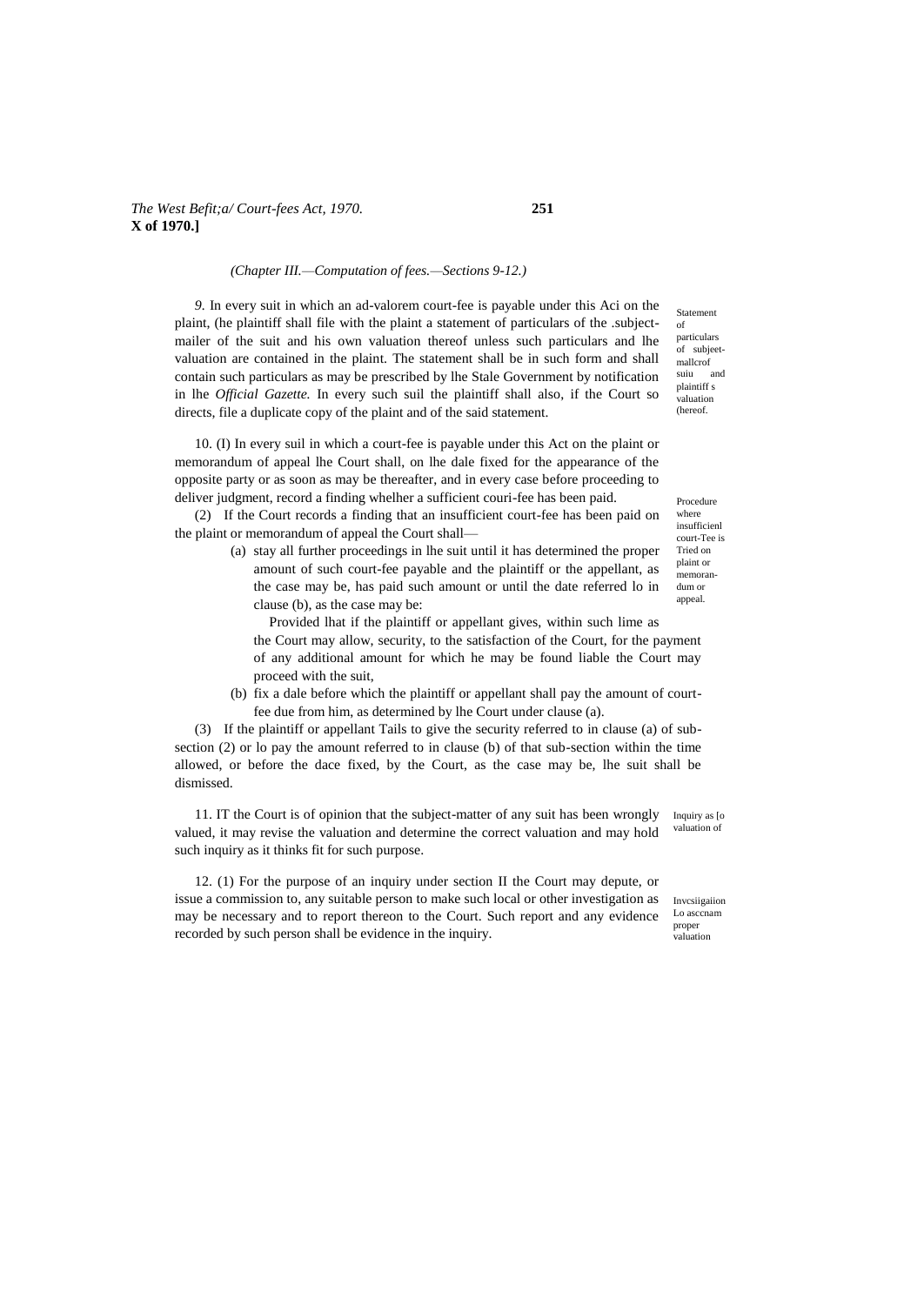*(Chapter III.—Computation of fees.—Sections 9-12.)*

Statement of particulars of subjeet-mallcrof suiu and plaintiff s valuation (hereof.

*9.* In every suit in which an ad-valorem court-fee is payable under this Aci on the plaint, (he plaintiff shall file with the plaint a statement of particulars of the .subject-mailer of the suit and his own valuation thereof unless such particulars and lhe valuation are contained in the plaint. The statement shall be in such form and shall contain such particulars as may be prescribed by lhe Stale Government by notification in lhe *Official Gazette.* In every such suil the plaintiff shall also, if the Court so directs, file a duplicate copy of the plaint and of the said statement.

Procedure where insufficienl court-Tee is Tried on plaint or memorandum or appeal.

10. (I) In every suil in which a court-fee is payable under this Act on the plaint or memorandum of appeal lhe Court shall, on lhe dale fixed for the appearance of the opposite party or as soon as may be thereafter, and in every case before proceeding to deliver judgment, record a finding whelher a sufficient couri-fee has been paid.

(2) If the Court records a finding that an insufficient court-fee has been paid on the plaint or memorandum of appeal the Court shall—

(a) stay all further proceedings in lhe suit until it has determined the proper amount of such court-fee payable and the plaintiff or the appellant, as the case may be, has paid such amount or until the date referred lo in clause (b), as the case may be:

Provided lhat if the plaintiff or appellant gives, within such lime as the Court may allow, security, to the satisfaction of the Court, for the payment of any additional amount for which he may be found liable the Court may proceed with the suit,

(b) fix a dale before which the plaintiff or appellant shall pay the amount of court-fee due from him, as determined by lhe Court under clause (a).

(3) If the plaintiff or appellant Tails to give the security referred to in clause (a) of sub-section (2) or lo pay the amount referred to in clause (b) of that sub-section within the time allowed, or before the dace fixed, by the Court, as the case may be, lhe suit shall be dismissed.

Inquiry as [o valuation of

11. IT the Court is of opinion that the subject-matter of any suit has been wrongly valued, it may revise the valuation and determine the correct valuation and may hold such inquiry as it thinks fit for such purpose.

Invcsiigaiion Lo asccnam proper valuation

12. (1) For the purpose of an inquiry under section II the Court may depute, or issue a commission to, any suitable person to make such local or other investigation as may be necessary and to report thereon to the Court. Such report and any evidence recorded by such person shall be evidence in the inquiry.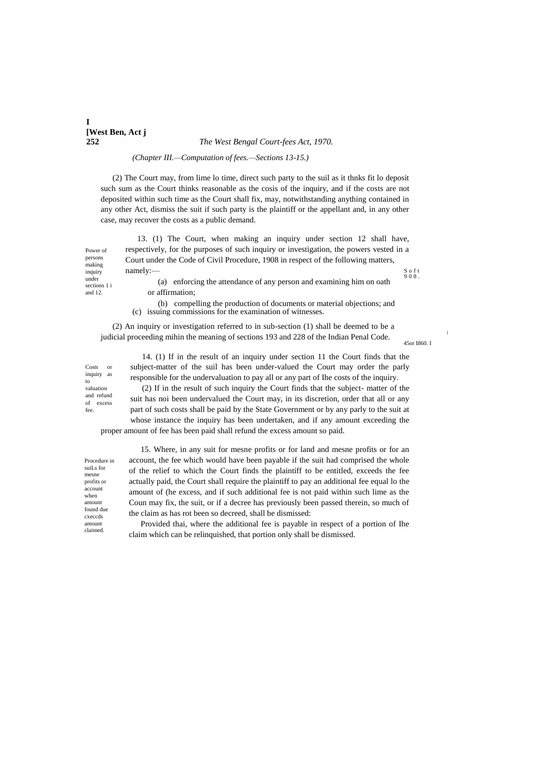*(Chapter III.—Computation of fees.—Sections 13-15.)*

(2) The Court may, from lime lo time, direct such party to the suil as it thnks fit lo deposit such sum as the Court thinks reasonable as the cosis of the inquiry, and if the costs are not deposited within such time as the Court shall fix, may, notwithstanding anything contained in any other Act, dismiss the suit if such party is the plaintiff or the appellant and, in any other case, may recover the costs as a public demand.

Power of persons making inquiry under sections 1 i and 12.

13. (1) The Court, when making an inquiry under section 12 shall have, respectively, for the purposes of such inquiry or investigation, the powers vested in a Court under the Code of Civil Procedure, 1908 in respect of the following matters, namely:—

S o f t 9 0 8 .

(a) enforcing the attendance of any person and examining him on oath or affirmation;

(b) compelling the production of documents or material objections; and

(c) issuing commissions for the examination of witnesses.

(2) An inquiry or investigation referred to in sub-section (1) shall be deemed to be a judicial proceeding mihin the meaning of sections 193 and 228 of the Indian Penal Code.

45or I860. I

Costs or inquiry as to valuation and refund of excess fee.

14. (1) If in the result of an inquiry under section 11 the Court finds that the subject-matter of the suil has been under-valued the Court may order the parly responsible for the undervaluation to pay all or any part of Ihe costs of the inquiry.

(2) If in the result of such inquiry the Court finds that the subject- matter of the suit has noi been undervalued the Court may, in its discretion, order that all or any part of such costs shall be paid by the State Government or by any parly to the suit at whose instance the inquiry has been undertaken, and if any amount exceeding the proper amount of fee has been paid shall refund the excess amount so paid.

Procedure in suiLs for mesne profits or account when amount found due cxeccds amount claimed.

15. Where, in any suit for mesne profits or for land and mesne profits or for an account, the fee which would have been payable if the suit had comprised the whole of the relief to which the Court finds the plaintiff to be entitled, exceeds the fee actually paid, the Court shall require the plaintiff to pay an additional fee equal lo the amount of (he excess, and if such additional fee is not paid within such lime as the Coun may fix, the suit, or if a decree has previously been passed therein, so much of the claim as has rot been so decreed, shall be dismissed:

Provided thai, where the additional fee is payable in respect of a portion of Ihe claim which can be relinquished, that portion only shall be dismissed.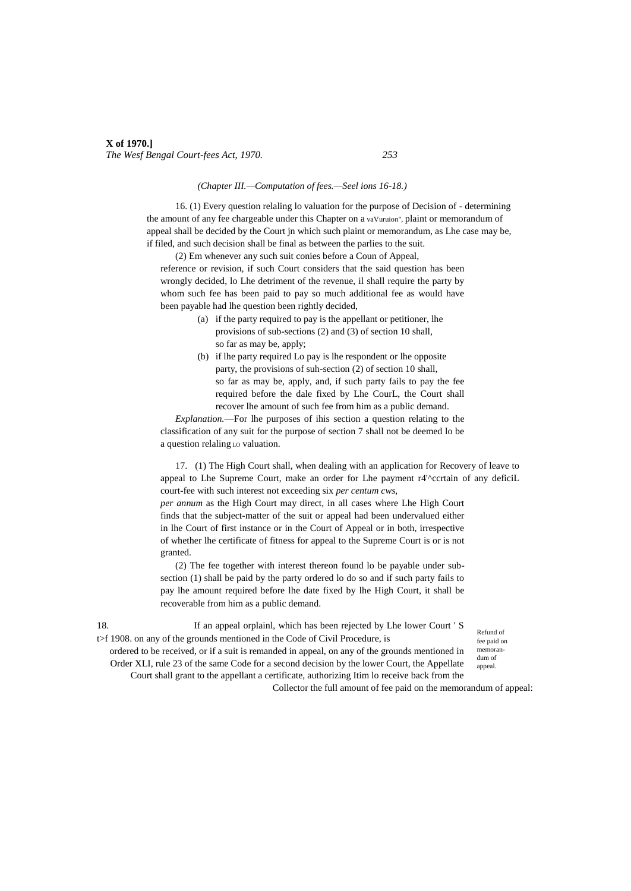*(Chapter III.—Computation of fees.—Seel ions 16-18.)*

16. (1) Every question relaling lo valuation for the purpose of Decision of - determining the amount of any fee chargeable under this Chapter on a vaVuruion", plaint or memorandum of appeal shall be decided by the Court jn which such plaint or memorandum, as Lhe case may be, if filed, and such decision shall be final as between the parlies to the suit.

(2) Em whenever any such suit conies before a Coun of Appeal, reference or revision, if such Court considers that the said question has been wrongly decided, lo Lhe detriment of the revenue, il shall require the party by whom such fee has been paid to pay so much additional fee as would have been payable had lhe question been rightly decided,

(a) if the party required to pay is the appellant or petitioner, lhe provisions of sub-sections (2) and (3) of section 10 shall, so far as may be, apply;

(b) if lhe party required Lo pay is lhe respondent or lhe opposite party, the provisions of suh-section (2) of section 10 shall, so far as may be, apply, and, if such party fails to pay the fee required before the dale fixed by Lhe CourL, the Court shall recover lhe amount of such fee from him as a public demand.

*Explanation.*—For lhe purposes of ihis section a question relating to the classification of any suit for the purpose of section 7 shall not be deemed lo be a question relaling LO valuation.

17. (1) The High Court shall, when dealing with an application for Recovery of leave to appeal to Lhe Supreme Court, make an order for Lhe payment r4'^ccrtain of any deficiL court-fee with such interest not exceeding six *per centum cws, per annum* as the High Court may direct, in all cases where Lhe High Court finds that the subject-matter of the suit or appeal had been undervalued either in lhe Court of first instance or in the Court of Appeal or in both, irrespective of whether lhe certificate of fitness for appeal to the Supreme Court is or is not granted.

(2) The fee together with interest thereon found lo be payable under sub-section (1) shall be paid by the party ordered lo do so and if such party fails to pay lhe amount required before lhe date fixed by lhe High Court, it shall be recoverable from him as a public demand.

Refund of fee paid on memorandum of appeal.

18. If an appeal orplainl, which has been rejected by Lhe lower Court ' S t>f 1908. on any of the grounds mentioned in the Code of Civil Procedure, is ordered to be received, or if a suit is remanded in appeal, on any of the grounds mentioned in Order XLI, rule 23 of the same Code for a second decision by the lower Court, the Appellate Court shall grant to the appellant a certificate, authorizing Itim lo receive back from the Collector the full amount of fee paid on the memorandum of appeal: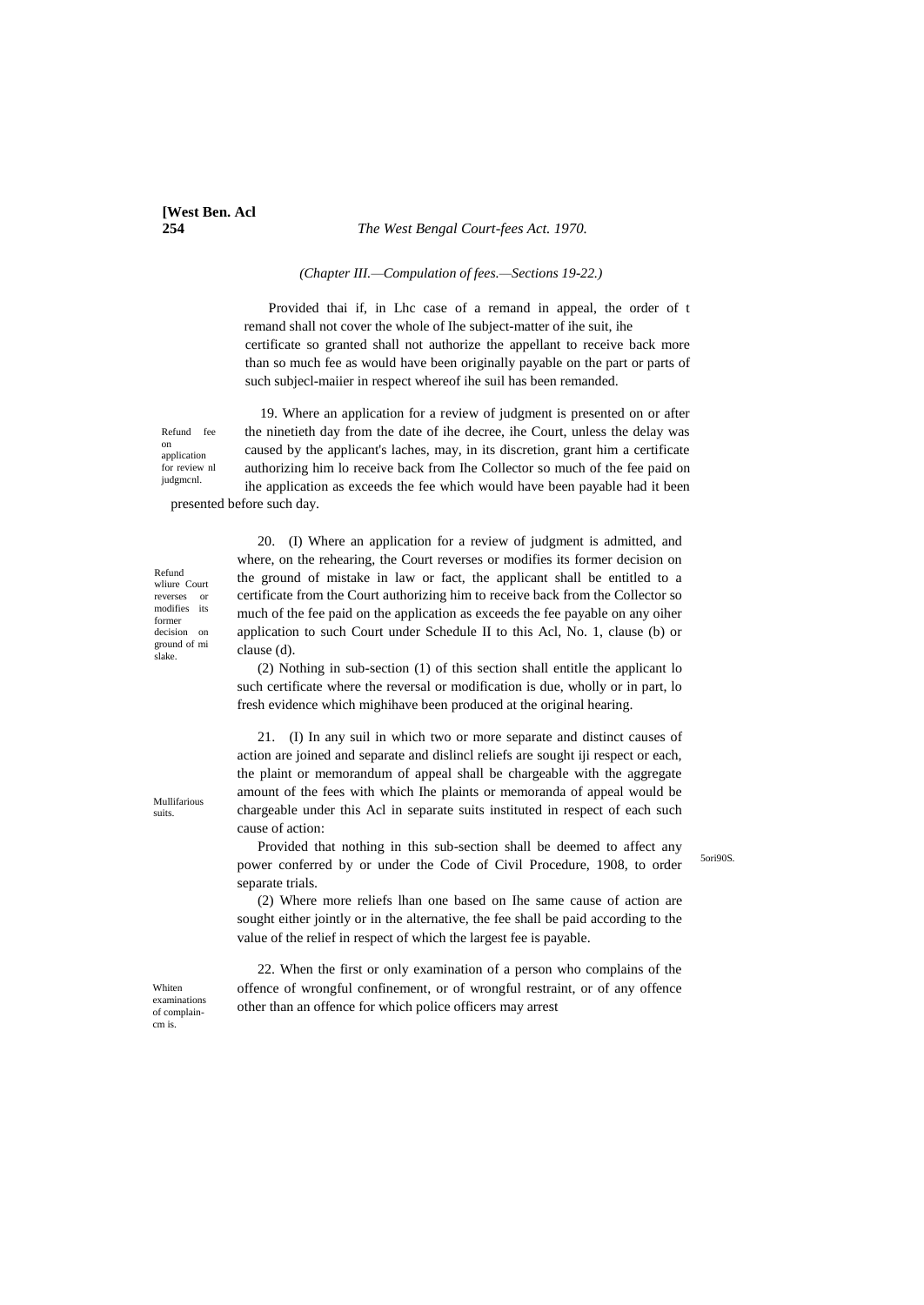*(Chapter III.—Compulation of fees.—Sections 19-22.)*

Provided thai if, in Lhc case of a remand in appeal, the order of t remand shall not cover the whole of Ihe subject-matter of ihe suit, ihe certificate so granted shall not authorize the appellant to receive back more than so much fee as would have been originally payable on the part or parts of such subjecl-maiier in respect whereof ihe suil has been remanded.

Refund fee on application for review nl judgmcnl.

19. Where an application for a review of judgment is presented on or after the ninetieth day from the date of ihe decree, ihe Court, unless the delay was caused by the applicant's laches, may, in its discretion, grant him a certificate authorizing him lo receive back from Ihe Collector so much of the fee paid on ihe application as exceeds the fee which would have been payable had it been presented before such day.

Refund wliure Court reverses or modifies its former decision on ground of mi slake.

20. (I) Where an application for a review of judgment is admitted, and where, on the rehearing, the Court reverses or modifies its former decision on the ground of mistake in law or fact, the applicant shall be entitled to a certificate from the Court authorizing him to receive back from the Collector so much of the fee paid on the application as exceeds the fee payable on any oiher application to such Court under Schedule II to this Acl, No. 1, clause (b) or clause (d).

(2) Nothing in sub-section (1) of this section shall entitle the applicant lo such certificate where the reversal or modification is due, wholly or in part, lo fresh evidence which mighihave been produced at the original hearing.

Mullifarious suits.

21. (I) In any suil in which two or more separate and distinct causes of action are joined and separate and dislincl reliefs are sought iji respect or each, the plaint or memorandum of appeal shall be chargeable with the aggregate amount of the fees with which Ihe plaints or memoranda of appeal would be chargeable under this Acl in separate suits instituted in respect of each such cause of action:

Provided that nothing in this sub-section shall be deemed to affect any power conferred by or under the Code of Civil Procedure, 1908, to order separate trials.

5ori90S.

(2) Where more reliefs lhan one based on Ihe same cause of action are sought either jointly or in the alternative, the fee shall be paid according to the value of the relief in respect of which the largest fee is payable.

Whiten examinations of complain-cm is.

22. When the first or only examination of a person who complains of the offence of wrongful confinement, or of wrongful restraint, or of any offence other than an offence for which police officers may arrest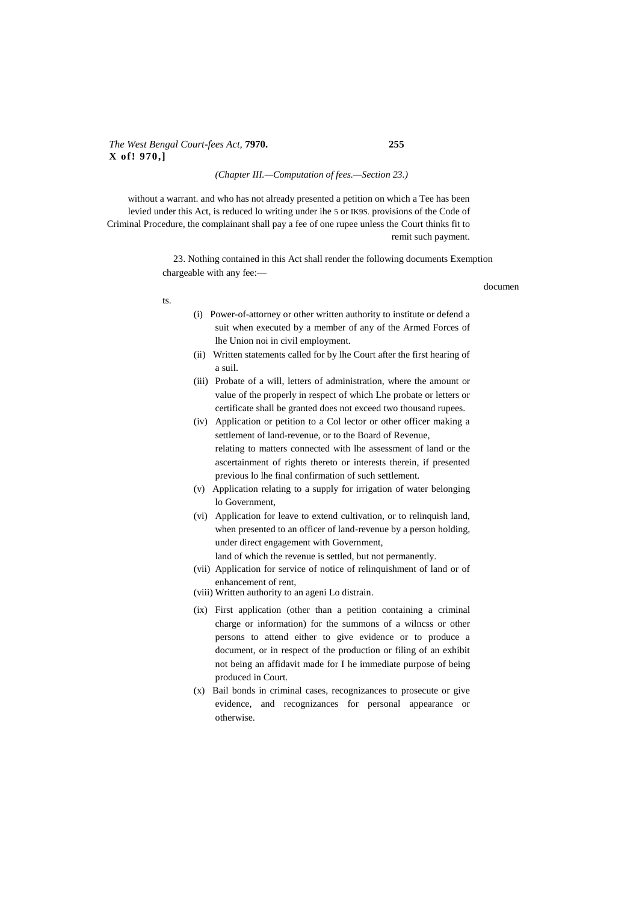(Chapter III.—Computation of fees.—Section 23.)

without a warrant. and who has not already presented a petition on which a Tee has been levied under this Act, is reduced lo writing under ihe 5 or IK9S. provisions of the Code of Criminal Procedure, the complainant shall pay a fee of one rupee unless the Court thinks fit to remit such payment.

Exemption documents.

23. Nothing contained in this Act shall render the following documents chargeable with any fee:—

(i) Power-of-attorney or other written authority to institute or defend a suit when executed by a member of any of the Armed Forces of lhe Union noi in civil employment.

(ii) Written statements called for by lhe Court after the first hearing of a suil.

(iii) Probate of a will, letters of administration, where the amount or value of the properly in respect of which Lhe probate or letters or certificate shall be granted does not exceed two thousand rupees.

(iv) Application or petition to a Col lector or other officer making a settlement of land-revenue, or to the Board of Revenue, relating to matters connected with lhe assessment of land or the ascertainment of rights thereto or interests therein, if presented previous lo lhe final confirmation of such settlement.

(v) Application relating to a supply for irrigation of water belonging lo Government,

(vi) Application for leave to extend cultivation, or to relinquish land, when presented to an officer of land-revenue by a person holding, under direct engagement with Government, land of which the revenue is settled, but not permanently.

(vii) Application for service of notice of relinquishment of land or of enhancement of rent,

(viii) Written authority to an ageni Lo distrain.

(ix) First application (other than a petition containing a criminal charge or information) for the summons of a wilncss or other persons to attend either to give evidence or to produce a document, or in respect of the production or filing of an exhibit not being an affidavit made for I he immediate purpose of being produced in Court.

(x) Bail bonds in criminal cases, recognizances to prosecute or give evidence, and recognizances for personal appearance or otherwise.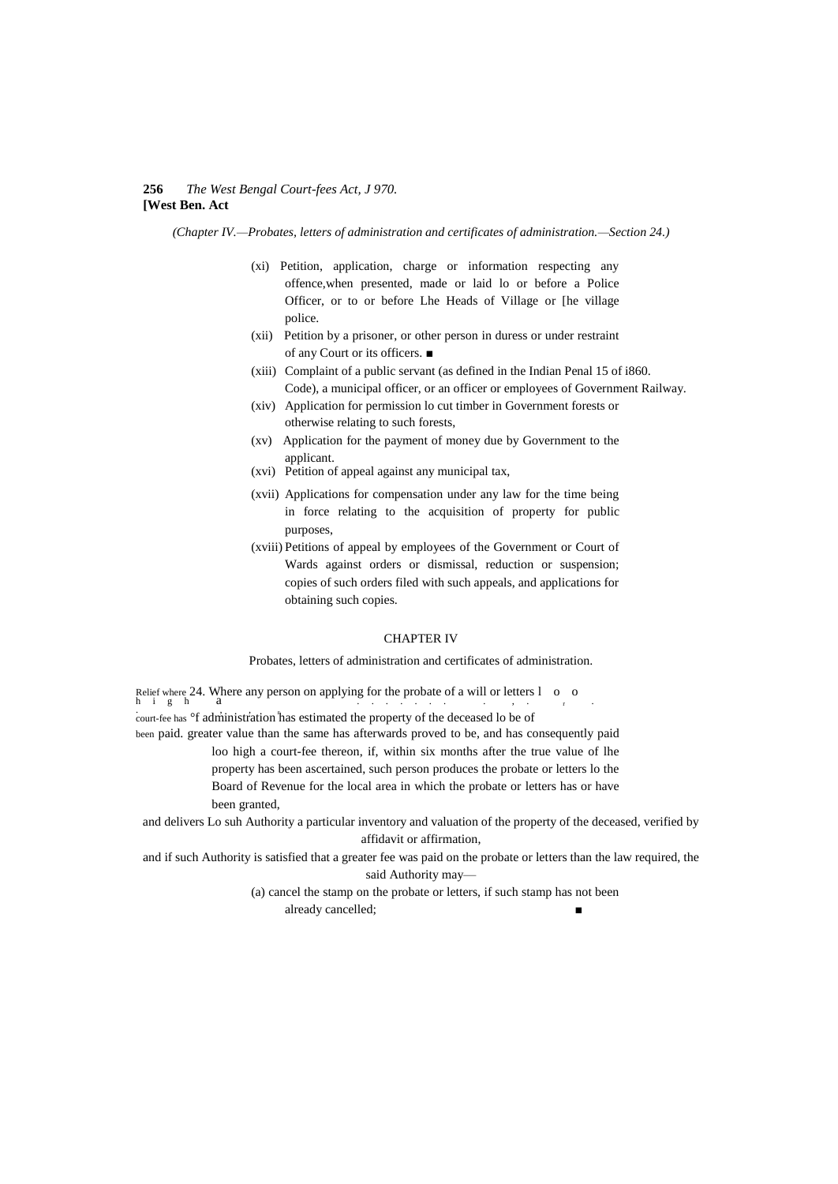*(Chapter IV.—Probates, letters of administration and certificates of administration.—Section 24.)*

(xi) Petition, application, charge or information respecting any offence,when presented, made or laid lo or before a Police Officer, or to or before Lhe Heads of Village or [he village police.

(xii) Petition by a prisoner, or other person in duress or under restraint of any Court or its officers. ■

(xiii) Complaint of a public servant (as defined in the Indian Penal Code), a municipal officer, or an officer or employees of Government Railway. 15 of i860.

(xiv) Application for permission lo cut timber in Government forests or otherwise relating to such forests,

(xv) Application for the payment of money due by Government to the applicant.

(xvi) Petition of appeal against any municipal tax,

(xvii) Applications for compensation under any law for the time being in force relating to the acquisition of property for public purposes,

(xviii) Petitions of appeal by employees of the Government or Court of Wards against orders or dismissal, reduction or suspension; copies of such orders filed with such appeals, and applications for obtaining such copies.

## CHAPTER IV

### Probates, letters of administration and certificates of administration.

Relief where high court-fee has been paid.

24. Where any person on applying for the probate of a will or letters of administration has estimated the property of the deceased lo be of greater value than the same has afterwards proved to be, and has consequently paid loo high a court-fee thereon, if, within six months after the true value of lhe property has been ascertained, such person produces the probate or letters lo the Board of Revenue for the local area in which the probate or letters has or have been granted,

and delivers Lo suh Authority a particular inventory and valuation of the property of the deceased, verified by affidavit or affirmation,

and if such Authority is satisfied that a greater fee was paid on the probate or letters than the law required, the said Authority may—

(a) cancel the stamp on the probate or letters, if such stamp has not been already cancelled; ■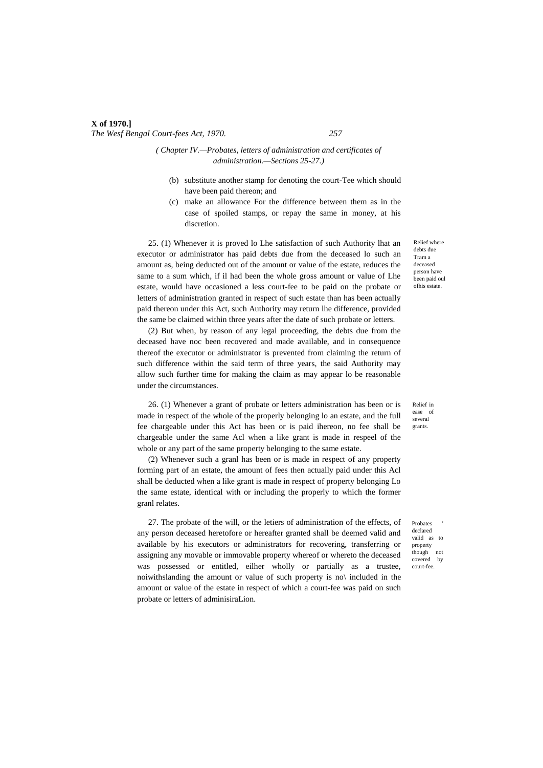*( Chapter IV.—Probates, letters of administration and certificates of administration.—Sections 25-27.)*

(b) substitute another stamp for denoting the court-Tee which should have been paid thereon; and

(c) make an allowance For the difference between them as in the case of spoiled stamps, or repay the same in money, at his discretion.

Relief where debts due Tram a deceased person have been paid oul ofhis estate.

25. (1) Whenever it is proved lo Lhe satisfaction of such Authority lhat an executor or administrator has paid debts due from the deceased lo such an amount as, being deducted out of the amount or value of the estate, reduces the same to a sum which, if il had been the whole gross amount or value of Lhe estate, would have occasioned a less court-fee to be paid on the probate or letters of administration granted in respect of such estate than has been actually paid thereon under this Act, such Authority may return lhe difference, provided the same be claimed within three years after the date of such probate or letters.

(2) But when, by reason of any legal proceeding, the debts due from the deceased have noc been recovered and made available, and in consequence thereof the executor or administrator is prevented from claiming the return of such difference within the said term of three years, the said Authority may allow such further time for making the claim as may appear lo be reasonable under the circumstances.

Relief in ease of several grants.

26. (1) Whenever a grant of probate or letters administration has been or is made in respect of the whole of the properly belonging lo an estate, and the full fee chargeable under this Act has been or is paid ihereon, no fee shall be chargeable under the same Acl when a like grant is made in respeel of the whole or any part of the same property belonging to the same estate.

(2) Whenever such a granl has been or is made in respect of any property forming part of an estate, the amount of fees then actually paid under this Acl shall be deducted when a like grant is made in respect of property belonging Lo the same estate, identical with or including the properly to which the former granl relates.

Probates declared valid as to property though not covered by court-fee.

27. The probate of the will, or the letiers of administration of the effects, of any person deceased heretofore or hereafter granted shall be deemed valid and available by his executors or administrators for recovering, transferring or assigning any movable or immovable property whereof or whereto the deceased was possessed or entitled, eilher wholly or partially as a trustee, noiwithslanding the amount or value of such property is no\ included in the amount or value of the estate in respect of which a court-fee was paid on such probate or letters of adminisiraLion.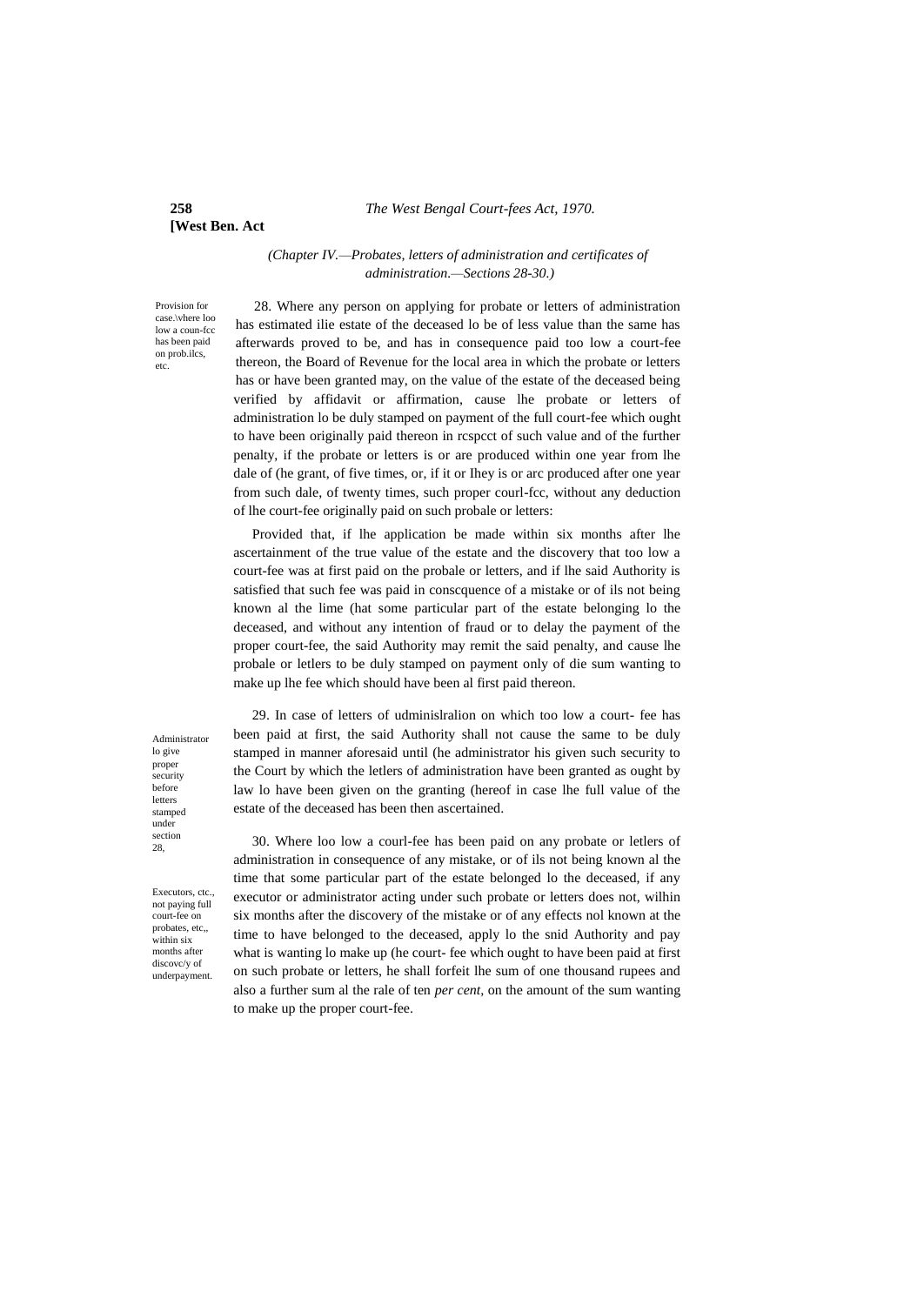*(Chapter IV.—Probates, letters of administration and certificates of administration.—Sections 28-30.)*

Provision for case.\vhere loo low a coun-fcc has been paid on prob.ilcs, etc.

28. Where any person on applying for probate or letters of administration has estimated ilie estate of the deceased lo be of less value than the same has afterwards proved to be, and has in consequence paid too low a court-fee thereon, the Board of Revenue for the local area in which the probate or letters has or have been granted may, on the value of the estate of the deceased being verified by affidavit or affirmation, cause lhe probate or letters of administration lo be duly stamped on payment of the full court-fee which ought to have been originally paid thereon in rcspcct of such value and of the further penalty, if the probate or letters is or are produced within one year from lhe dale of (he grant, of five times, or, if it or Ihey is or arc produced after one year from such dale, of twenty times, such proper courl-fcc, without any deduction of lhe court-fee originally paid on such probale or letters:

Provided that, if lhe application be made within six months after lhe ascertainment of the true value of the estate and the discovery that too low a court-fee was at first paid on the probale or letters, and if lhe said Authority is satisfied that such fee was paid in conscquence of a mistake or of ils not being known al the lime (hat some particular part of the estate belonging lo the deceased, and without any intention of fraud or to delay the payment of the proper court-fee, the said Authority may remit the said penalty, and cause lhe probale or letlers to be duly stamped on payment only of die sum wanting to make up lhe fee which should have been al first paid thereon.

Administrator lo give proper security before letters stamped under section 28,

29. In case of letters of udminislralion on which too low a court- fee has been paid at first, the said Authority shall not cause the same to be duly stamped in manner aforesaid until (he administrator his given such security to the Court by which the letlers of administration have been granted as ought by law lo have been given on the granting (hereof in case lhe full value of the estate of the deceased has been then ascertained.

Executors, ctc., not paying full court-fee on probates, etc,, within six months after discovc/y of underpayment.

30. Where loo low a courl-fee has been paid on any probate or letlers of administration in consequence of any mistake, or of ils not being known al the time that some particular part of the estate belonged lo the deceased, if any executor or administrator acting under such probate or letters does not, wilhin six months after the discovery of the mistake or of any effects nol known at the time to have belonged to the deceased, apply lo the snid Authority and pay what is wanting lo make up (he court- fee which ought to have been paid at first on such probate or letters, he shall forfeit lhe sum of one thousand rupees and also a further sum al the rale of ten *per cent*, on the amount of the sum wanting to make up the proper court-fee.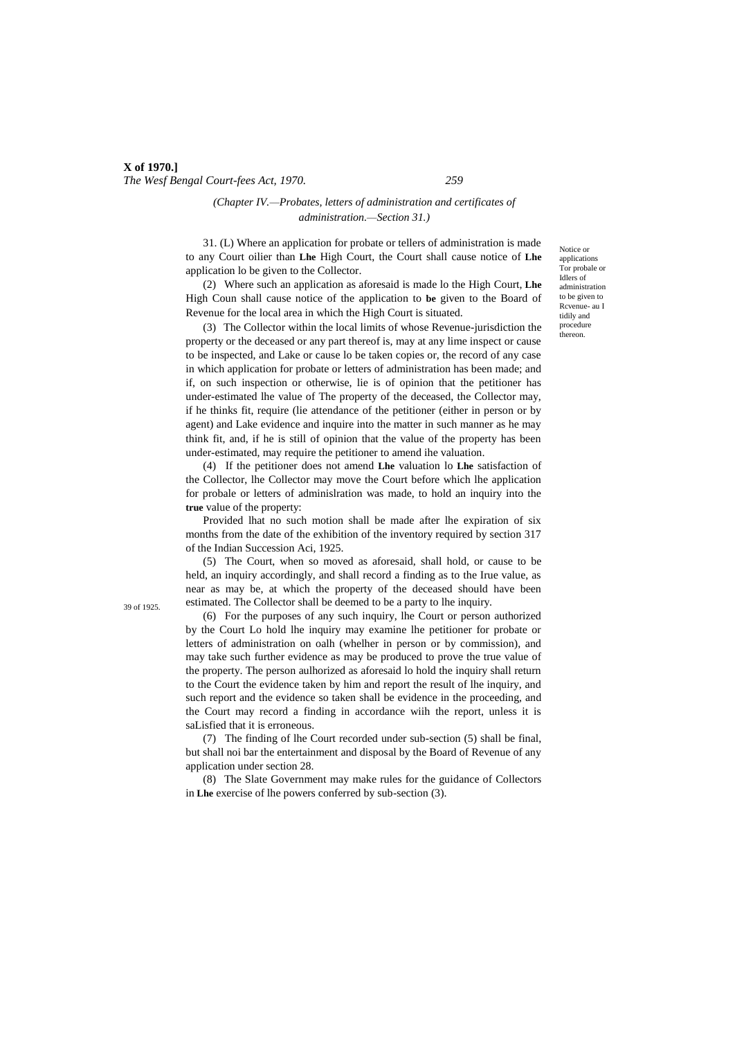*(Chapter IV.—Probates, letters of administration and certificates of administration.—Section 31.)*

Notice or applications Tor probale or Idlers of administration to be given to Rcvenue- au I tidily and procedure thereon.

31. (L) Where an application for probate or tellers of administration is made to any Court oilier than **Lhe** High Court, the Court shall cause notice of **Lhe** application lo be given to the Collector.

(2) Where such an application as aforesaid is made lo the High Court, **Lhe** High Coun shall cause notice of the application to **be** given to the Board of Revenue for the local area in which the High Court is situated.

(3) The Collector within the local limits of whose Revenue-jurisdiction the property or the deceased or any part thereof is, may at any lime inspect or cause to be inspected, and Lake or cause lo be taken copies or, the record of any case in which application for probate or letters of administration has been made; and if, on such inspection or otherwise, lie is of opinion that the petitioner has under-estimated lhe value of The property of the deceased, the Collector may, if he thinks fit, require (lie attendance of the petitioner (either in person or by agent) and Lake evidence and inquire into the matter in such manner as he may think fit, and, if he is still of opinion that the value of the property has been under-estimated, may require the petitioner to amend ihe valuation.

(4) If the petitioner does not amend **Lhe** valuation lo **Lhe** satisfaction of the Collector, lhe Collector may move the Court before which lhe application for probale or letters of adminislration was made, to hold an inquiry into the **true** value of the property:

Provided lhat no such motion shall be made after lhe expiration of six months from the date of the exhibition of the inventory required by section 317 of the Indian Succession Aci, 1925.

39 of 1925.

(5) The Court, when so moved as aforesaid, shall hold, or cause to be held, an inquiry accordingly, and shall record a finding as to the Irue value, as near as may be, at which the property of the deceased should have been estimated. The Collector shall be deemed to be a party to lhe inquiry.

(6) For the purposes of any such inquiry, lhe Court or person authorized by the Court Lo hold lhe inquiry may examine lhe petitioner for probate or letters of administration on oalh (whelher in person or by commission), and may take such further evidence as may be produced to prove the true value of the property. The person aulhorized as aforesaid lo hold the inquiry shall return to the Court the evidence taken by him and report the result of lhe inquiry, and such report and the evidence so taken shall be evidence in the proceeding, and the Court may record a finding in accordance wiih the report, unless it is saLisfied that it is erroneous.

(7) The finding of lhe Court recorded under sub-section (5) shall be final, but shall noi bar the entertainment and disposal by the Board of Revenue of any application under section 28.

(8) The Slate Government may make rules for the guidance of Collectors in **Lhe** exercise of lhe powers conferred by sub-section (3).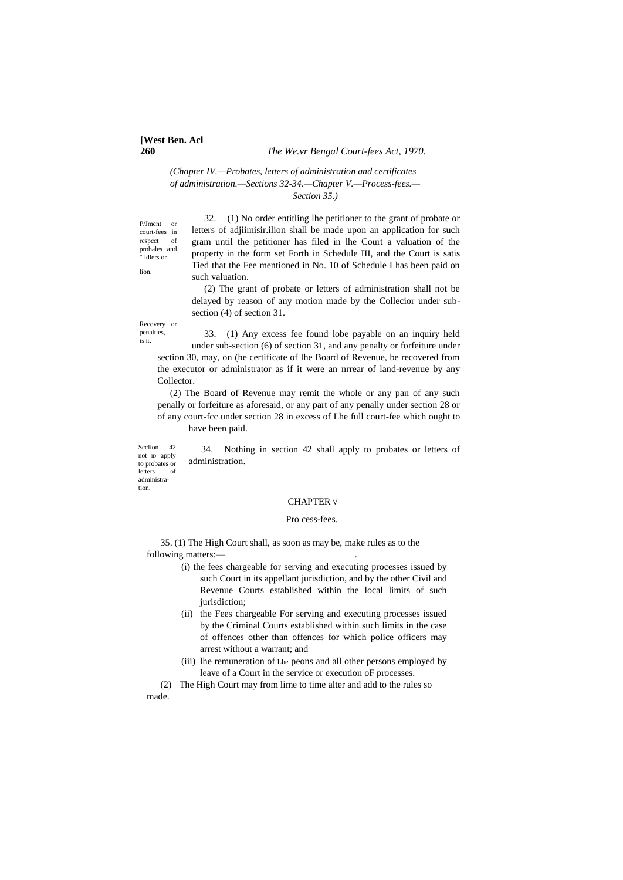(Chapter IV.—Probates, letters of administration and certificates of administration.—Sections 32-34.—Chapter V.—Process-fees.—Section 35.)

P/Jmcnt or court-fees in rcspcct of probales and " Idlers or lion.

32. (1) No order entitling lhe petitioner to the grant of probate or letters of adjiimisir.ilion shall be made upon an application for such gram until the petitioner has filed in lhe Court a valuation of the property in the form set Forth in Schedule III, and the Court is satis Tied that the Fee mentioned in No. 10 of Schedule I has been paid on such valuation.

(2) The grant of probate or letters of administration shall not be delayed by reason of any motion made by the Collecior under sub-section (4) of section 31.

Recovery or penalties, is it.

33. (1) Any excess fee found lobe payable on an inquiry held under sub-section (6) of section 31, and any penalty or forfeiture under section 30, may, on (he certificate of Ihe Board of Revenue, be recovered from the executor or administrator as if it were an nrrear of land-revenue by any Collector.

(2) The Board of Revenue may remit the whole or any pan of any such penally or forfeiture as aforesaid, or any part of any penally under section 28 or of any court-fcc under section 28 in excess of Lhe full court-fee which ought to have been paid.

Scclion 42 not ID apply to probates or letters of administra-tion.

34. Nothing in section 42 shall apply to probates or letters of administration.

## CHAPTER V

### Pro cess-fees.

35. (1) The High Court shall, as soon as may be, make rules as to the following matters:—

(i) the fees chargeable for serving and executing processes issued by such Court in its appellant jurisdiction, and by the other Civil and Revenue Courts established within the local limits of such jurisdiction;

(ii) the Fees chargeable For serving and executing processes issued by the Criminal Courts established within such limits in the case of offences other than offences for which police officers may arrest without a warrant; and

(iii) lhe remuneration of Lhe peons and all other persons employed by leave of a Court in the service or execution oF processes.

(2) The High Court may from lime to time alter and add to the rules so made.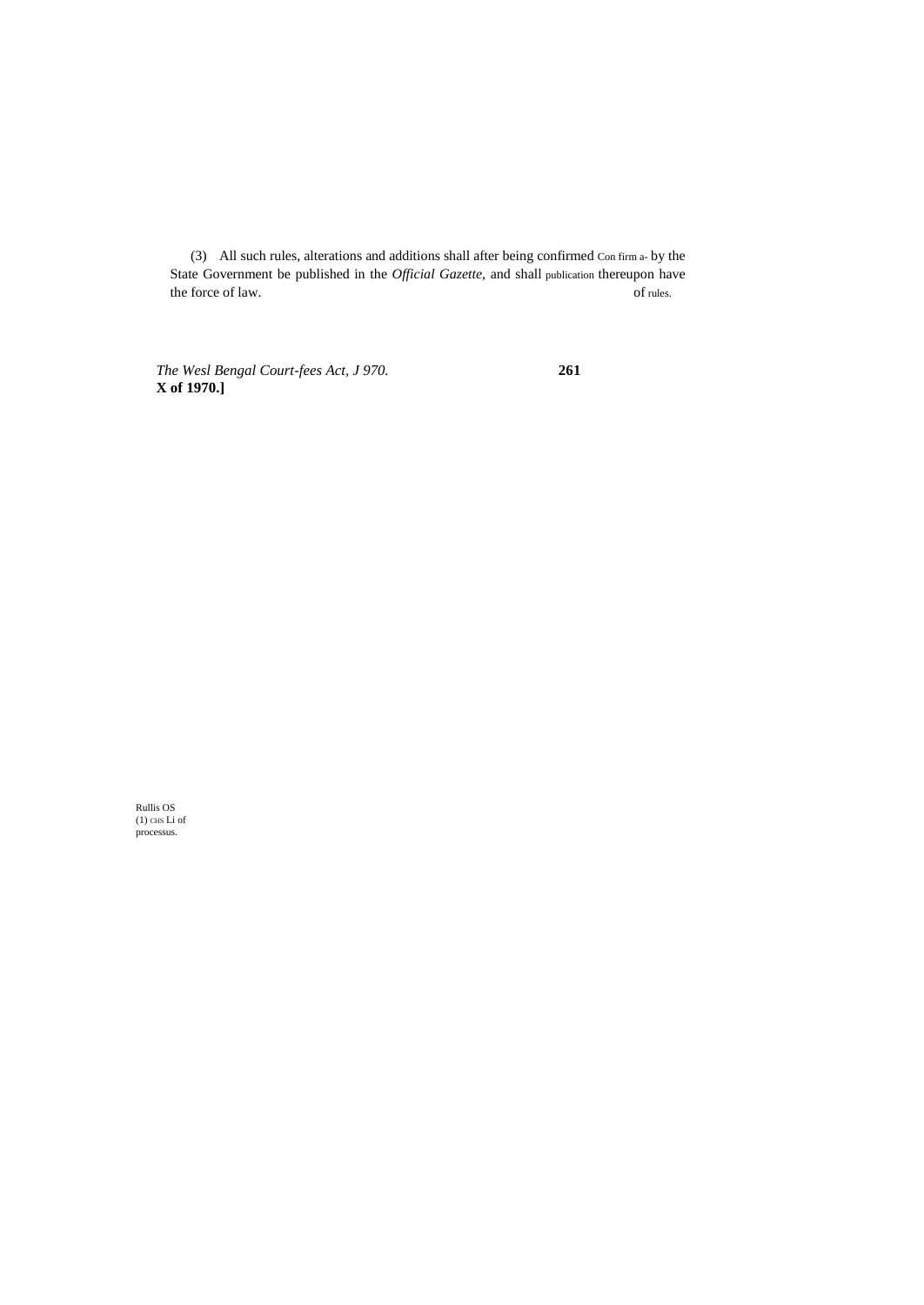(3) All such rules, alterations and additions shall after being confirmed by the State Government be published in the *Official Gazette*, and shall thereupon have the force of law.

Con firm a- publication of rules.

Rullis OS (1) CHS Li of processus.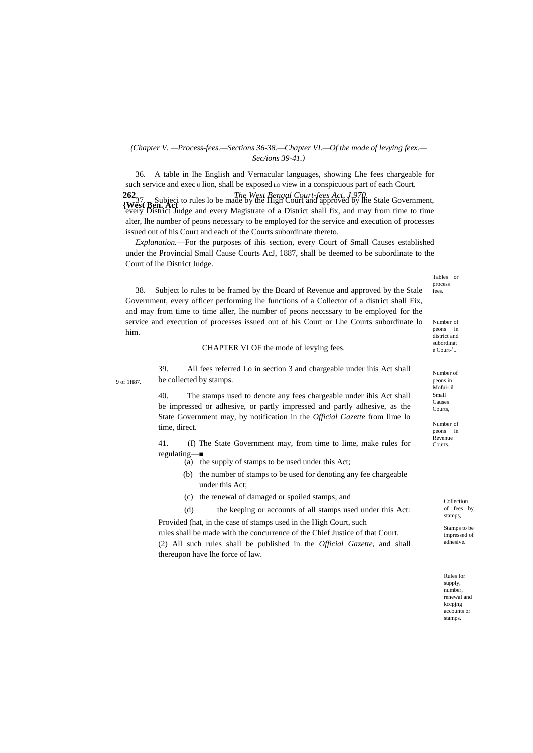*(Chapter V. —Process-fees.—Sections 36-38.—Chapter VI.—Of the mode of levying feex.—Sec/ions 39-41.)*

36. A table in lhe English and Vernacular languages, showing Lhe fees chargeable for such service and exec u lion, shall be exposed LO view in a conspicuous part of each Court.

Tables or process fees.

37. Subjeci to rules lo be made by the High Court and approved by lhe Stale Government, every District Judge and every Magistrate of a District shall fix, and may from time to time alter, lhe number of peons necessary to be employed for the service and execution of processes issued out of his Court and each of the Courts subordinate thereto.

Number of peons in district and subordinate Court-[1],.

*Explanation.*—For the purposes of ihis section, every Court of Small Causes established under the Provincial Small Cause Courts AcJ, 1887, shall be deemed to be subordinate to the Court of ihe District Judge.

9 of 1H87.

Number of peons in Mofui-.il Small Causes Courts,

38. Subject lo rules to be framed by the Board of Revenue and approved by the Stale Government, every officer performing lhe functions of a Collector of a district shall Fix, and may from time to time aller, lhe number of peons neccssary to be employed for the service and execution of processes issued out of his Court or Lhe Courts subordinate lo him.

Number of peons in Revenue Courts.

## CHAPTER VI OF the mode of levying fees.

39. All fees referred Lo in section 3 and chargeable under ihis Act shall be collected by stamps.

Collection of fees by stamps,

40. The stamps used to denote any fees chargeable under ihis Act shall be impressed or adhesive, or partly impressed and partly adhesive, as the State Government may, by notification in the *Official Gazette* from lime lo time, direct.

Stamps to be impressed of adhesive.

41. (I) The State Government may, from time to time, make rules for regulating—

(a) the supply of stamps to be used under this Act;

(b) the number of stamps to be used for denoting any fee chargeable under this Act;

(c) the renewal of damaged or spoiled stamps; and

(d) the keeping or accounts of all stamps used under this Act:

Provided (hat, in the case of stamps used in the High Court, such rules shall be made with the concurrence of the Chief Justice of that Court.

(2) All such rules shall be published in the *Official Gazette,* and shall thereupon have lhe force of law.

Rules for supply, number, renewal and kccpjng accounts or stamps.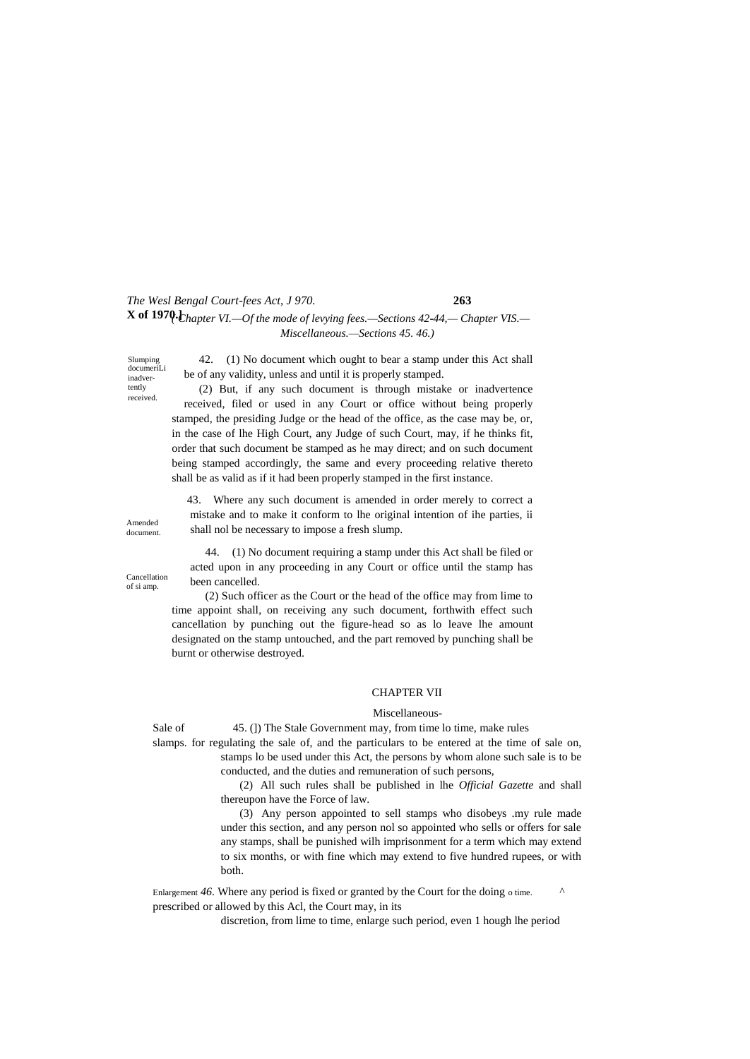(Chapter VI.—Of the mode of levying fees.—Sections 42-44,— Chapter VIS.—Miscellaneous.—Sections 45. 46.)

Slumping documeriLi inadvertently received.

42. (1) No document which ought to bear a stamp under this Act shall be of any validity, unless and until it is properly stamped.

(2) But, if any such document is through mistake or inadvertence received, filed or used in any Court or office without being properly stamped, the presiding Judge or the head of the office, as the case may be, or, in the case of lhe High Court, any Judge of such Court, may, if he thinks fit, order that such document be stamped as he may direct; and on such document being stamped accordingly, the same and every proceeding relative thereto shall be as valid as if it had been properly stamped in the first instance.

Amended document.

43. Where any such document is amended in order merely to correct a mistake and to make it conform to lhe original intention of ihe parties, ii shall nol be necessary to impose a fresh slump.

Cancellation of si amp.

44. (1) No document requiring a stamp under this Act shall be filed or acted upon in any proceeding in any Court or office until the stamp has been cancelled.

(2) Such officer as the Court or the head of the office may from lime to time appoint shall, on receiving any such document, forthwith effect such cancellation by punching out the figure-head so as lo leave lhe amount designated on the stamp untouched, and the part removed by punching shall be burnt or otherwise destroyed.

## CHAPTER VII

### Miscellaneous-

Sale of slamps.

45. (]) The Stale Government may, from time lo time, make rules for regulating the sale of, and the particulars to be entered at the time of sale on, stamps lo be used under this Act, the persons by whom alone such sale is to be conducted, and the duties and remuneration of such persons,

(2) All such rules shall be published in lhe *Official Gazette* and shall thereupon have the Force of law.

(3) Any person appointed to sell stamps who disobeys .my rule made under this section, and any person nol so appointed who sells or offers for sale any stamps, shall be punished wilh imprisonment for a term which may extend to six months, or with fine which may extend to five hundred rupees, or with both.

Enlargement o time.

*46.* Where any period is fixed or granted by the Court for the doing ^ prescribed or allowed by this Acl, the Court may, in its discretion, from lime to time, enlarge such period, even 1 hough lhe period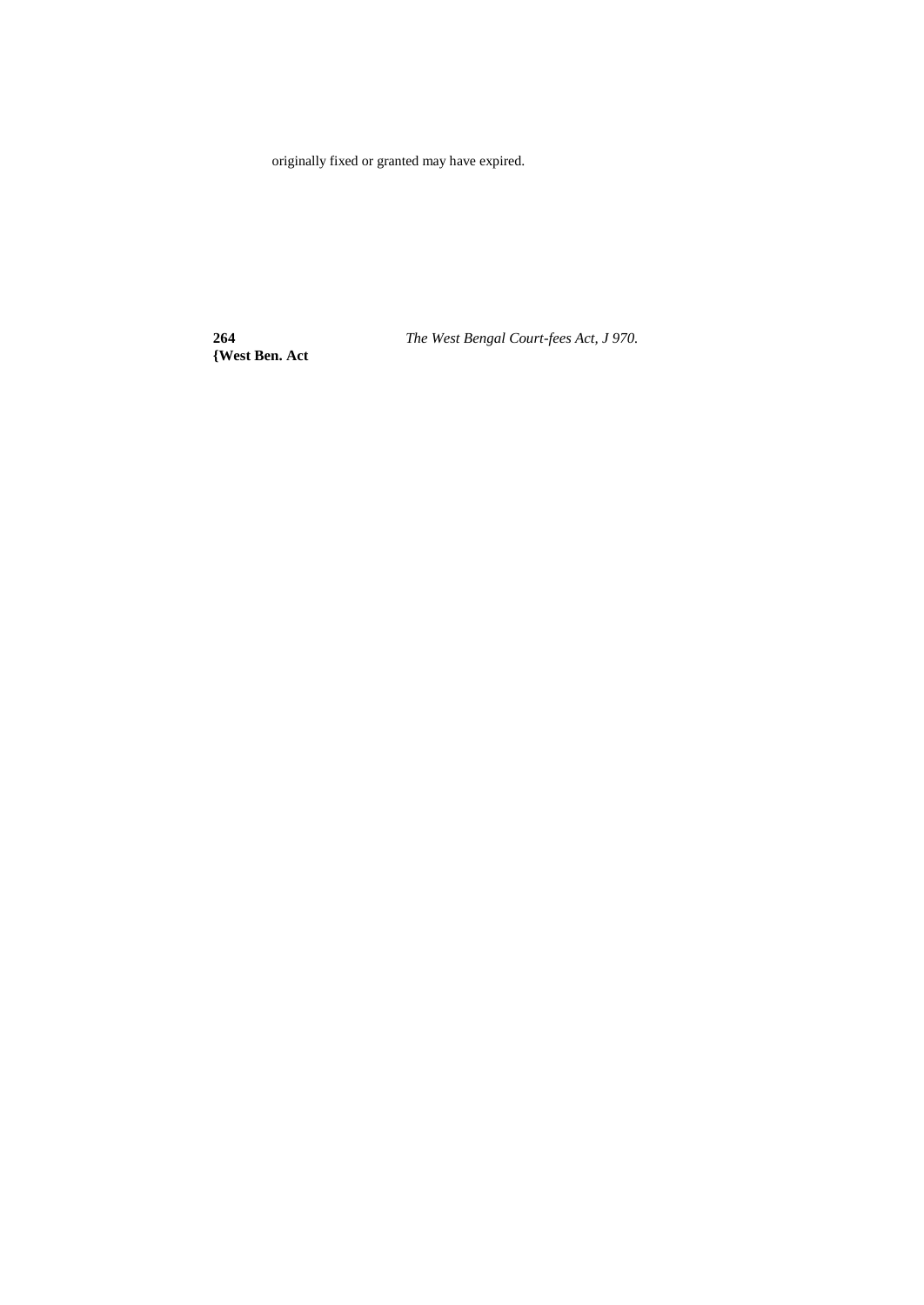originally fixed or granted may have expired.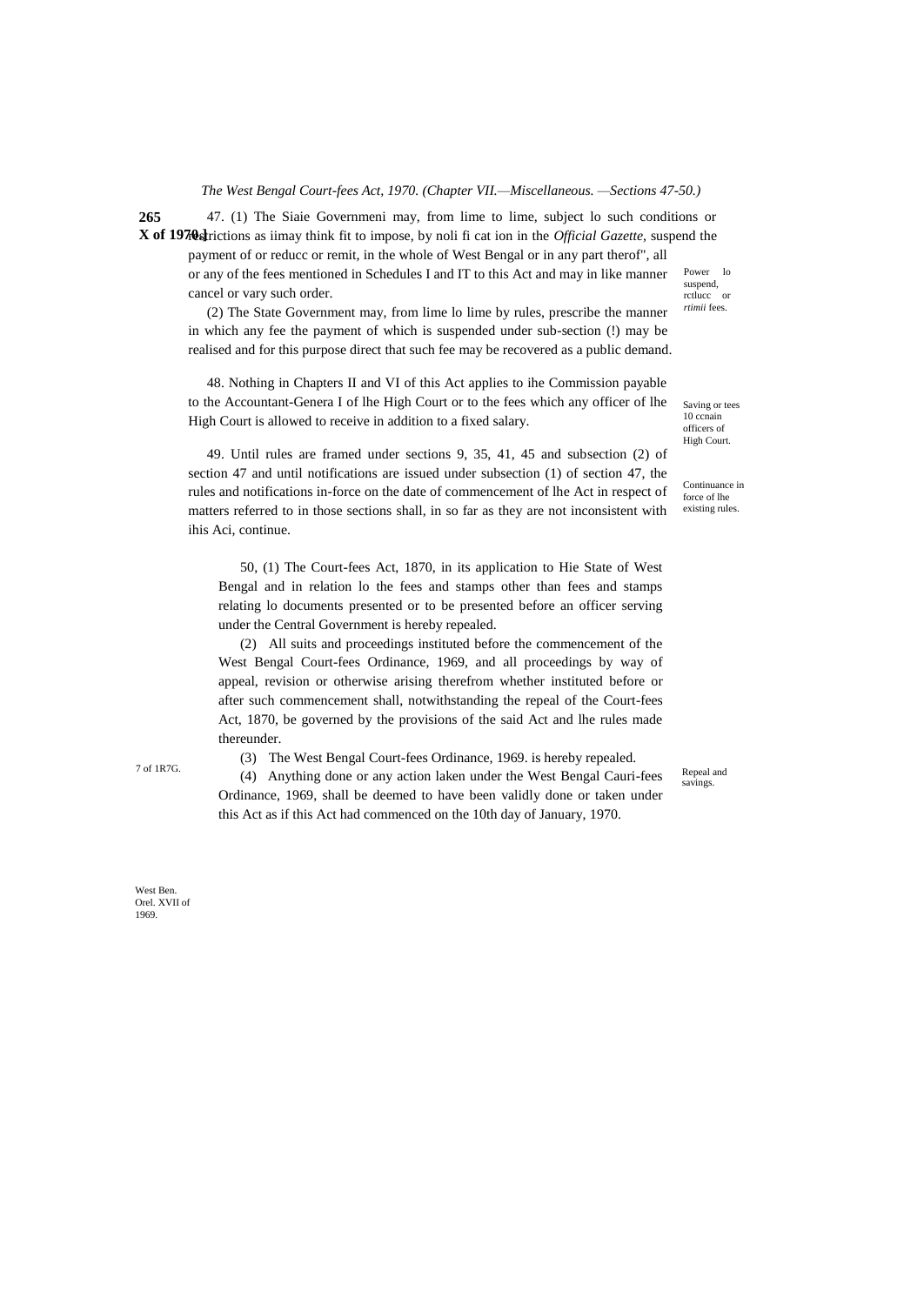*The West Bengal Court-fees Act, 1970. (Chapter VII.—Miscellaneous. —Sections 47-50.)*

Power lo suspend, rctlucc or *rtimii* fees.

47. (1) The Siaie Governmeni may, from lime to lime, subject lo such conditions or restrictions as iimay think fit to impose, by noli fi cat ion in the *Official Gazette*, suspend the payment of or reducc or remit, in the whole of West Bengal or in any part therof", all or any of the fees mentioned in Schedules I and IT to this Act and may in like manner cancel or vary such order.

(2) The State Government may, from lime lo lime by rules, prescribe the manner in which any fee the payment of which is suspended under sub-section (!) may be realised and for this purpose direct that such fee may be recovered as a public demand.

Saving or tees 10 ccnain officers of High Court.

48. Nothing in Chapters II and VI of this Act applies to ihe Commission payable to the Accountant-Genera I of lhe High Court or to the fees which any officer of lhe High Court is allowed to receive in addition to a fixed salary.

Continuance in force of lhe existing rules.

49. Until rules are framed under sections 9, 35, 41, 45 and subsection (2) of section 47 and until notifications are issued under subsection (1) of section 47, the rules and notifications in-force on the date of commencement of lhe Act in respect of matters referred to in those sections shall, in so far as they are not inconsistent with ihis Aci, continue.

Repeal and savings.

7 of 1R7G.

50, (1) The Court-fees Act, 1870, in its application to Hie State of West Bengal and in relation lo the fees and stamps other than fees and stamps relating lo documents presented or to be presented before an officer serving under the Central Government is hereby repealed.

(2) All suits and proceedings instituted before the commencement of the West Bengal Court-fees Ordinance, 1969, and all proceedings by way of appeal, revision or otherwise arising therefrom whether instituted before or after such commencement shall, notwithstanding the repeal of the Court-fees Act, 1870, be governed by the provisions of the said Act and lhe rules made thereunder.

West Ben. Orel. XVII of 1969.

(3) The West Bengal Court-fees Ordinance, 1969. is hereby repealed.

(4) Anything done or any action laken under the West Bengal Cauri-fees Ordinance, 1969, shall be deemed to have been validly done or taken under this Act as if this Act had commenced on the 10th day of January, 1970.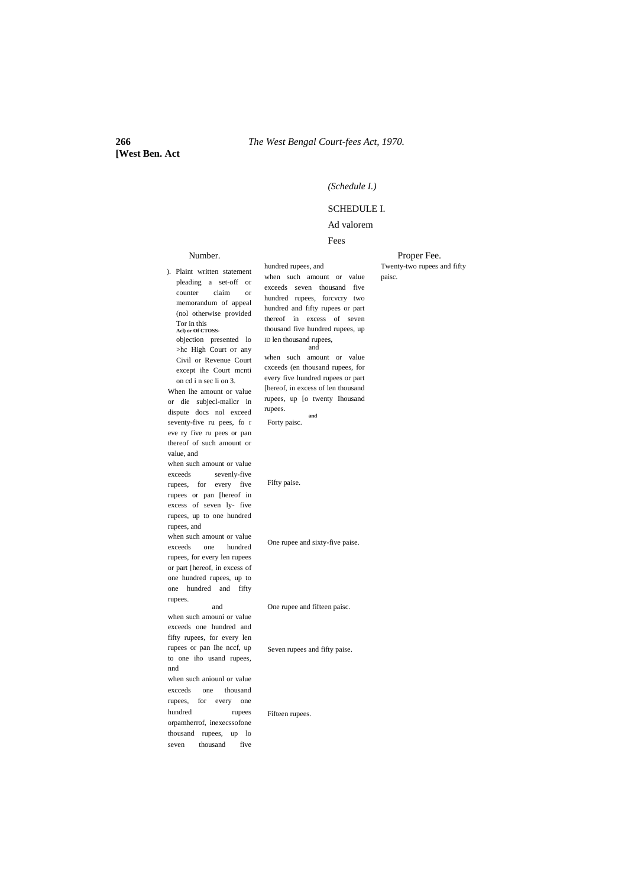*(Schedule I.)*

SCHEDULE I.

Ad valorem

Fees

| Number. | | Proper Fee. |
|---|---|---|
| ). Plaint written statement pleading a set-off or counter claim or memorandum of appeal (nol otherwise provided Tor in this Acl) or Of CTOSS-objection presented lo >hc High Court OT any Civil or Revenue Court except ihe Court mcnti on cd i n sec li on 3. | | |
| When lhe amount or value or die subjecl-mallcr in dispute docs nol exceed seventy-five ru pees, fo r eve ry five ru pees or pan thereof of such amount or value, and | Forty paisc. | |
| when such amount or value exceeds sevenly-five rupees, for every five rupees or pan [hereof in excess of seven ly- five rupees, up to one hundred rupees, and | Fifty paise. | |
| when such amount or value exceeds one hundred rupees, for every len rupees or part [hereof, in excess of one hundred rupees, up to one hundred and fifty rupees. and | One rupee and sixty-five paise. | |
| when such amouni or value exceeds one hundred and fifty rupees, for every len rupees or pan Ihe nccf, up to one iho usand rupees, nnd | One rupee and fifteen paisc. | |
| when such aniounl or value excceds one thousand rupees, for every one hundred rupees orpamherrof, inexecssofone thousand rupees, up lo seven thousand five hundred rupees, and | Seven rupees and fifty paise. | |
| when such amount or value exceeds seven thousand five hundred rupees, forcvcry two hundred and fifty rupees or part thereof in excess of seven thousand five hundred rupees, up ID len thousand rupees, and | Fifteen rupees. | |
| when such amount or value cxceeds (en thousand rupees, for every five hundred rupees or part [hereof, in excess of len thousand rupees, up [o twenty Ihousand rupees. and | | Twenty-two rupees and fifty paisc. |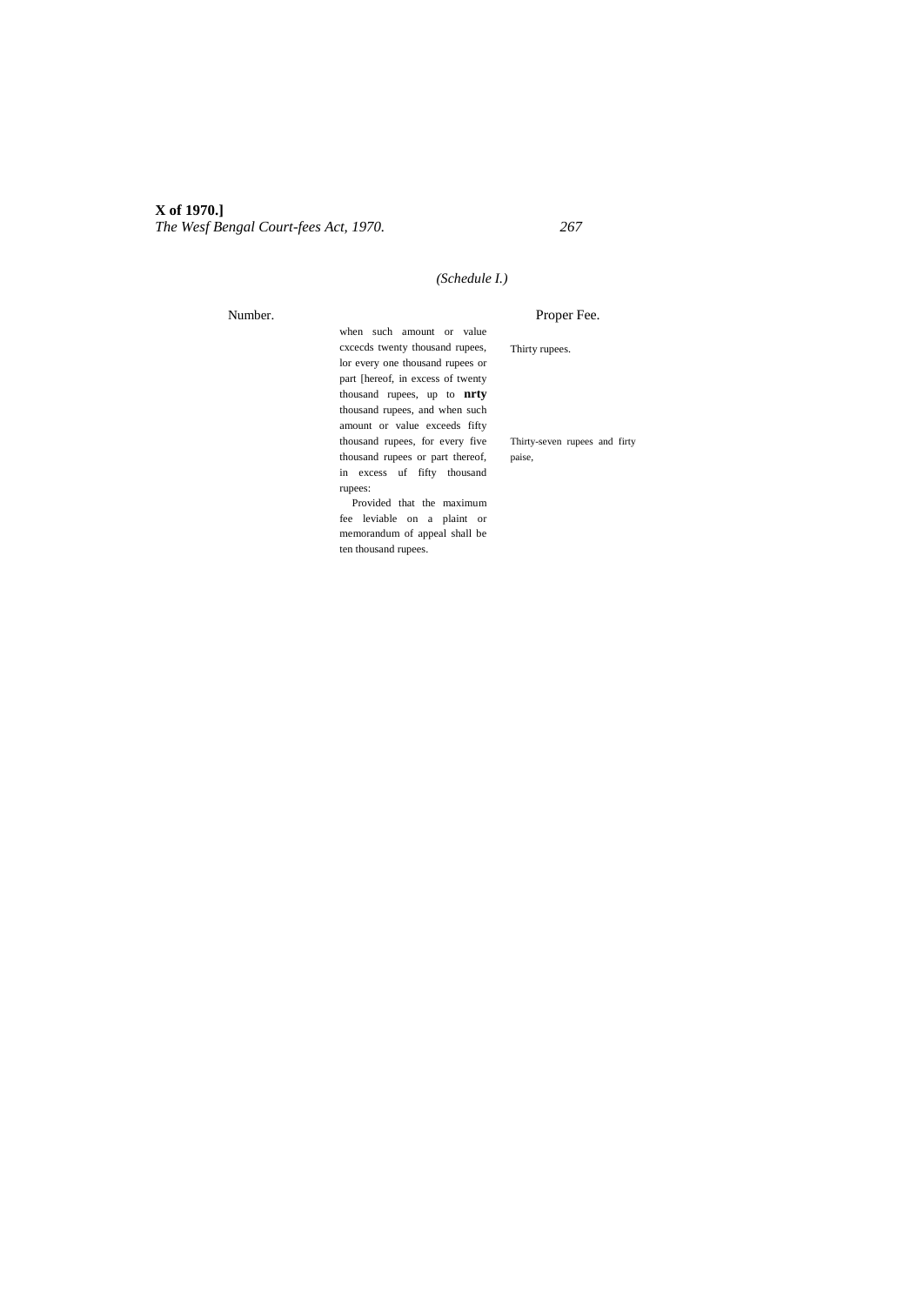(Schedule I.)

| Number. | | Proper Fee. |
|---|---|---|
| | when such amount or value cxcecds twenty thousand rupees, lor every one thousand rupees or part [hereof, in excess of twenty thousand rupees, up to **nrty** thousand rupees, and when such | Thirty rupees. |
| | amount or value exceeds fifty thousand rupees, for every five thousand rupees or part thereof, in excess uf fifty thousand rupees: | Thirty-seven rupees and firty paise, |
| | Provided that the maximum fee leviable on a plaint or memorandum of appeal shall be ten thousand rupees. | |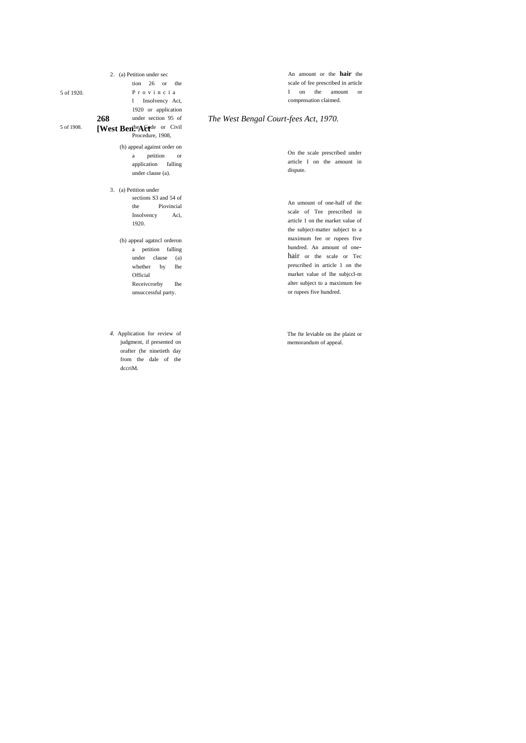| | | |
|---|---|---|
| 5 of 1920. 5 of 1908. | 2. (a) Petition under section 26 or the Provincial Insolvency Act, 1920 or application under section 95 of the Code or Civil Procedure, 1908, | An amount or the **hair** the scale of fee prescribed in article I on the amount or compensation claimed. |
| | (h) appeal against order on a petition or application falling under clause (a). | On the scale prescribed under article I on the amount in dispute. |
| | 3. (a) Petition under sections S3 and 54 of the Piovincial Insolvency Aci, 1920. | An umount of one-half of the scale of Tee prescribed in article 1 on the market value of the subject-matter subject to a maximum fee or rupees five hundred. |
| | (b) appeal agatncl orderon a petition falling under clause (a) whether by lhe Official Receivcrorby Ihe unsuccessful party. | An amount of one-hair or the scale or Tec prescribed in article 1 on the market value of lhe subjccl-m alter subject to a maximum fee or rupees five hundred. |
| | *4.* Application for review of judgment, if presented on orafter (he ninetieth day from the dale of the dccriM. | The fte leviable on ihe plaint or memorandum of appeal. |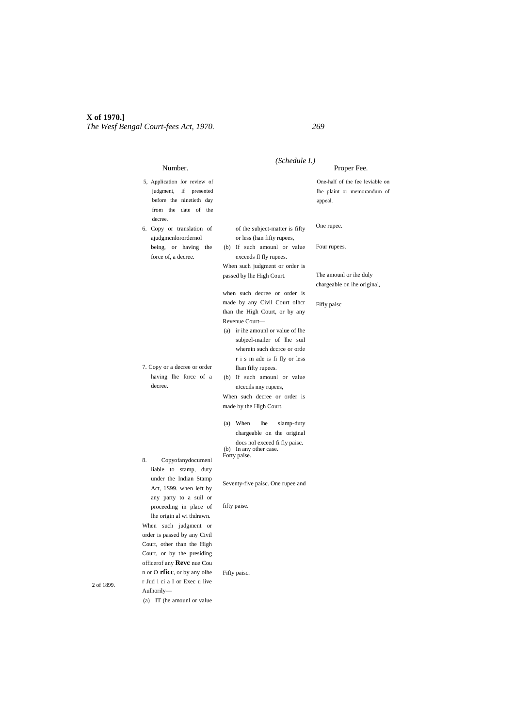(Schedule I.)

| Number. | | Proper Fee. |
|---|---|---|
| 5, Application for review of judgment, if presented before the ninetieth day from the date of the decree. | | One-half of the fee leviable on lhe plaint or memorandum of appeal. |
| 6. Copy or translation of ajudgmcnlorordernol being, or having the force of, a decree. | of the subject-matter is fifty or less (han fifty rupees, | One rupee. |
| | (b) If such amounl or value exceeds fl fly rupees. | Four rupees. |
| | When such judgment or order is passed by lhe High Court. | The amounl or ihe duly chargeable on ihe original, |
| 7. Copy or a decree or order having lhe force of a decree. | when such decree or order is made by any Civil Court olhcr than the High Court, or by any Revenue Court— | Fifly paisc |
| | (a) ir ihe amounl or value of lhe subjeel-mailer of lhe suil wherein such dccrce or orde r i s m ade is fi fly or less lhan fifty rupees. | |
| | (b) If such amounl or value eאcecils nny rupees, | |
| | When such decree or order is made by the High Court. | |
| 8. Copyofanydocumenl liable to stamp, duty under the Indian Stamp Act, 1S99. when left by any party to a suil or proceeding in place of lhe origin al wi thdrawn. | (a) When lhe slamp-duty chargeable on the original docs nol exceed fi fly paisc. | |
| | (b) In any other case. | |
| When such judgment or order is passed by any Civil Court, other than the High Court, or by the presiding officerof any **Revc** nue Cou n or O **rficc**, or by any olhe r Jud i ci a I or Exec u live Aulhorily— | Forty paise. | |
| (a) IT (he amounl or value | Seventy-five paisc. One rupee and | |
| | fifty paise. | |
| | Fifty paisc. | |

2 of 1899.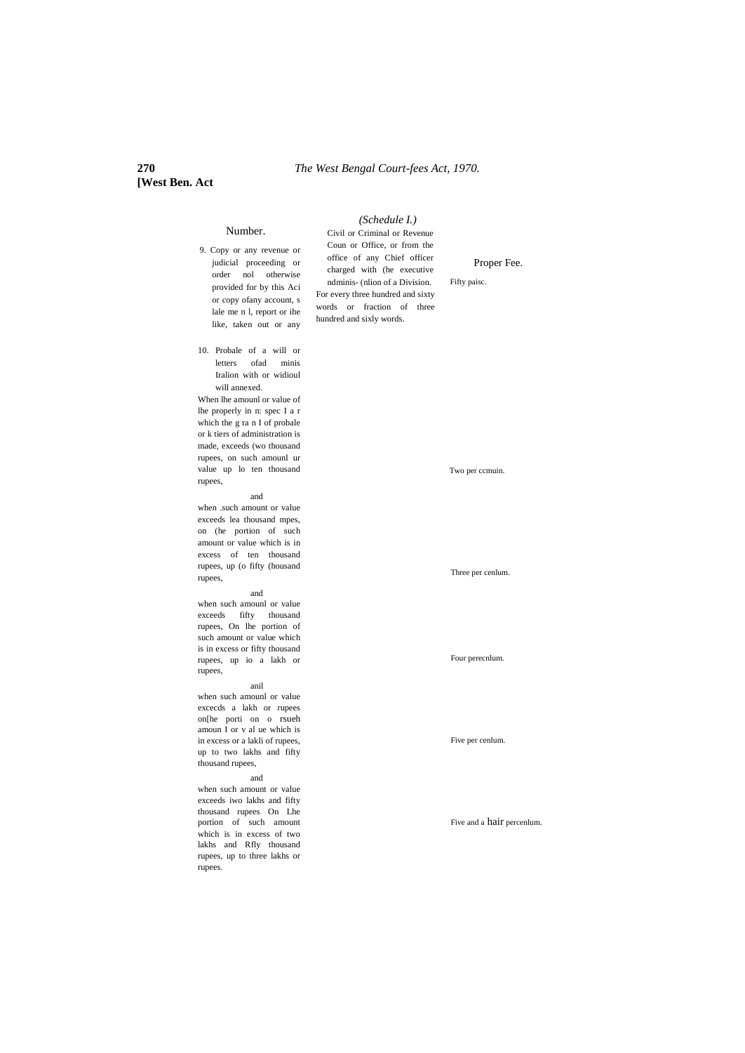*(Schedule I.)*

| Number. | | Proper Fee. |
|---|---|---|
| 9. Copy or any revenue or judicial proceeding or order nol otherwise provided for by this Aci or copy ofany account, s lale me n l, report or ihe like, taken out or any | Civil or Criminal or Revenue Coun or Office, or from the office of any Chief officer charged with (he executive ndminis- (nlion of a Division. For every three hundred and sixty words or fraction of three hundred and sixly words. | Fifty paisc. |
| 10. Probale of a will or letters ofad minis Iralion with or widioul will annexed. | | |
| When lhe amounl or value of lhe properly in n: spec I a r which the g ra n I of probale or k tiers of administration is made, exceeds (wo thousand rupees, on such amounl ur value up lo ten thousand rupees, | | Two per ccmuin. |
| and when .such amount or value exceeds lea thousand mpes, on (he portion of such amount or value which is in excess of ten thousand rupees, up (o fifty (housand rupees, | | Three per cenlum. |
| and when such amounl or value exceeds fifty thousand rupees, On lhe portion of such amount or value which is in excess or fifty thousand rupees, up io a lakh or rupees, | | Four perecnlum. |
| anil when such amounl or value excecds a lakh or rupees on[he porti on o rsueh amoun I or v al ue which is in excess or a lakli of rupees, up to two lakhs and fifty thousand rupees, | | Five per cenlum. |
| and when such amount or value exceeds iwo lakhs and fifty thousand rupees On Lhe portion of such amount which is in excess of two lakhs and Rfly thousand rupees, up to three lakhs or rupees. | | Five and a hair percenlum. |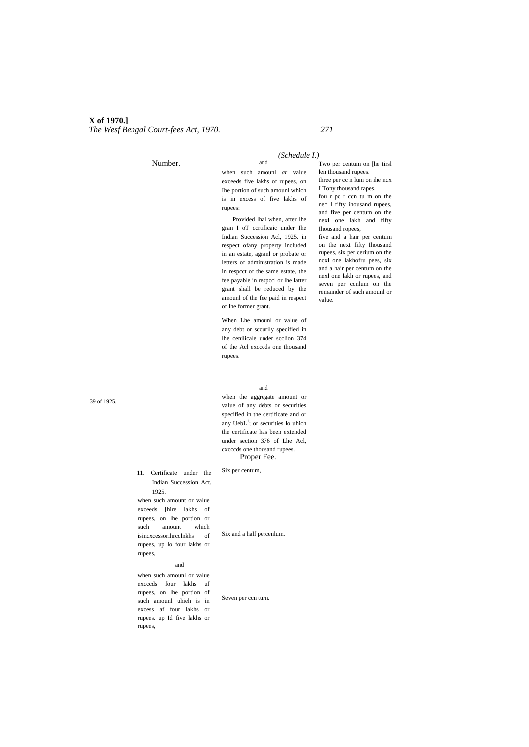(Schedule I.)

| Number. | | Proper Fee. |
|---|---|---|
| | and when such amounl *ar* value exceeds five lakhs of rupees, on Ihe portion of such amounl which is in excess of five lakhs of rupees: | Two per centum on [he tirsl len thousand rupees. three per cc n lum on ihe ncx I Tony thousand rapes, fou r pc r ccn tu m on the ne* l fifty ihousand rupees, and five per centum on the nexl one lakh and fifty Ihousand ropees, five and a hair per centum on the next fifty Ihousand rupees, six per cerium on the ncxl one lakhofru pees, six and a hair per centum on the nexl one lakh or rupees, and seven per ccnlum on the remainder of such amounl or value. |
| | Provided lhal when, after lhe gran I oT ccrtificaic under Ihe Indian Succession Acl, 1925. in respect ofany property included in an estate, agranl or probate or letters of administration is made in respcct of the same estate, the fee payable in respccl or lhe latter grant shall be reduced by the amounl of the fee paid in respect of lhe former grant. | |
| 11. Certificate under the Indian Succession Act. 1925. | When Lhe amounl or value of any debt or sccurily specified in lhe cenilicale under scclion 374 of the Acl exccсds one thousand rupees. | Six per centum, |
| when such amount or value exceeds [hire lakhs of rupees, on lhe portion or such amount which isincxcessorihrcclnkhs of rupees, up lo four lakhs or rupees, | and | Six and a half percenlum. |
| and when such amounl or value exccсds four lakhs uf rupees, on lhe portion of such amounl uhieh is in excess af four lakhs or rupees. up Id five lakhs or rupees, | and when the aggregate amount or value of any debts or securities specified in the certificate and or any UebL[1]; or securities lo uhich the certificate has been extended under section 376 of Lhe Acl, cxcccds one thousand rupees. | Seven per ccn turn. |

39 of 1925.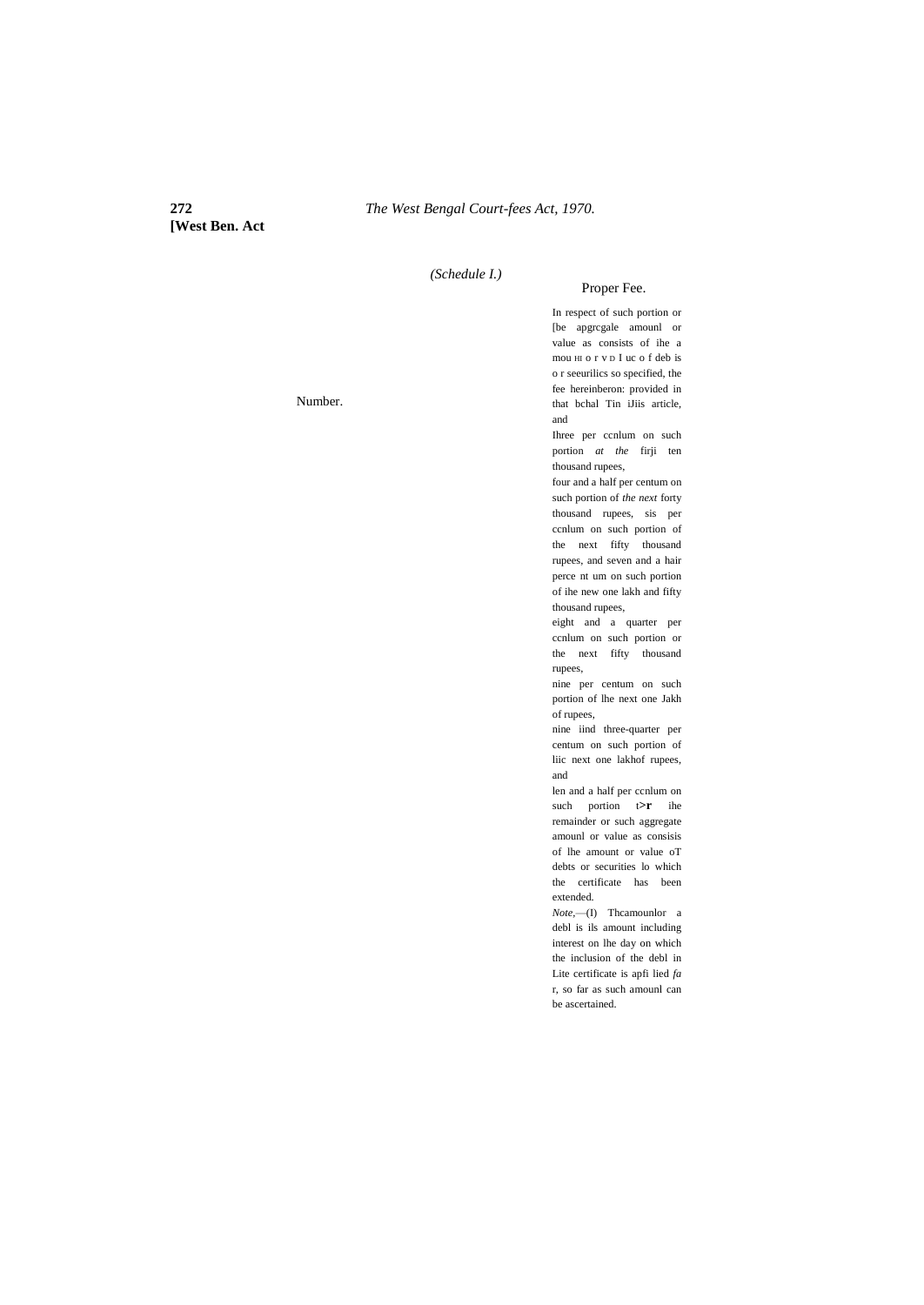*(Schedule I.)*

| Number. | Proper Fee. |
|---|---|
| | In respect of such portion or [be apgrcgale amounl or value as consists of ihe a mou HI o r v D I uc o f deb is o r seeurilics so specified, the fee hereinberon: provided in that bchal Tin iJiis article, and |
| | Ihree per ccnlum on such portion *at the* firji ten thousand rupees, |
| | four and a half per centum on such portion of *the next* forty thousand rupees, sis per ccnlum on such portion of the next fifty thousand rupees, and seven and a hair perce nt um on such portion of ihe new one lakh and fifty thousand rupees, |
| | eight and a quarter per ccnlum on such portion or the next fifty thousand rupees, |
| | nine per centum on such portion of lhe next one Jakh of rupees, |
| | nine iind three-quarter per centum on such portion of liic next one lakhof rupees, and |
| | len and a half per ccnlum on such portion t>r ihe remainder or such aggregate amounl or value as consisis of lhe amount or value oT debts or securities lo which the certificate has been extended. |
| | *Note,*—(I) Thcamounlor a debl is ils amount including interest on lhe day on which the inclusion of the debl in Lite certificate is apfi lied *fa* r, so far as such amounl can be ascertained. |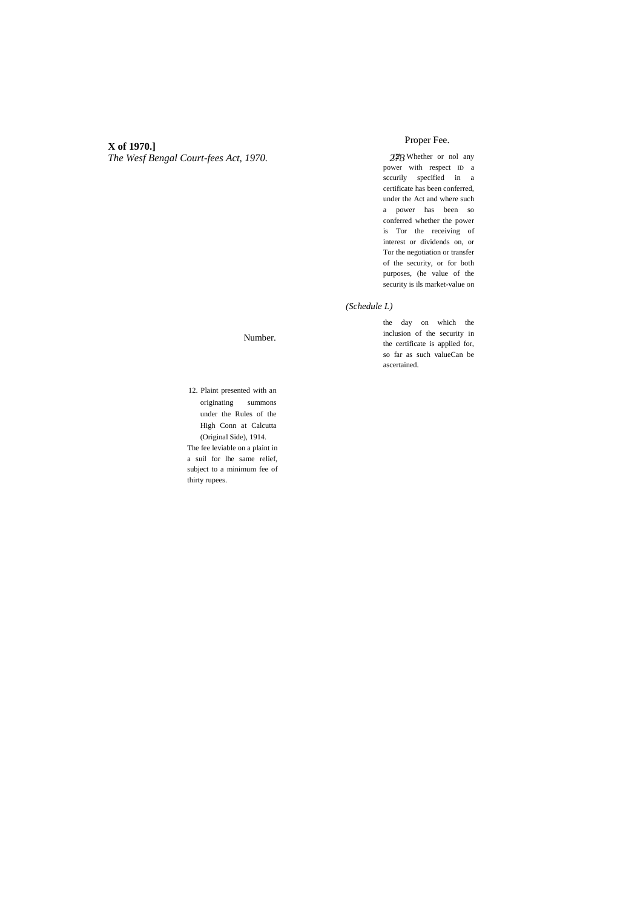| Number. | Proper Fee. |
|---|---|
| | (7) Whether or nol any power with respect ID a sccurily specified in a certificate has been conferred, under the Act and where such a power has been so conferred whether the power is Tor the receiving of interest or dividends on, or Tor the negotiation or transfer of the security, or for both purposes, (he value of the security is ils market-value on the day on which the inclusion of the security in the certificate is applied for, so far as such valueCan be ascertained. |
| 12. Plaint presented with an originating summons under the Rules of the High Conn at Calcutta (Original Side), 1914. | The fee leviable on a plaint in a suil for lhe same relief, subject to a minimum fee of thirty rupees. |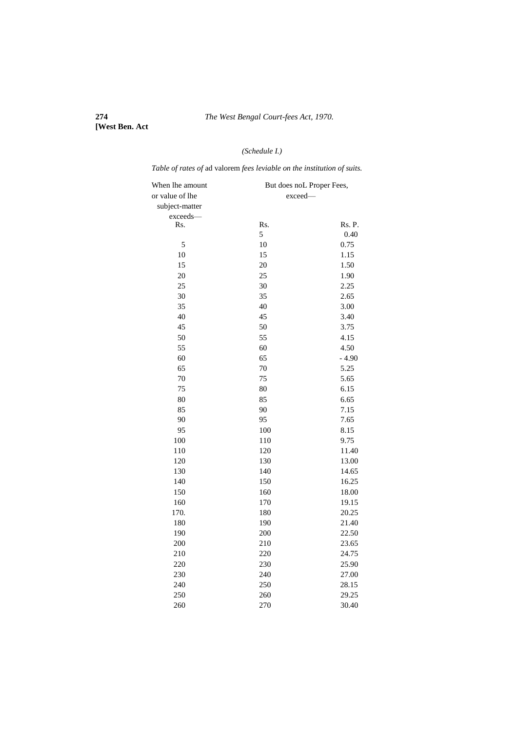(Schedule I.)

*Table of rates of* ad valorem *fees leviable on the institution of suits.*

| When lhe amount or value of lhe subject-matter exceeds— | But does noL exceed— | Proper Fees, |
|---|---|---|
| Rs. | Rs. | Rs. P. |
| | 5 | 0.40 |
| 5 | 10 | 0.75 |
| 10 | 15 | 1.15 |
| 15 | 20 | 1.50 |
| 20 | 25 | 1.90 |
| 25 | 30 | 2.25 |
| 30 | 35 | 2.65 |
| 35 | 40 | 3.00 |
| 40 | 45 | 3.40 |
| 45 | 50 | 3.75 |
| 50 | 55 | 4.15 |
| 55 | 60 | 4.50 |
| 60 | 65 | - 4.90 |
| 65 | 70 | 5.25 |
| 70 | 75 | 5.65 |
| 75 | 80 | 6.15 |
| 80 | 85 | 6.65 |
| 85 | 90 | 7.15 |
| 90 | 95 | 7.65 |
| 95 | 100 | 8.15 |
| 100 | 110 | 9.75 |
| 110 | 120 | 11.40 |
| 120 | 130 | 13.00 |
| 130 | 140 | 14.65 |
| 140 | 150 | 16.25 |
| 150 | 160 | 18.00 |
| 160 | 170 | 19.15 |
| 170. | 180 | 20.25 |
| 180 | 190 | 21.40 |
| 190 | 200 | 22.50 |
| 200 | 210 | 23.65 |
| 210 | 220 | 24.75 |
| 220 | 230 | 25.90 |
| 230 | 240 | 27.00 |
| 240 | 250 | 28.15 |
| 250 | 260 | 29.25 |
| 260 | 270 | 30.40 |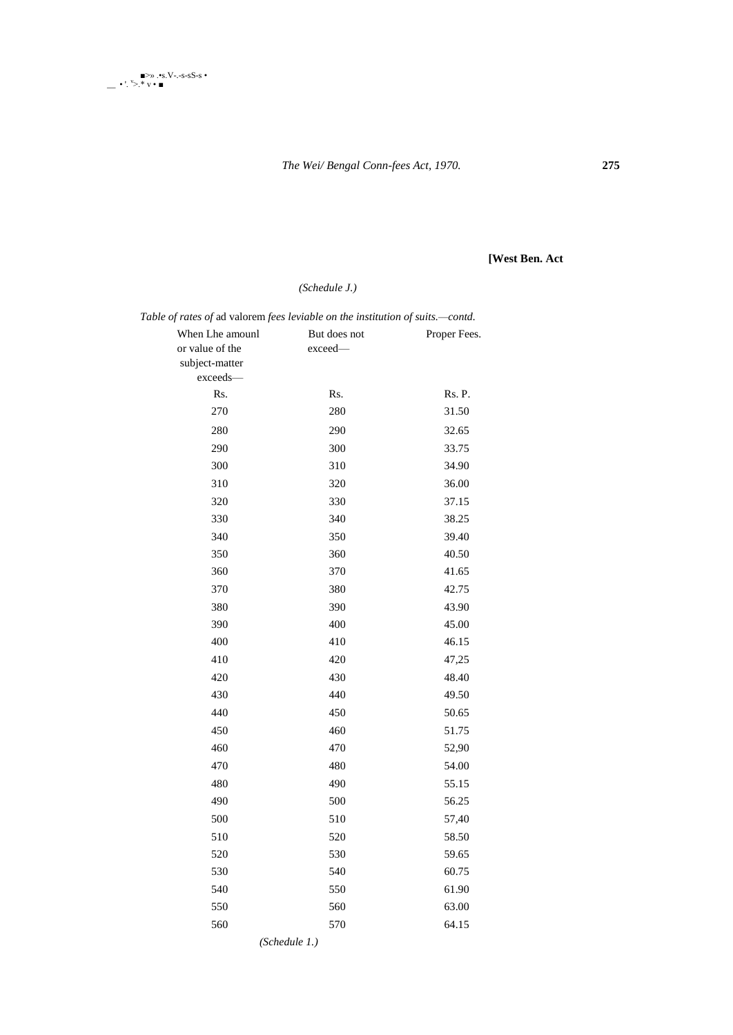**[West Ben. Act**

*(Schedule J.)*

*Table of rates of* ad valorem *fees leviable on the institution of suits.—contd.*

| When Lhe amounl or value of the subject-matter exceeds— | But does not exceed— | Proper Fees. |
|---|---|---|
| Rs. | Rs. | Rs. P. |
| 270 | 280 | 31.50 |
| 280 | 290 | 32.65 |
| 290 | 300 | 33.75 |
| 300 | 310 | 34.90 |
| 310 | 320 | 36.00 |
| 320 | 330 | 37.15 |
| 330 | 340 | 38.25 |
| 340 | 350 | 39.40 |
| 350 | 360 | 40.50 |
| 360 | 370 | 41.65 |
| 370 | 380 | 42.75 |
| 380 | 390 | 43.90 |
| 390 | 400 | 45.00 |
| 400 | 410 | 46.15 |
| 410 | 420 | 47,25 |
| 420 | 430 | 48.40 |
| 430 | 440 | 49.50 |
| 440 | 450 | 50.65 |
| 450 | 460 | 51.75 |
| 460 | 470 | 52,90 |
| 470 | 480 | 54.00 |
| 480 | 490 | 55.15 |
| 490 | 500 | 56.25 |
| 500 | 510 | 57,40 |
| 510 | 520 | 58.50 |
| 520 | 530 | 59.65 |
| 530 | 540 | 60.75 |
| 540 | 550 | 61.90 |
| 550 | 560 | 63.00 |
| 560 | 570 | 64.15 |

*(Schedule 1.)*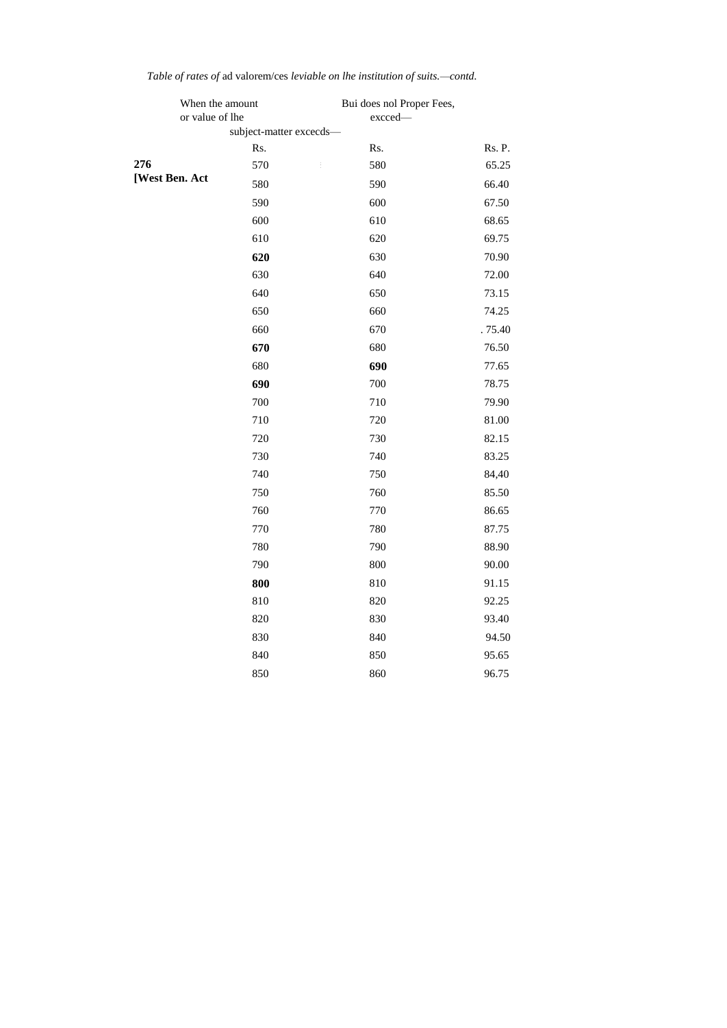*Table of rates of* ad valorem/ces *leviable on lhe institution of suits.—contd.*

| When the amount or value of lhe subject-matter excecds— | Bui does nol excced— | Proper Fees, |
|---|---|---|
| Rs. | Rs. | Rs. P. |
| 570 | 580 | 65.25 |
| 580 | 590 | 66.40 |
| 590 | 600 | 67.50 |
| 600 | 610 | 68.65 |
| 610 | 620 | 69.75 |
| **620** | 630 | 70.90 |
| 630 | 640 | 72.00 |
| 640 | 650 | 73.15 |
| 650 | 660 | 74.25 |
| 660 | 670 | . 75.40 |
| **670** | 680 | 76.50 |
| 680 | **690** | 77.65 |
| **690** | 700 | 78.75 |
| 700 | 710 | 79.90 |
| 710 | 720 | 81.00 |
| 720 | 730 | 82.15 |
| 730 | 740 | 83.25 |
| 740 | 750 | 84,40 |
| 750 | 760 | 85.50 |
| 760 | 770 | 86.65 |
| 770 | 780 | 87.75 |
| 780 | 790 | 88.90 |
| 790 | 800 | 90.00 |
| **800** | 810 | 91.15 |
| 810 | 820 | 92.25 |
| 820 | 830 | 93.40 |
| 830 | 840 | 94.50 |
| 840 | 850 | 95.65 |
| 850 | 860 | 96.75 |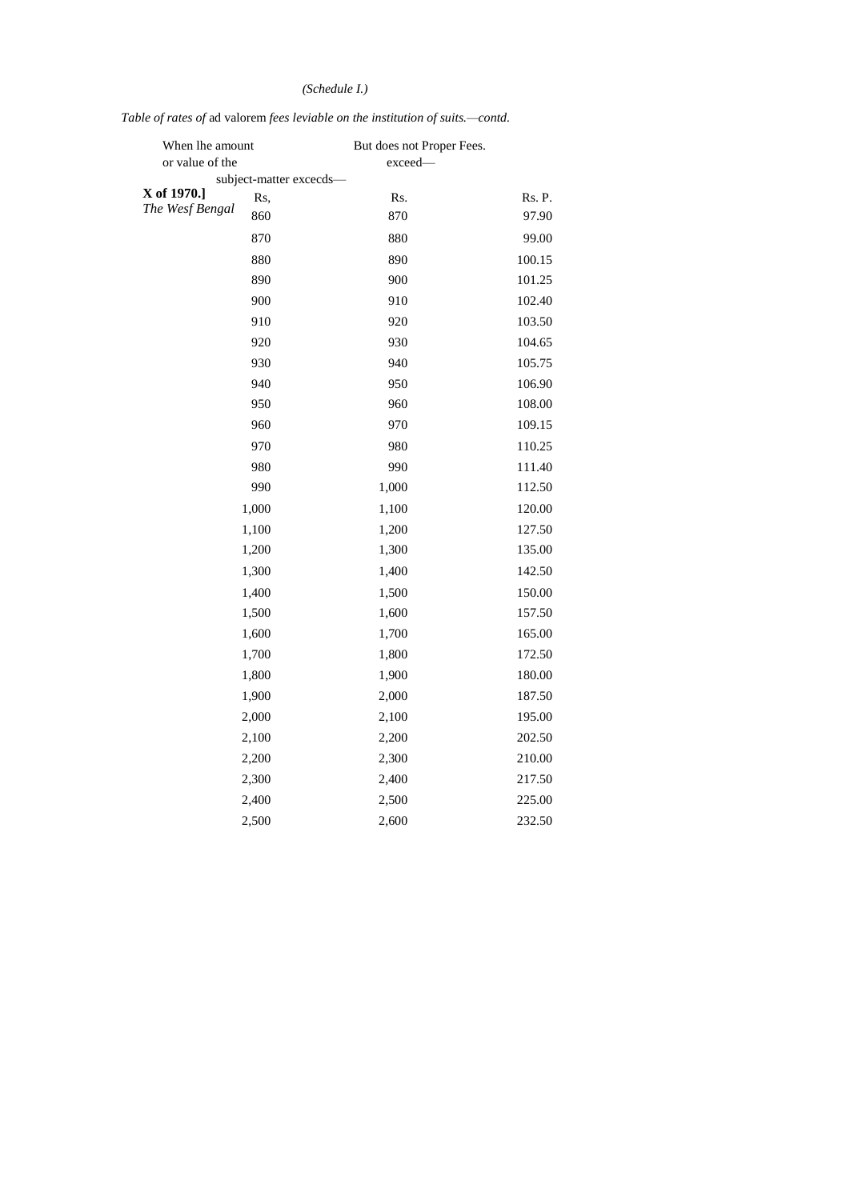*(Schedule I.)*

*Table of rates of* ad valorem *fees leviable on the institution of suits.—contd.*

| When lhe amount or value of the subject-matter excecds— | But does not exceed— | Proper Fees. |
|---|---|---|
| Rs, | Rs. | Rs. P. |
| 860 | 870 | 97.90 |
| 870 | 880 | 99.00 |
| 880 | 890 | 100.15 |
| 890 | 900 | 101.25 |
| 900 | 910 | 102.40 |
| 910 | 920 | 103.50 |
| 920 | 930 | 104.65 |
| 930 | 940 | 105.75 |
| 940 | 950 | 106.90 |
| 950 | 960 | 108.00 |
| 960 | 970 | 109.15 |
| 970 | 980 | 110.25 |
| 980 | 990 | 111.40 |
| 990 | 1,000 | 112.50 |
| 1,000 | 1,100 | 120.00 |
| 1,100 | 1,200 | 127.50 |
| 1,200 | 1,300 | 135.00 |
| 1,300 | 1,400 | 142.50 |
| 1,400 | 1,500 | 150.00 |
| 1,500 | 1,600 | 157.50 |
| 1,600 | 1,700 | 165.00 |
| 1,700 | 1,800 | 172.50 |
| 1,800 | 1,900 | 180.00 |
| 1,900 | 2,000 | 187.50 |
| 2,000 | 2,100 | 195.00 |
| 2,100 | 2,200 | 202.50 |
| 2,200 | 2,300 | 210.00 |
| 2,300 | 2,400 | 217.50 |
| 2,400 | 2,500 | 225.00 |
| 2,500 | 2,600 | 232.50 |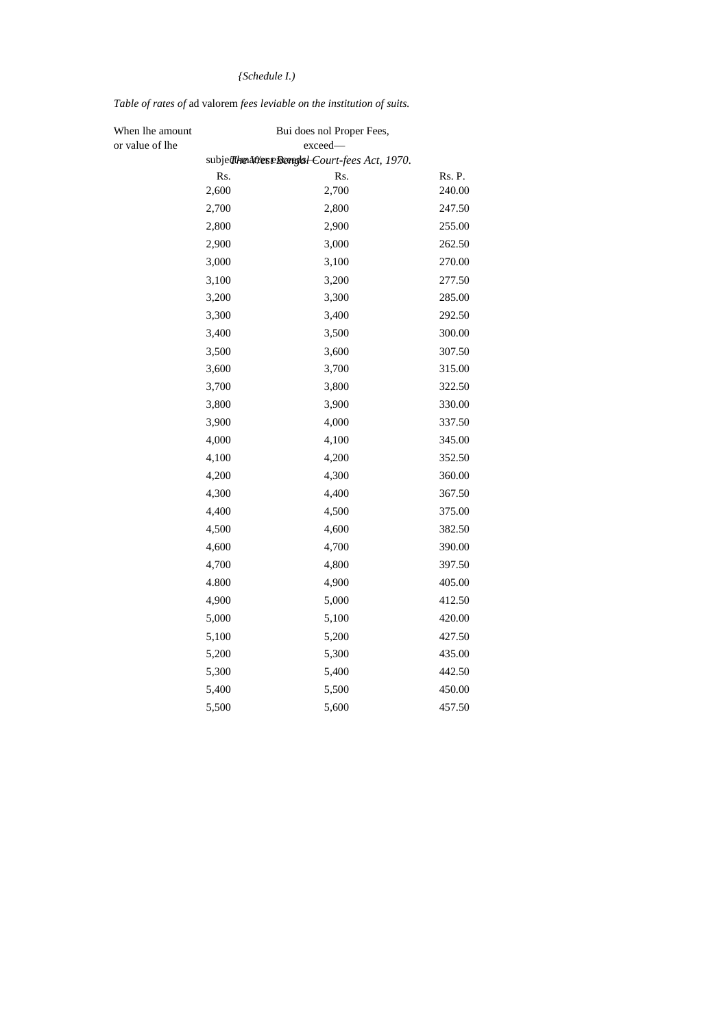*{Schedule I.)*

*Table of rates of* ad valorem *fees leviable on the institution of suits.*

| When lhe amount or value of lhe subject-matter exceeds— | Bui does nol exceed— | Proper Fees, |
|---|---|---|
| Rs. | Rs. | Rs. P. |
| 2,600 | 2,700 | 240.00 |
| 2,700 | 2,800 | 247.50 |
| 2,800 | 2,900 | 255.00 |
| 2,900 | 3,000 | 262.50 |
| 3,000 | 3,100 | 270.00 |
| 3,100 | 3,200 | 277.50 |
| 3,200 | 3,300 | 285.00 |
| 3,300 | 3,400 | 292.50 |
| 3,400 | 3,500 | 300.00 |
| 3,500 | 3,600 | 307.50 |
| 3,600 | 3,700 | 315.00 |
| 3,700 | 3,800 | 322.50 |
| 3,800 | 3,900 | 330.00 |
| 3,900 | 4,000 | 337.50 |
| 4,000 | 4,100 | 345.00 |
| 4,100 | 4,200 | 352.50 |
| 4,200 | 4,300 | 360.00 |
| 4,300 | 4,400 | 367.50 |
| 4,400 | 4,500 | 375.00 |
| 4,500 | 4,600 | 382.50 |
| 4,600 | 4,700 | 390.00 |
| 4,700 | 4,800 | 397.50 |
| 4.800 | 4,900 | 405.00 |
| 4,900 | 5,000 | 412.50 |
| 5,000 | 5,100 | 420.00 |
| 5,100 | 5,200 | 427.50 |
| 5,200 | 5,300 | 435.00 |
| 5,300 | 5,400 | 442.50 |
| 5,400 | 5,500 | 450.00 |
| 5,500 | 5,600 | 457.50 |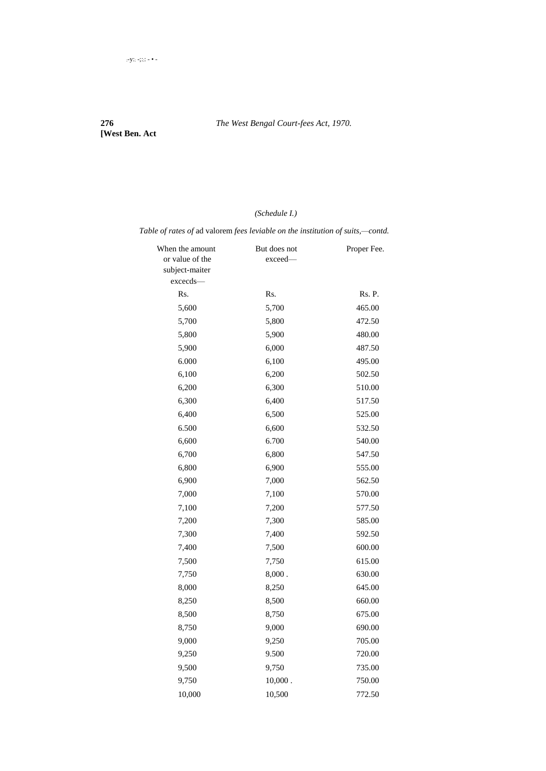*(Schedule I.)*

*Table of rates of* ad valorem *fees leviable on the institution of suits,—contd.*

| When the amount or value of the subject-maiter excecds— | But does not exceed— | Proper Fee. |
|---|---|---|
| Rs. | Rs. | Rs. P. |
| 5,600 | 5,700 | 465.00 |
| 5,700 | 5,800 | 472.50 |
| 5,800 | 5,900 | 480.00 |
| 5,900 | 6,000 | 487.50 |
| 6.000 | 6,100 | 495.00 |
| 6,100 | 6,200 | 502.50 |
| 6,200 | 6,300 | 510.00 |
| 6,300 | 6,400 | 517.50 |
| 6,400 | 6,500 | 525.00 |
| 6.500 | 6,600 | 532.50 |
| 6,600 | 6.700 | 540.00 |
| 6,700 | 6,800 | 547.50 |
| 6,800 | 6,900 | 555.00 |
| 6,900 | 7,000 | 562.50 |
| 7,000 | 7,100 | 570.00 |
| 7,100 | 7,200 | 577.50 |
| 7,200 | 7,300 | 585.00 |
| 7,300 | 7,400 | 592.50 |
| 7,400 | 7,500 | 600.00 |
| 7,500 | 7,750 | 615.00 |
| 7,750 | 8,000 . | 630.00 |
| 8,000 | 8,250 | 645.00 |
| 8,250 | 8,500 | 660.00 |
| 8,500 | 8,750 | 675.00 |
| 8,750 | 9,000 | 690.00 |
| 9,000 | 9,250 | 705.00 |
| 9,250 | 9.500 | 720.00 |
| 9,500 | 9,750 | 735.00 |
| 9,750 | 10,000 . | 750.00 |
| 10,000 | 10,500 | 772.50 |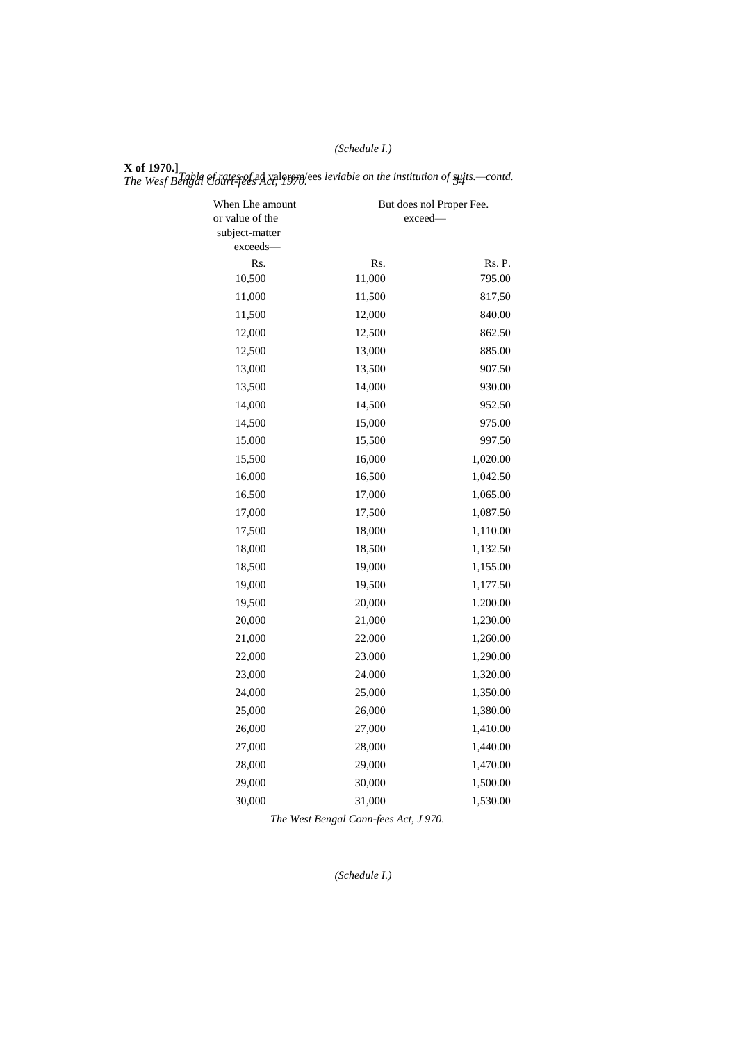*Table of rates of ad valorem fees leviable on the institution of suits.—contd.*

| When Lhe amount or value of the subject-matter exceeds— | But does nol exceed— | Proper Fee. |
|---|---|---|
| Rs. | Rs. | Rs. P. |
| 10,500 | 11,000 | 795.00 |
| 11,000 | 11,500 | 817,50 |
| 11,500 | 12,000 | 840.00 |
| 12,000 | 12,500 | 862.50 |
| 12,500 | 13,000 | 885.00 |
| 13,000 | 13,500 | 907.50 |
| 13,500 | 14,000 | 930.00 |
| 14,000 | 14,500 | 952.50 |
| 14,500 | 15,000 | 975.00 |
| 15.000 | 15,500 | 997.50 |
| 15,500 | 16,000 | 1,020.00 |
| 16.000 | 16,500 | 1,042.50 |
| 16.500 | 17,000 | 1,065.00 |
| 17,000 | 17,500 | 1,087.50 |
| 17,500 | 18,000 | 1,110.00 |
| 18,000 | 18,500 | 1,132.50 |
| 18,500 | 19,000 | 1,155.00 |
| 19,000 | 19,500 | 1,177.50 |
| 19,500 | 20,000 | 1.200.00 |
| 20,000 | 21,000 | 1,230.00 |
| 21,000 | 22.000 | 1,260.00 |
| 22,000 | 23.000 | 1,290.00 |
| 23,000 | 24.000 | 1,320.00 |
| 24,000 | 25,000 | 1,350.00 |
| 25,000 | 26,000 | 1,380.00 |
| 26,000 | 27,000 | 1,410.00 |
| 27,000 | 28,000 | 1,440.00 |
| 28,000 | 29,000 | 1,470.00 |
| 29,000 | 30,000 | 1,500.00 |
| 30,000 | 31,000 | 1,530.00 |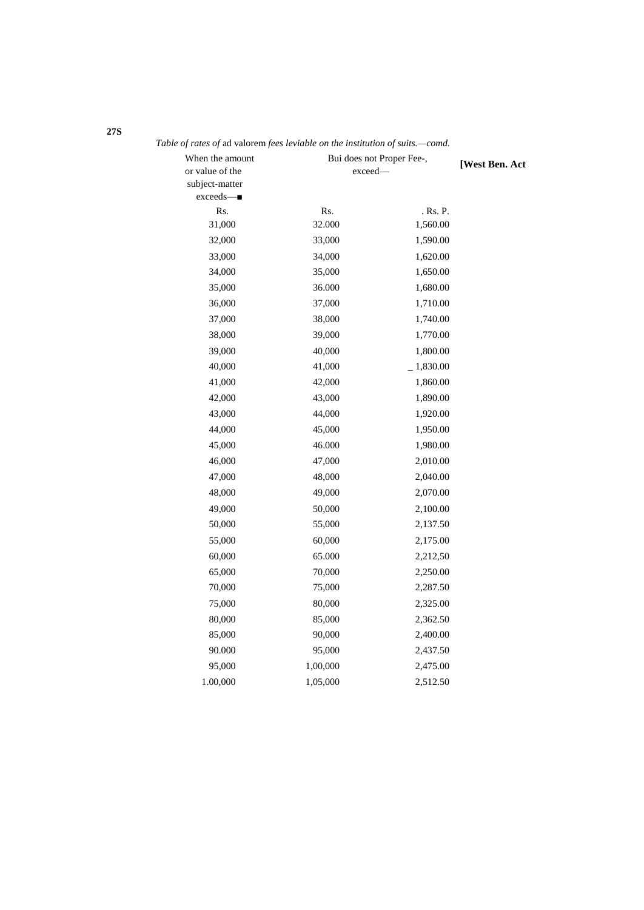*Table of rates of* ad valorem *fees leviable on the institution of suits.—comd.*

| When the amount or value of the subject-matter exceeds—■ | Bui does not exceed— | Proper Fee-, |
|---|---|---|
| Rs. | Rs. | . Rs. P. |
| 31,000 | 32.000 | 1,560.00 |
| 32,000 | 33,000 | 1,590.00 |
| 33,000 | 34,000 | 1,620.00 |
| 34,000 | 35,000 | 1,650.00 |
| 35,000 | 36.000 | 1,680.00 |
| 36,000 | 37,000 | 1,710.00 |
| 37,000 | 38,000 | 1,740.00 |
| 38,000 | 39,000 | 1,770.00 |
| 39,000 | 40,000 | 1,800.00 |
| 40,000 | 41,000 | _ 1,830.00 |
| 41,000 | 42,000 | 1,860.00 |
| 42,000 | 43,000 | 1,890.00 |
| 43,000 | 44,000 | 1,920.00 |
| 44,000 | 45,000 | 1,950.00 |
| 45,000 | 46.000 | 1,980.00 |
| 46,000 | 47,000 | 2,010.00 |
| 47,000 | 48,000 | 2,040.00 |
| 48,000 | 49,000 | 2,070.00 |
| 49,000 | 50,000 | 2,100.00 |
| 50,000 | 55,000 | 2,137.50 |
| 55,000 | 60,000 | 2,175.00 |
| 60,000 | 65.000 | 2,212,50 |
| 65,000 | 70,000 | 2,250.00 |
| 70,000 | 75,000 | 2,287.50 |
| 75,000 | 80,000 | 2,325.00 |
| 80,000 | 85,000 | 2,362.50 |
| 85,000 | 90,000 | 2,400.00 |
| 90.000 | 95,000 | 2,437.50 |
| 95,000 | 1,00,000 | 2,475.00 |
| 1.00,000 | 1,05,000 | 2,512.50 |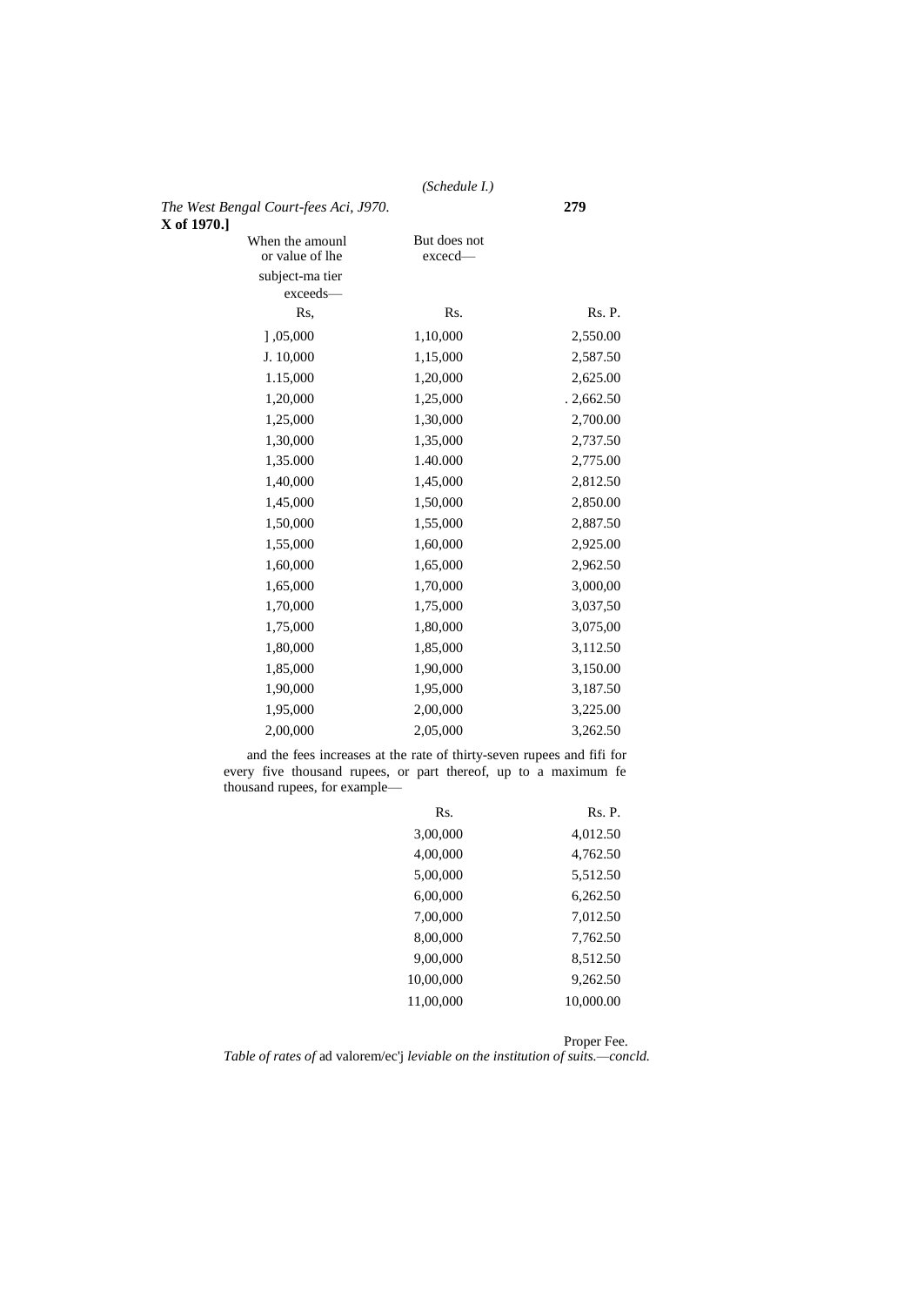(Schedule I.)

*The West Bengal Court-fees Aci, J970.*
**X of 1970.]**

| When the amounl or value of lhe subject-ma tier exceeds— | But does not excecd— | |
|---|---|---|
| Rs, | Rs. | Rs. P. |
| ],05,000 | 1,10,000 | 2,550.00 |
| J. 10,000 | 1,15,000 | 2,587.50 |
| 1.15,000 | 1,20,000 | 2,625.00 |
| 1,20,000 | 1,25,000 | . 2,662.50 |
| 1,25,000 | 1,30,000 | 2,700.00 |
| 1,30,000 | 1,35,000 | 2,737.50 |
| 1,35.000 | 1.40.000 | 2,775.00 |
| 1,40,000 | 1,45,000 | 2,812.50 |
| 1,45,000 | 1,50,000 | 2,850.00 |
| 1,50,000 | 1,55,000 | 2,887.50 |
| 1,55,000 | 1,60,000 | 2,925.00 |
| 1,60,000 | 1,65,000 | 2,962.50 |
| 1,65,000 | 1,70,000 | 3,000,00 |
| 1,70,000 | 1,75,000 | 3,037,50 |
| 1,75,000 | 1,80,000 | 3,075,00 |
| 1,80,000 | 1,85,000 | 3,112.50 |
| 1,85,000 | 1,90,000 | 3,150.00 |
| 1,90,000 | 1,95,000 | 3,187.50 |
| 1,95,000 | 2,00,000 | 3,225.00 |
| 2,00,000 | 2,05,000 | 3,262.50 |

and the fees increases at the rate of thirty-seven rupees and fifi for every five thousand rupees, or part thereof, up to a maximum fe thousand rupees, for example—

| Rs. | Rs. P. |
|---|---|
| 3,00,000 | 4,012.50 |
| 4,00,000 | 4,762.50 |
| 5,00,000 | 5,512.50 |
| 6,00,000 | 6,262.50 |
| 7,00,000 | 7,012.50 |
| 8,00,000 | 7,762.50 |
| 9,00,000 | 8,512.50 |
| 10,00,000 | 9,262.50 |
| 11,00,000 | 10,000.00 |

Proper Fee.

*Table of rates of* ad valorem/ec'j *leviable on the institution of suits.—concld.*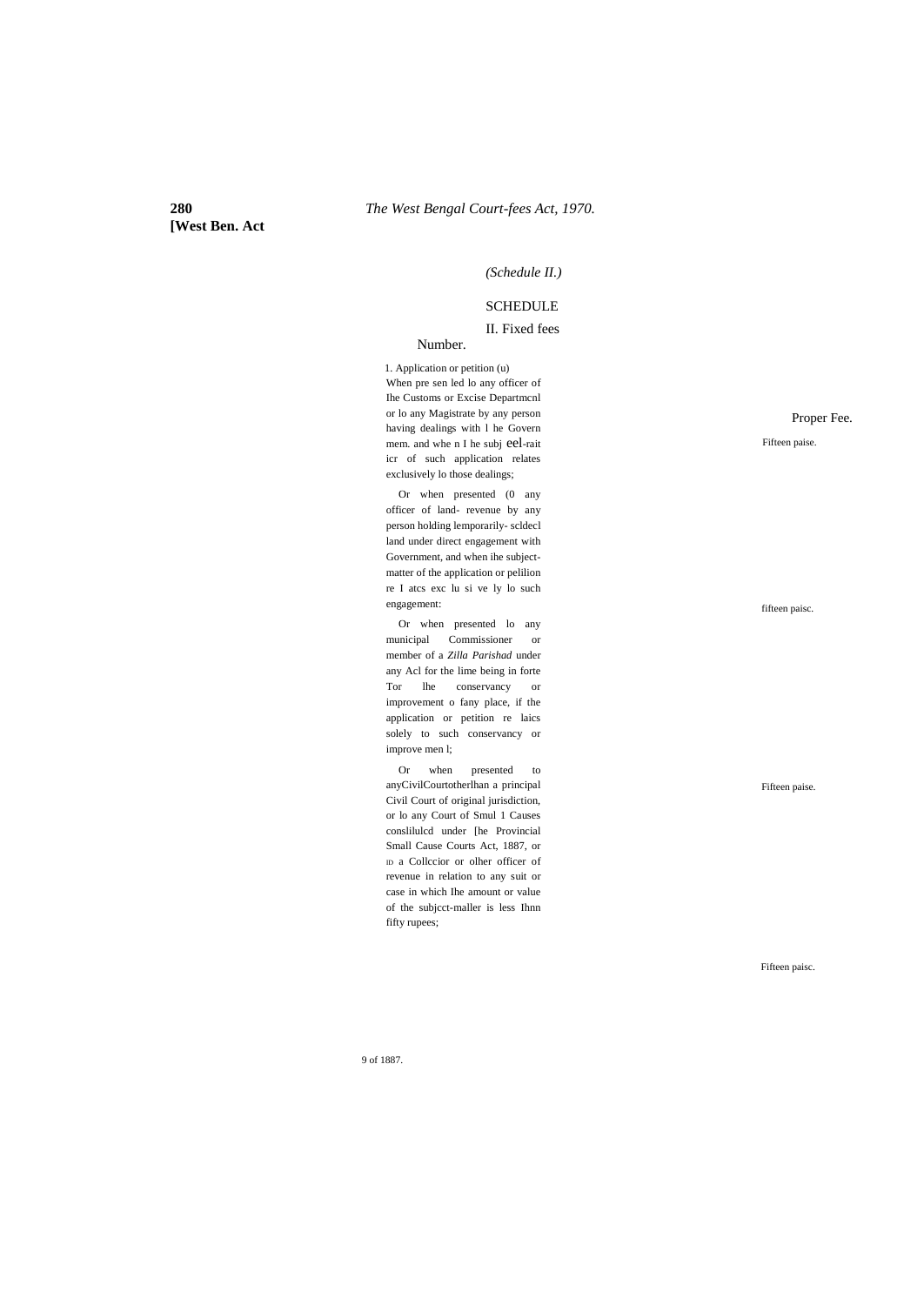*(Schedule II.)*

SCHEDULE

II. Fixed fees

| Number. | | Proper Fee. |
|---|---|---|
| 1. | Application or petition (u) When pre sen led lo any officer of Ihe Customs or Excise Departmcnl or lo any Magistrate by any person having dealings with l he Govern mem. and whe n I he subj eel-rait icr of such application relates exclusively lo those dealings; | Fifteen paise. |
| | Or when presented (0 any officer of land- revenue by any person holding lemporarily- scldecl land under direct engagement with Government, and when ihe subject-matter of the application or pelilion re I atcs exc lu si ve ly lo such engagement: | fifteen paisc. |
| | Or when presented lo any municipal Commissioner or member of a *Zilla Parishad* under any Acl for the lime being in forte Tor lhe conservancy or improvement o fany place, if the application or petition re laics solely to such conservancy or improve men l; | Fifteen paise. |
| | Or when presented to anyCivilCourtotherlhan a principal Civil Court of original jurisdiction, or lo any Court of Smul 1 Causes conslilulcd under [he Provincial Small Cause Courts Act, 1887, or ID a Collccior or olher officer of revenue in relation to any suit or case in which Ihe amount or value of the subjcct-maller is less Ihnn fifty rupees; | Fifteen paisc. |

9 of 1887.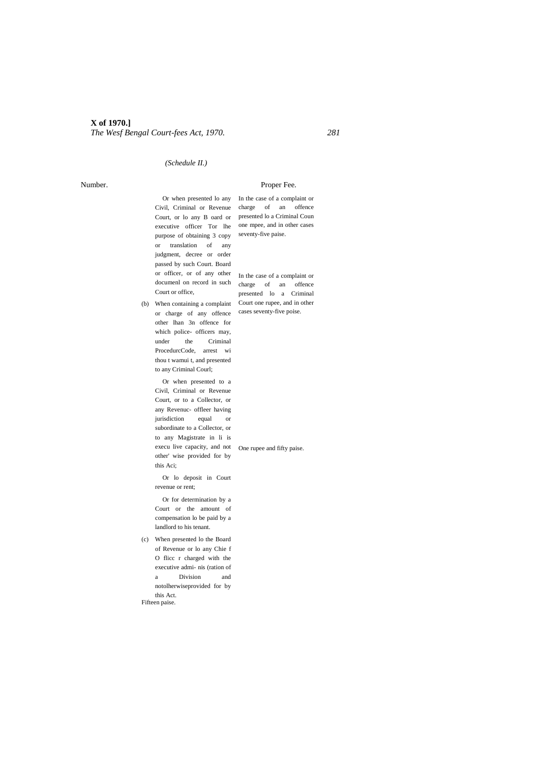*(Schedule II.)*

| Number. | | Proper Fee. |
|---|---|---|
| | Or when presented lo any Civil, Criminal or Revenue Court, or lo any B oard or executive officer Tor lhe purpose of obtaining 3 copy or translation of any judgment, decree or order passed by such Court. Board or officer, or of any other documenl on record in such Court or office, | In the case of a complaint or charge of an offence presented lo a Criminal Coun one mpee, and in other cases seventy-five paise. |
| (b) | When containing a complaint or charge of any offence other lhan 3n offence for which police- officers may, under the Criminal ProcedurcCode, arrest wi thou t wamui t, and presented to any Criminal Courl; | In the case of a complaint or charge of an offence presented lo a Criminal Court one rupee, and in other cases seventy-five poise. |
| | Or when presented to a Civil, Criminal or Revenue Court, or to a Collector, or any Revenuc- offleer having jurisdiction equal or subordinate to a Collector, or to any Magistrate in li is execu live capacity, and not other' wise provided for by this Aci; | One rupee and fifty paise. |
| | Or lo deposit in Court revenue or rent; | |
| | Or for determination by a Court or the amount of compensation lo be paid by a landlord to his tenant. | |
| (c) | When presented lo the Board of Revenue or lo any Chie f O flicc r charged with the executive admi- nis (ration of a Division and notolherwiseprovided for by this Act. | |

Fifteen paise.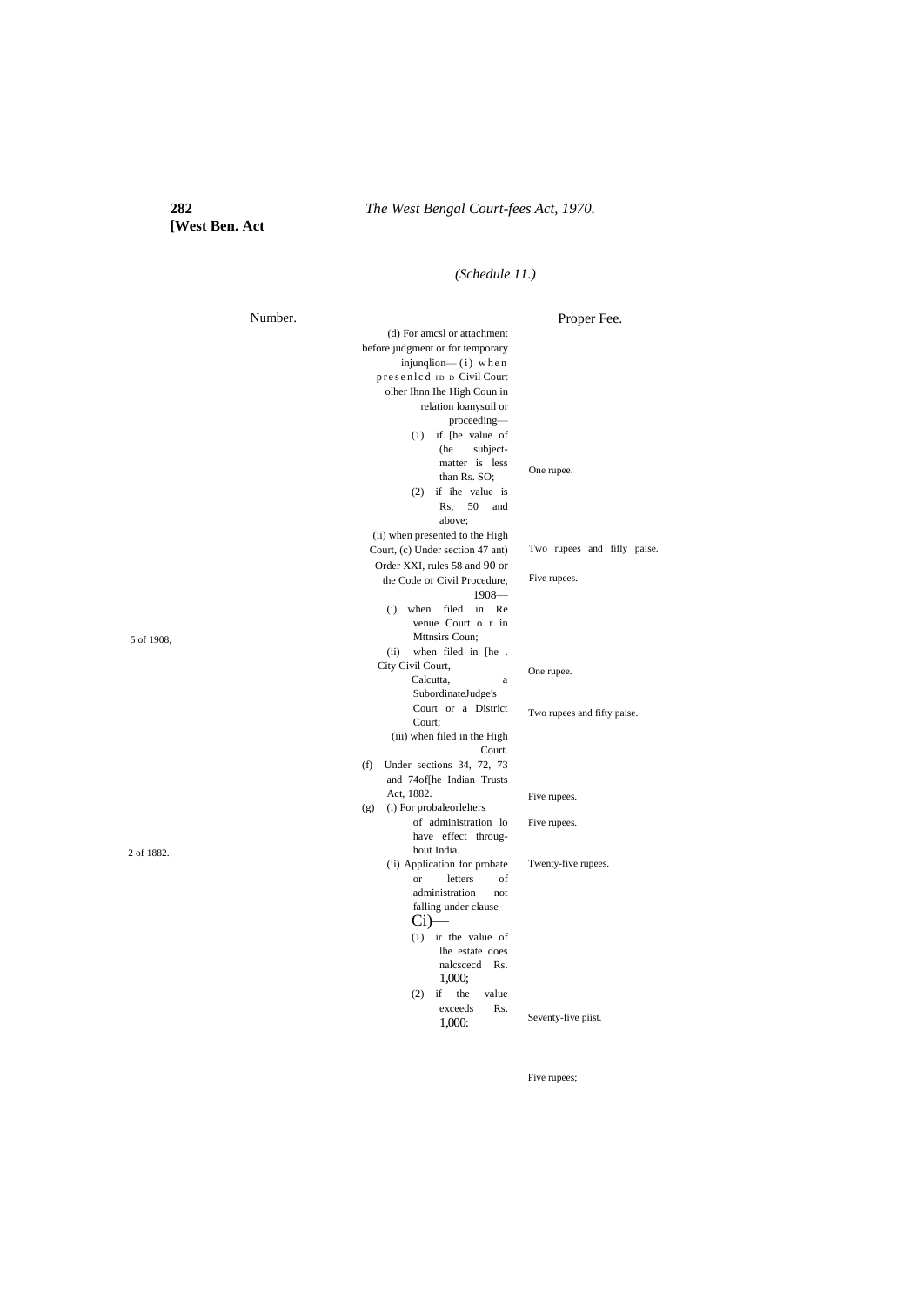*(Schedule 11.)*

| Number. | | Proper Fee. |
|---|---|---|
| | (d) For amcsl or attachment before judgment or for temporary injunqlion— (i) when presenlcd ID D Civil Court olher Ihnn Ihe High Coun in relation loanysuil or proceeding— | |
| | (1) if [he value of (he subject-matter is less than Rs. SO; | One rupee. |
| | (2) if ihe value is Rs, 50 and above; | Two rupees and fifly paise. |
| | (ii) when presented to the High Court, | Five rupees. |
| 5 of 1908, | (c) Under section 47 ant) Order XXI, rules 58 and 90 or the Code or Civil Procedure, 1908— | |
| | (i) when filed in Re venue Court o r in Mttnsirs Coun; | One rupee. |
| | (ii) when filed in [he . City Civil Court, Calcutta, a SubordinateJudge's Court or a District Court; | Two rupees and fifty paise. |
| | (iii) when filed in the High Court. | Five rupees. |
| 2 of 1882. | (f) Under sections 34, 72, 73 and 74of[he Indian Trusts Act, 1882. | Five rupees. |
| | (g) (i) For probaleorlelters of administration lo have effect throughout India. | Twenty-five rupees. |
| | (ii) Application for probate or letters of administration not falling under clause Ci)— | |
| | (1) ir the value of lhe estate does nalcscecd Rs. 1,000; | Seventy-five piist. |
| | (2) if the value exceeds Rs. 1,000: | Five rupees; |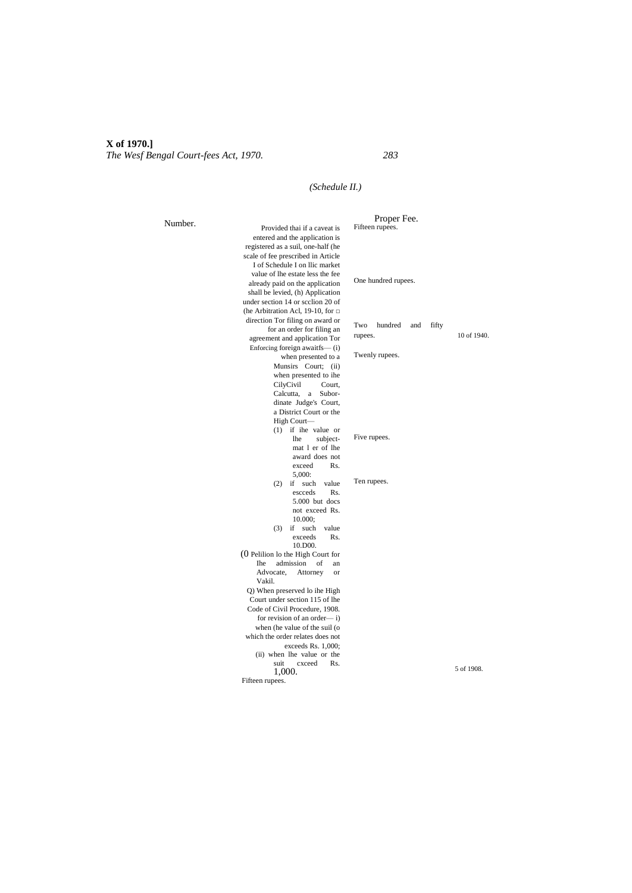*(Schedule II.)*

| Number. | | Proper Fee. | |
|---|---|---|---|
| | Provided thai if a caveat is entered and the application is registered as a suil, one-half (he scale of fee prescribed in Article I of Schedule I on llic market value of lhe estate less the fee already paid on the application shall be levied, | Fifteen rupees. | |
| | (h) Application under section 14 or scclion 20 of (he Arbitration Acl, 19-10, for □ direction Tor filing on award or for an order for filing an agreement and application Tor Enforcing foreign awaitfs— | One hundred rupees. | |
| | (i) when presented to a Munsirs Court; | Two hundred and fifty rupees. | 10 of 1940. |
| | (ii) when presented to ihe CilyCivil Court, Calcutta, a Subordinate Judge's Court, a District Court or the High Court— | Twenly rupees. | |
| | (1) if ihe value or lhe subject-mat l er of lhe award does not exceed Rs. 5,000: | | |
| | (2) if such value escceds Rs. 5.000 but docs not exceed Rs. 10.000; | Five rupees. | |
| | (3) if such value exceeds Rs. 10.D00. | Ten rupees. | |
| | (0 Pelilion lo the High Court for Ihe admission of an Advocate, Attorney or Vakil. | | |
| | Q) When preserved lo ihe High Court under section 115 of lhe Code of Civil Procedure, 1908. for revision of an order— | | |
| | i) when (he value of the suil (o which the order relates does not exceeds Rs. 1,000; | | |
| | (ii) when lhe value or the suit cxceed Rs. 1,000. | | 5 of 1908. |
| | Fifteen rupees. | | |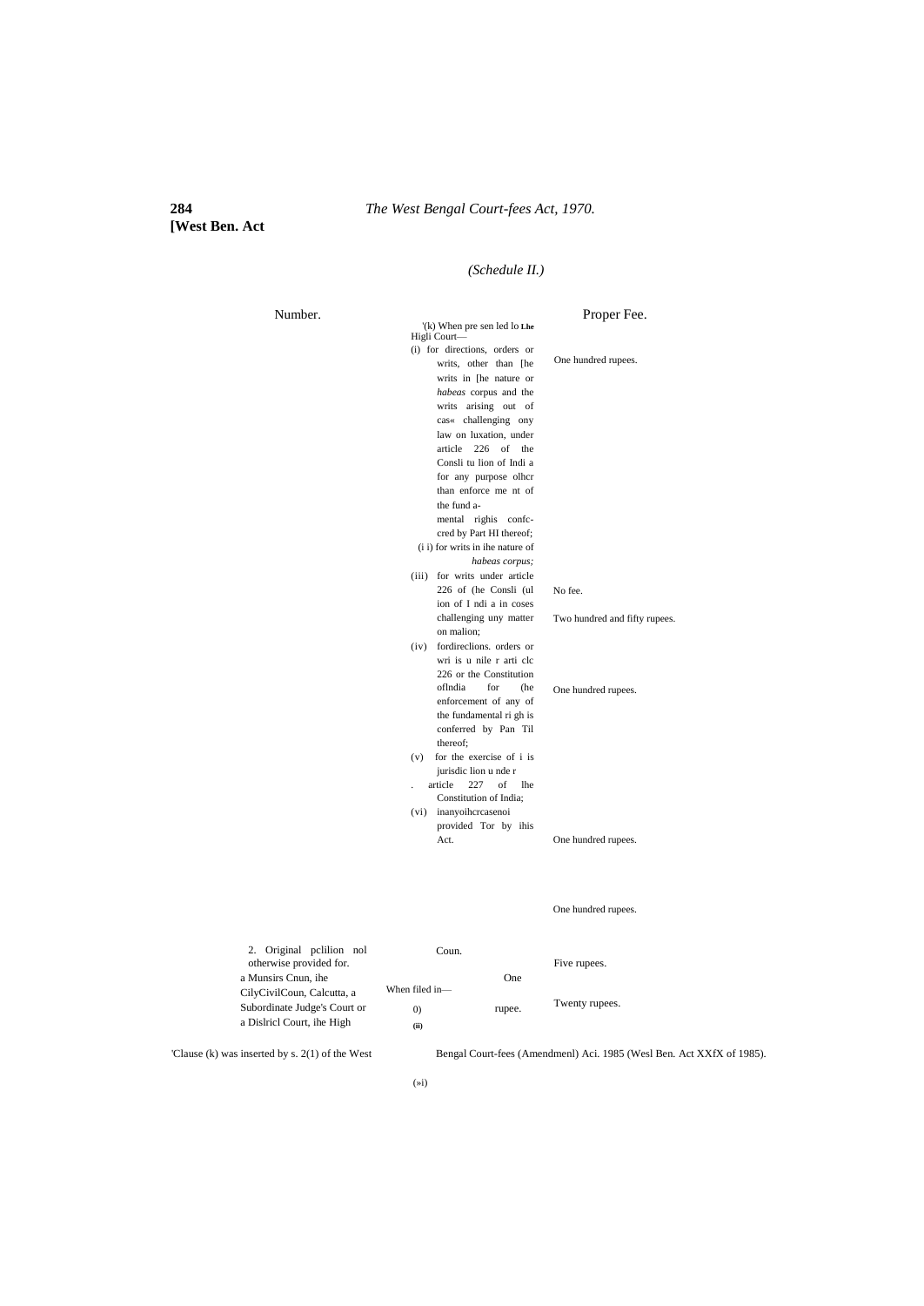*(Schedule II.)*

| Number. | | Proper Fee. |
|---|---|---|
| | '(k) When pre sen led lo Lhe Higli Court— | |
| | (i) for directions, orders or writs, other than [he writs in [he nature or *habeas* corpus and the writs arising out of cas« challenging ony law on luxation, under article 226 of the Consli tu lion of Indi a for any purpose olhcr than enforce me nt of the fund a-mental righis confc-cred by Part HI thereof; | One hundred rupees. |
| | (i i) for writs in ihe nature of *habeas corpus;* | No fee. |
| | (iii) for writs under article 226 of (he Consli (ul ion of I ndi a in coses challenging uny matter on malion; | Two hundred and fifty rupees. |
| | (iv) fordireclions. orders or wri is u nile r arti clc 226 or the Constitution oflndia for (he enforcement of any of the fundamental ri gh is conferred by Pan Til thereof; | One hundred rupees. |
| | (v) for the exercise of i is jurisdic lion u nde r . article 227 of lhe Constitution of India; | One hundred rupees. |
| | (vi) inanyoihcrcasenoi provided Tor by ihis Act. | One hundred rupees. |
| 2. Original pclilion nol otherwise provided for. | When filed in— | |
| | 0) a Munsirs Cnun, ihe CilyCivilCoun, Calcutta, a Subordinate Judge's Court or a Dislricl Court, | One rupee. |
| | (ii) ihe High Coun. | Five rupees. |
| | | Twenty rupees. |

'Clause (k) was inserted by s. 2(1) of the West Bengal Court-fees (Amendmenl) Aci. 1985 (Wesl Ben. Act XXfX of 1985).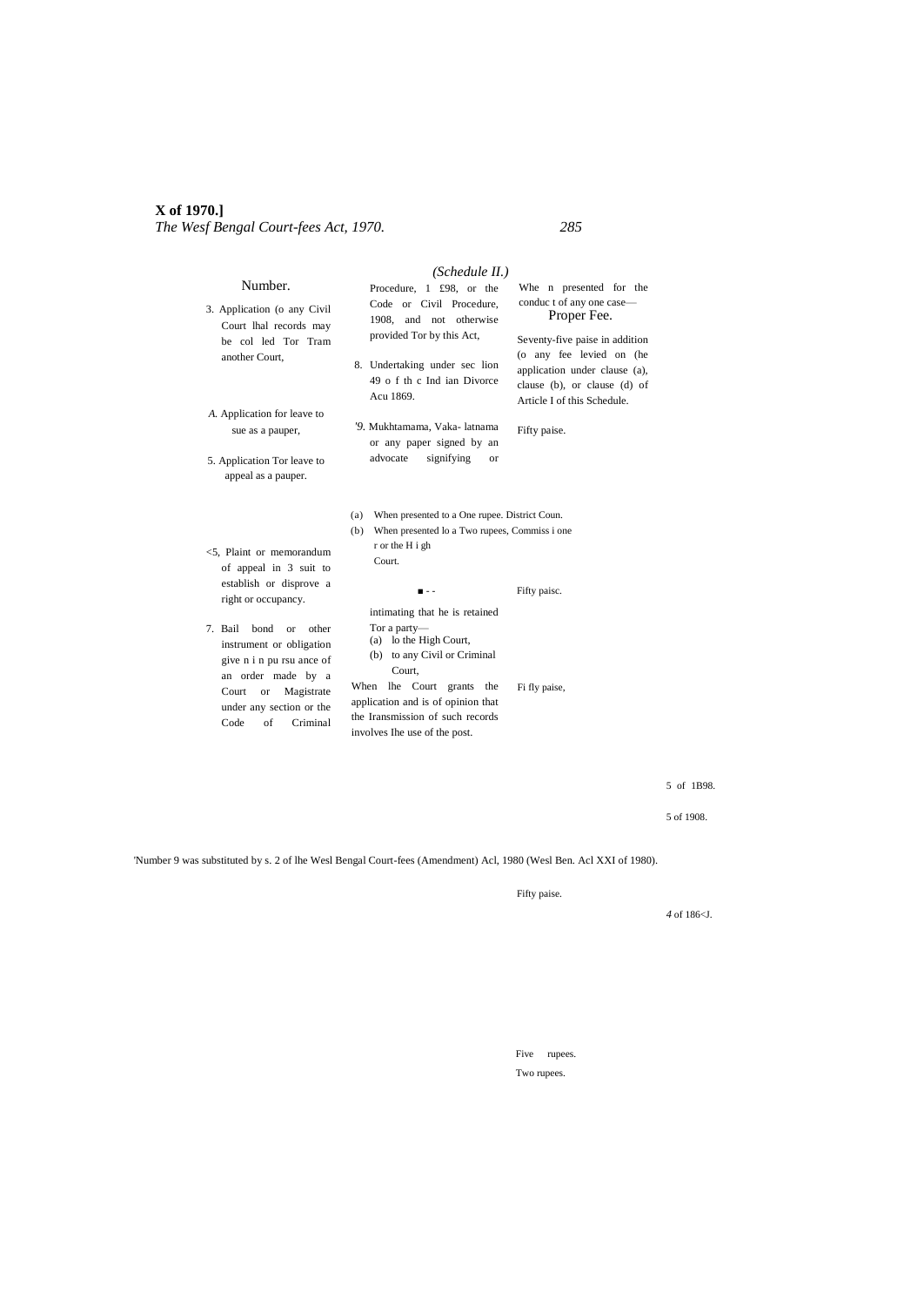(Schedule II.)

| Number. | | Proper Fee. | |
|---|---|---|---|
| 3. Application to any Civil Court that records may be called for from another Court, | When presented for the conduct of any one case— When the Court grants the application and is of opinion that the transmission of such records involves the use of the post. | Fifty paise. Seventy-five paise in addition to any fee levied on the application under clause (a), clause (b), or clause (d) of Article I of this Schedule. | |
| 4. Application for leave to sue as a pauper, | | Fifty paise. | |
| 5. Application for leave to appeal as a pauper. | | Fifty paise. | |
| 6. Plaint or memorandum of appeal in a suit to establish or disprove a right of occupancy. | | Fifty paise. | |
| 7. Bail bond or other instrument or obligation given in pursuance of an order made by a Court or Magistrate under any section of the Code of Criminal Procedure, 1898, or the Code of Civil Procedure, 1908, and not otherwise provided for by this Act, | | Fifty paise. | 5 of 1898. 5 of 1908. |
| 8. Undertaking under section 49 of the Indian Divorce Act, 1869. | | Fifty paise. | 4 of 1869. |
| [1]9. Mukhtarnama, Vakalatnama or any paper signed by an advocate signifying or intimating that he is retained for a party— (a) to the High Court, (b) to any Civil or Criminal Court, | | Five rupees. Two rupees. | |
| | (a) When presented to a District Council. (b) When presented to a Commissioner or the High Court. | One rupee. Two rupees. | |

[1]Number 9 was substituted by s. 2 of the West Bengal Court-fees (Amendment) Act, 1980 (West Ben. Act XXI of 1980).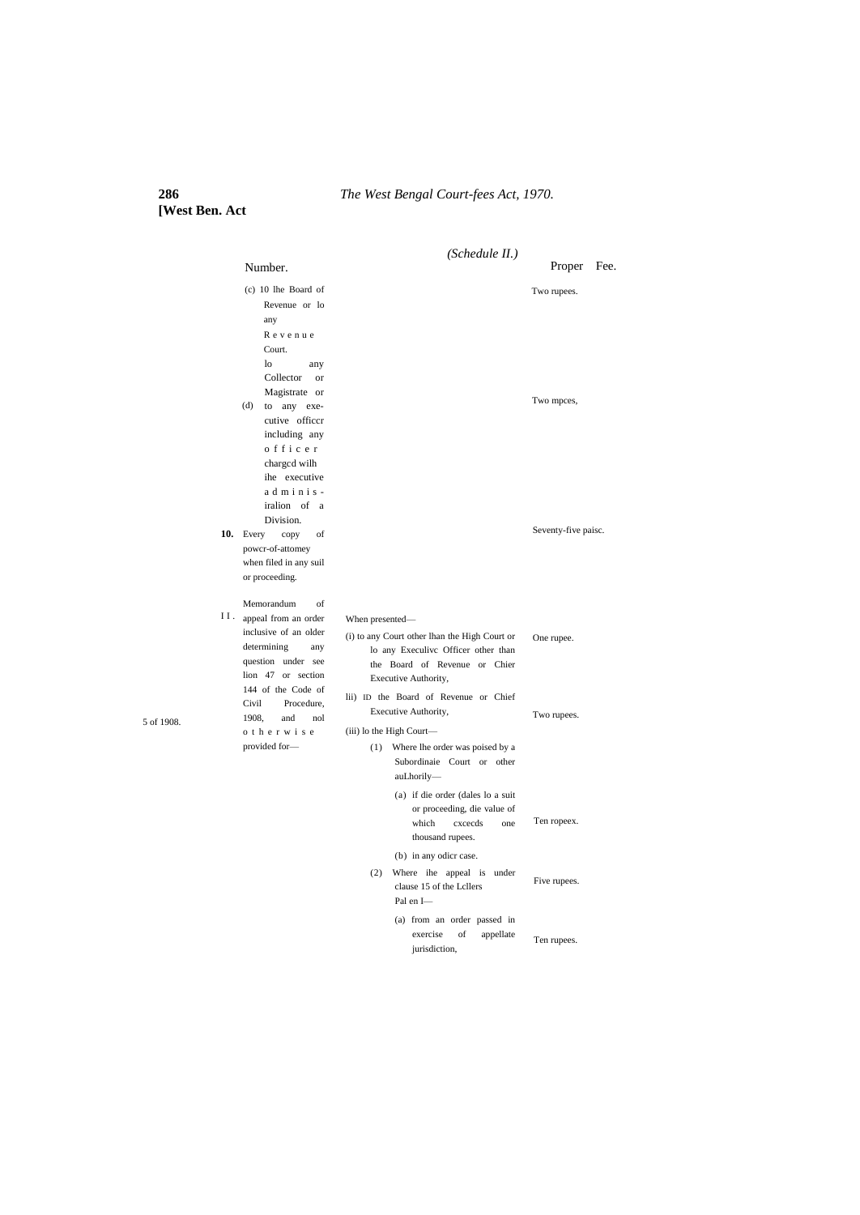*(Schedule II.)*

| Number. | | Proper Fee. |
|---|---|---|
| (c) 10 lhe Board of Revenue or lo any Revenue Court. | | Two rupees. |
| (d) lo any Collector or Magistrate or to any executive officcr including any officer chargcd wilh ihe executive adminis-iralion of a Division. | | Two mpces, |
| **10.** Every copy of powcr-of-attomey when filed in any suil or proceeding. | | Seventy-five paisc. |
| II. Memorandum of appeal from an order inclusive of an older determining any question under see lion 47 or section 144 of the Code of Civil Procedure, 1908, and nol otherwise provided for— | When presented— | |
| | (i) to any Court other lhan the High Court or lo any Execulivc Officer other than the Board of Revenue or Chier Executive Authority, | One rupee. |
| | lii) ID the Board of Revenue or Chief Executive Authority, | Two rupees. |
| | (iii) lo the High Court— | |
| | (1) Where lhe order was poised by a Subordinaie Court or other auLhorily— | |
| | (a) if die order (dales lo a suit or proceeding, die value of which cxcecds one thousand rupees. | Ten ropeex. |
| | (b) in any odicr case. | Five rupees. |
| | (2) Where ihe appeal is under clause 15 of the Lcllers Pal en I— | |
| | (a) from an order passed in exercise of appellate jurisdiction, | Ten rupees. |

5 of 1908.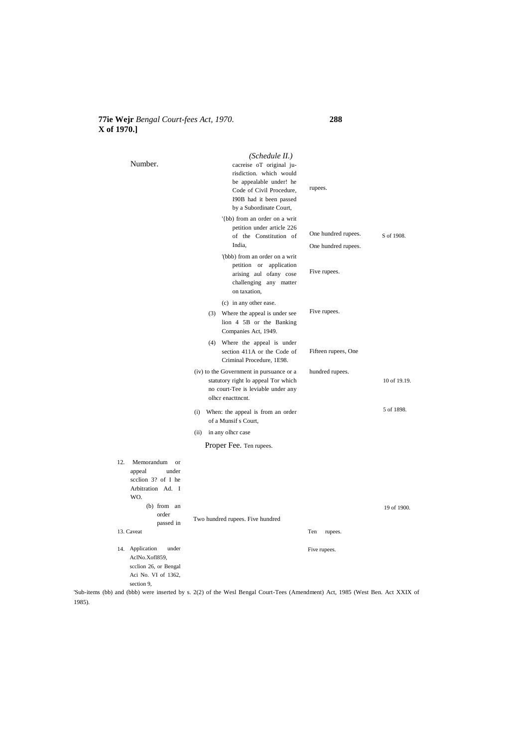*(Schedule II.)*

| Number. | | | |
|---|---|---|---|
| | cacreise oT original jurisdiction. which would be appealable under! he Code of Civil Procedure, I90B had it been passed by a Subordinate Court, | rupees. | |
| | '{bb) from an order on a writ petition under article 226 of the Constitution of India, | One hundred rupees. | S of 1908. |
| | | One hundred rupees. | |
| | '(bbb) from an order on a writ petition or application arising aul ofany cose challenging any matter on taxation, | Five rupees. | |
| | (c) in any other ease. | | |
| | (3) Where the appeal is under see lion 4 5B or the Banking Companies Act, 1949. | Five rupees. | |
| | (4) Where the appeal is under section 411A or the Code of Criminal Procedure, 1E98. | Fifteen rupees, One | |
| | (iv) to the Government in pursuance or a statutory right lo appeal Tor which no court-Tee is leviable under any olhcr enacttncnt. | hundred rupees. | 10 of 19.19. |
| | (i) When: the appeal is from an order of a Munsif s Court, | | 5 of 1898. |
| | (ii) in any olhcr case | | |
| | Proper Fee. Ten rupees. | | |
| 12. Memorandum or appeal under scclion 3? of I he Arbitration Ad. I WO. | | | |
| (b) from an order passed in | Two hundred rupees. Five hundred | | 19 of 1900. |
| 13. Caveat | | Ten rupees. | |
| 14. Application under AclNo.Xofl859, scclion 26, or Bengal Aci No. VI of 1362, section 9, | | Five rupees. | |

'Sub-items (bb) and (bbb) were inserted by s. 2(2) of the Wesl Bengal Court-Tees (Amendment) Act, 1985 (West Ben. Act XXIX of 1985).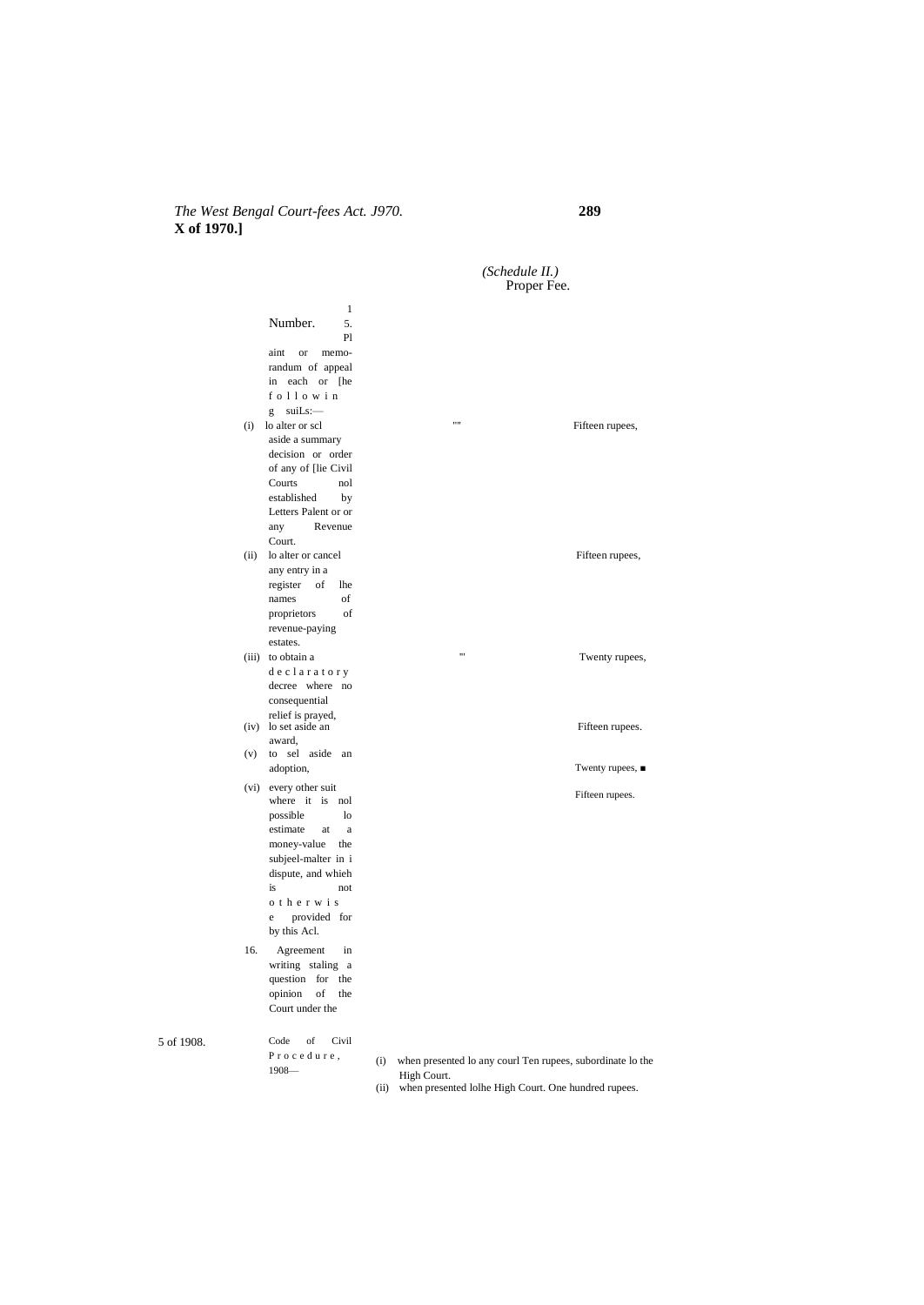(Schedule II.)

| Number. | 1 | Proper Fee. |
|---|---|---|
| 15. | Plaint or memorandum of appeal in each or [he following suiLs:— | |
| | (i) lo alter or scl aside a summary decision or order of any of [lie Civil Courts nol established by Letters Palent or or any Revenue Court. | Fifteen rupees, |
| | (ii) lo alter or cancel any entry in a register of lhe names of proprietors of revenue-paying estates. | Fifteen rupees, |
| | (iii) to obtain a declaratory decree where no consequential relief is prayed, | Twenty rupees, |
| | (iv) lo set aside an award, | Fifteen rupees. |
| | (v) to sel aside an adoption, | Twenty rupees, ■ |
| | (vi) every other suit where it is nol possible lo estimate at a money-value the subjeel-malter in i dispute, and whieh is not otherwise provided for by this Acl. | Fifteen rupees. |
| 16. | Agreement in writing staling a question for the opinion of the Court under the Code of Civil Procedure, 1908— | (i) when presented lo any courl subordinate lo the High Court. Ten rupees,<br>(ii) when presented lolhe High Court. One hundred rupees. |

5 of 1908.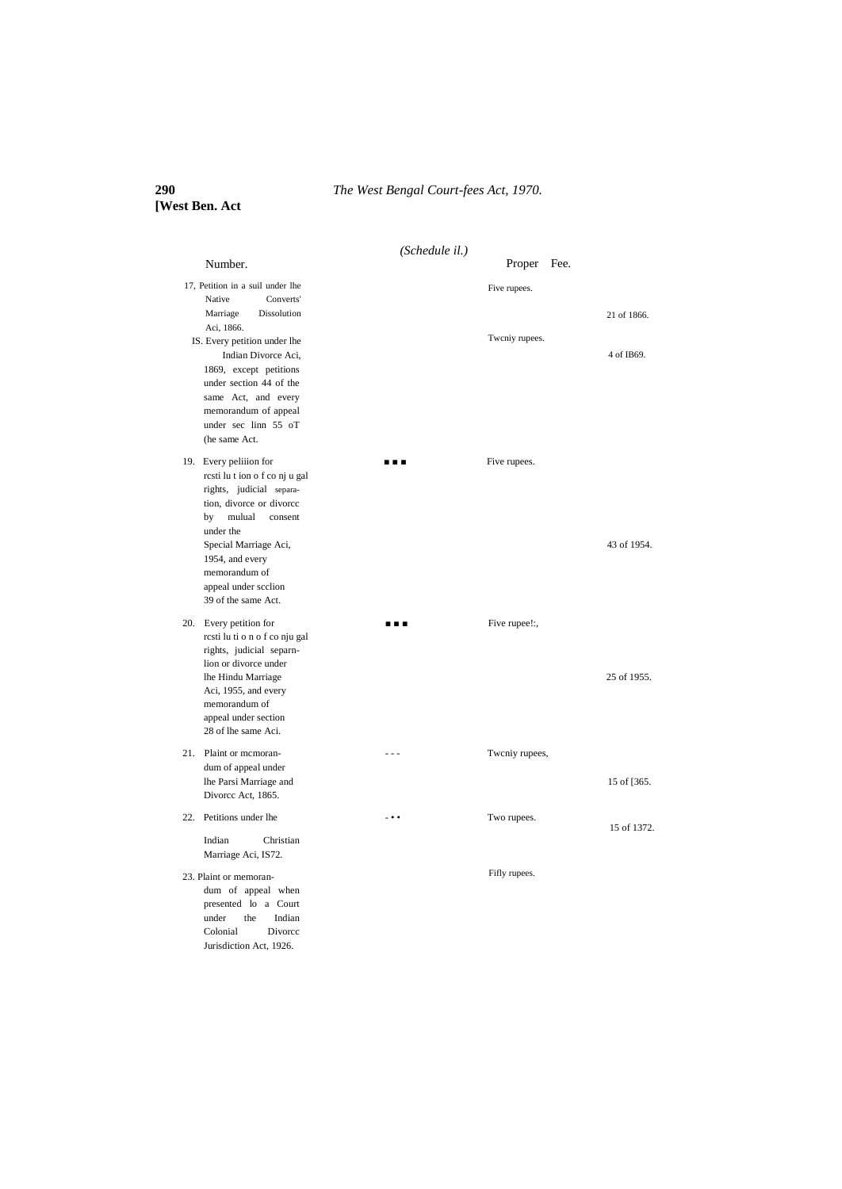*(Schedule il.)*

| Number. | | Proper Fee. | |
|---|---|---|---|
| 17, Petition in a suil under lhe Native Converts' Marriage Dissolution Aci, 1866. | | Five rupees. | 21 of 1866. |
| IS. Every petition under lhe Indian Divorce Aci, 1869, except petitions under section 44 of the same Act, and every memorandum of appeal under sec linn 55 oT (he same Act. | | Twcniy rupees. | 4 of IB69. |
| 19. Every peliiion for rcsti lu t ion o f co nj u gal rights, judicial separation, divorce or divorcc by mulual consent under the Special Marriage Aci, 1954, and every memorandum of appeal under scclion 39 of the same Act. | ■ ■ ■ | Five rupees. | 43 of 1954. |
| 20. Every petition for rcsti lu ti o n o f co nju gal rights, judicial separnlion or divorce under lhe Hindu Marriage Aci, 1955, and every memorandum of appeal under section 28 of lhe same Aci. | ■ ■ ■ | Five rupee!:, | 25 of 1955. |
| 21. Plaint or mcmorandum of appeal under lhe Parsi Marriage and Divorcc Act, 1865. | - - - | Twcniy rupees, | 15 of [365. |
| 22. Petitions under lhe Indian Christian Marriage Aci, IS72. | - • • | Two rupees. | 15 of 1372. |
| 23. Plaint or memorandum of appeal when presented lo a Court under the Indian Colonial Divorcc Jurisdiction Act, 1926. | | Fifly rupees. | |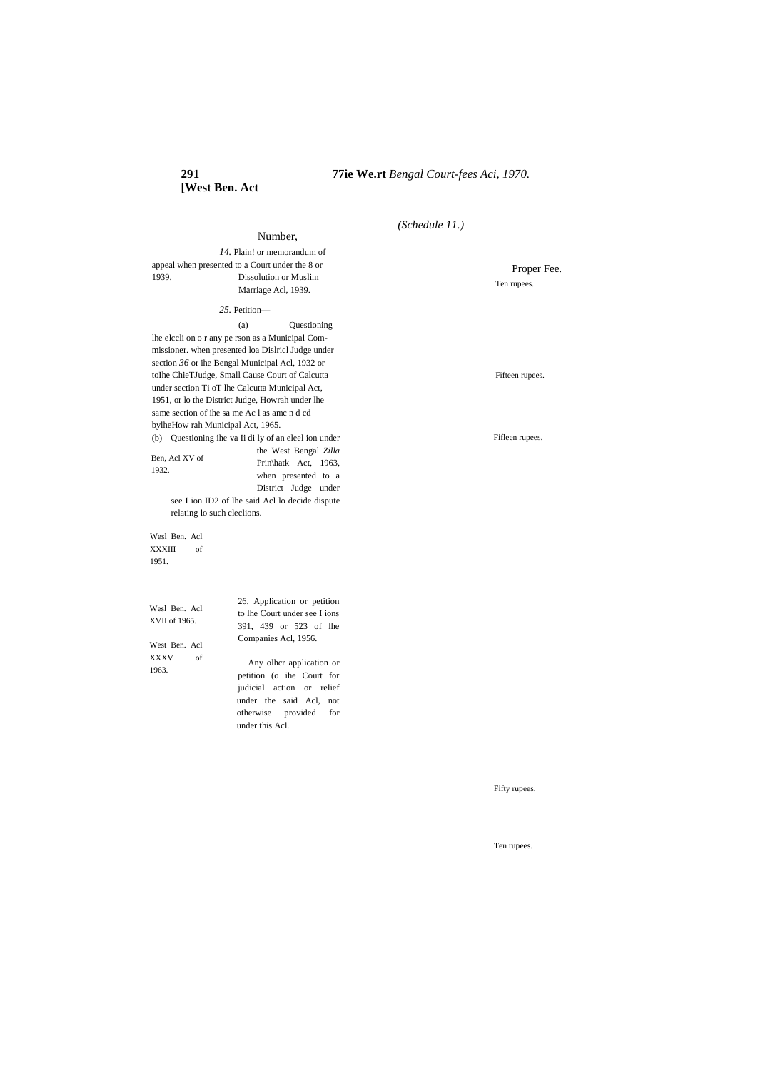*(Schedule 11.)*

| Number, | | Proper Fee. |
|---|---|---|
| *14.* Plain! or memorandum of appeal when presented to a Court under the 8 or 1939. Dissolution or Muslim Marriage Acl, 1939. | | Ten rupees. |
| *25.* Petition— | | |
| (a) Questioning lhe elccli on o r any pe rson as a Municipal Com-missioner. when presented loa Dislricl Judge under section *36* or ihe Bengal Municipal Acl, 1932 or toIhe ChieTJudge, Small Cause Court of Calcutta under section Ti oT lhe Calcutta Municipal Act, 1951, or lo the District Judge, Howrah under lhe same section of ihe sa me Ac l as amc n d cd bylheHow rah Municipal Act, 1965. | Ben, Acl XV of 1932. Wesl Ben. Acl XXXIII of 1951. Wesl Ben. Acl XVII of 1965. | Fifteen rupees. |
| (b) Questioning ihe va Ii di ly of an eleel ion under the West Bengal *Zilla* Prin\hatk Act, 1963, when presented to a District Judge under see I ion ID2 of lhe said Acl lo decide dispute relating lo such cleclions. | West Ben. Acl XXXV of 1963. | Fifleen rupees. |
| 26. Application or petition to lhe Court under see I ions 391, 439 or 523 of lhe Companies Acl, 1956. | | Fifty rupees. |
| Any olhcr application or petition (o ihe Court for judicial action or relief under the said Acl, not otherwise provided for under this Acl. | | Ten rupees. |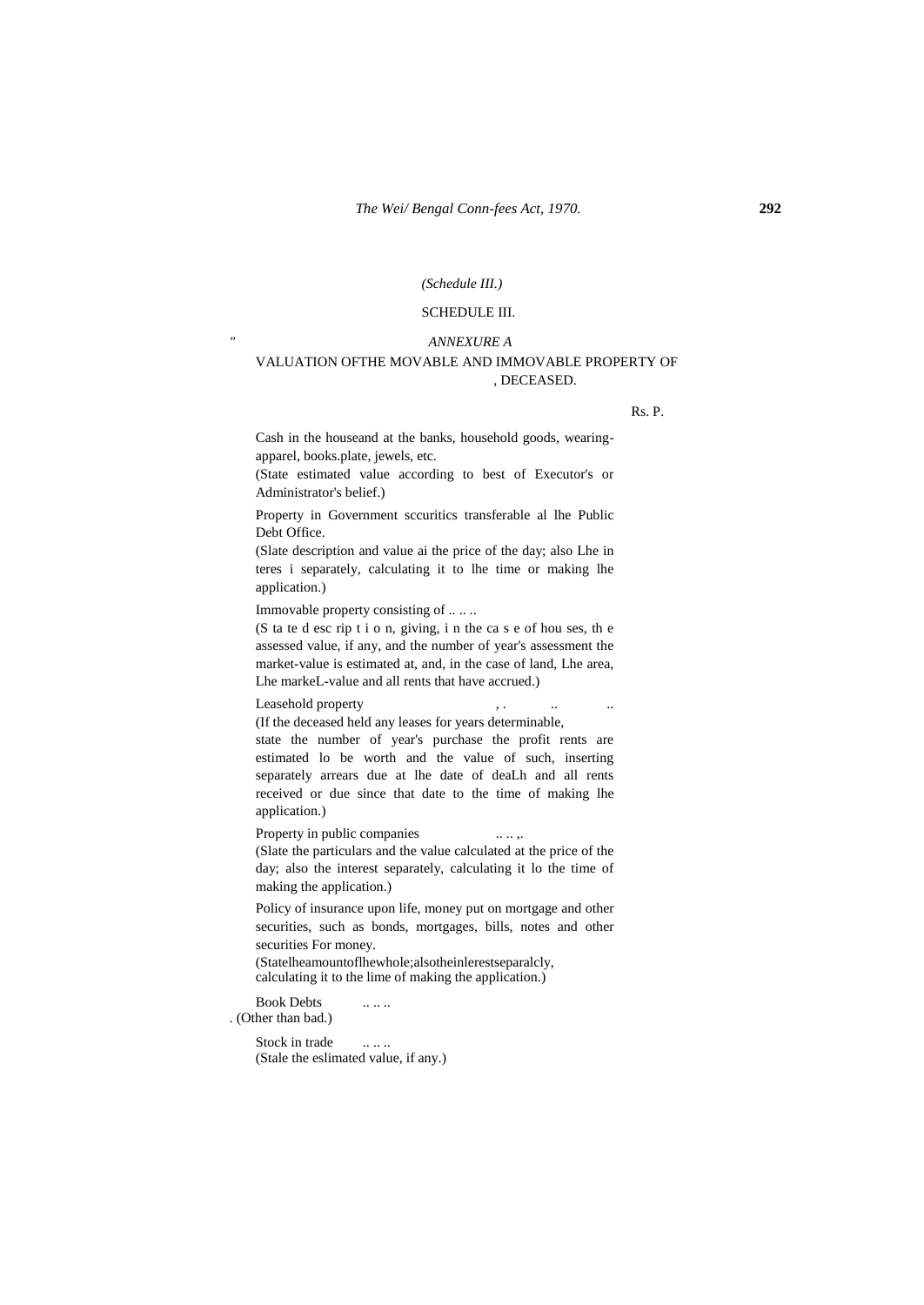(Schedule III.)

SCHEDULE III.

"

*ANNEXURE A*

VALUATION OFTHE MOVABLE AND IMMOVABLE PROPERTY OF
, DECEASED.

Rs. P.

Cash in the houseand at the banks, household goods, wearing-apparel, books.plate, jewels, etc.
(State estimated value according to best of Executor's or Administrator's belief.)

Property in Government sccuritics transferable al lhe Public Debt Office.
(Slate description and value ai the price of the day; also Lhe in teres i separately, calculating it to lhe time or making lhe application.)

Immovable property consisting of .. .. ..
(S ta te d esc rip t i o n, giving, i n the ca s e of hou ses, th e assessed value, if any, and the number of year's assessment the market-value is estimated at, and, in the case of land, Lhe area, Lhe markeL-value and all rents that have accrued.)

Leasehold property , . .. ..
(If the deceased held any leases for years determinable,
state the number of year's purchase the profit rents are estimated lo be worth and the value of such, inserting separately arrears due at lhe date of deaLh and all rents received or due since that date to the time of making lhe application.)

Property in public companies .. .. ,.
(Slate the particulars and the value calculated at the price of the day; also the interest separately, calculating it lo the time of making the application.)

Policy of insurance upon life, money put on mortgage and other securities, such as bonds, mortgages, bills, notes and other securities For money.
(Statelheamountoflhewhole;alsotheinlerestseparalcly, calculating it to the lime of making the application.)

Book Debts .. .. ..
. (Other than bad.)

Stock in trade .. .. ..
(Stale the eslimated value, if any.)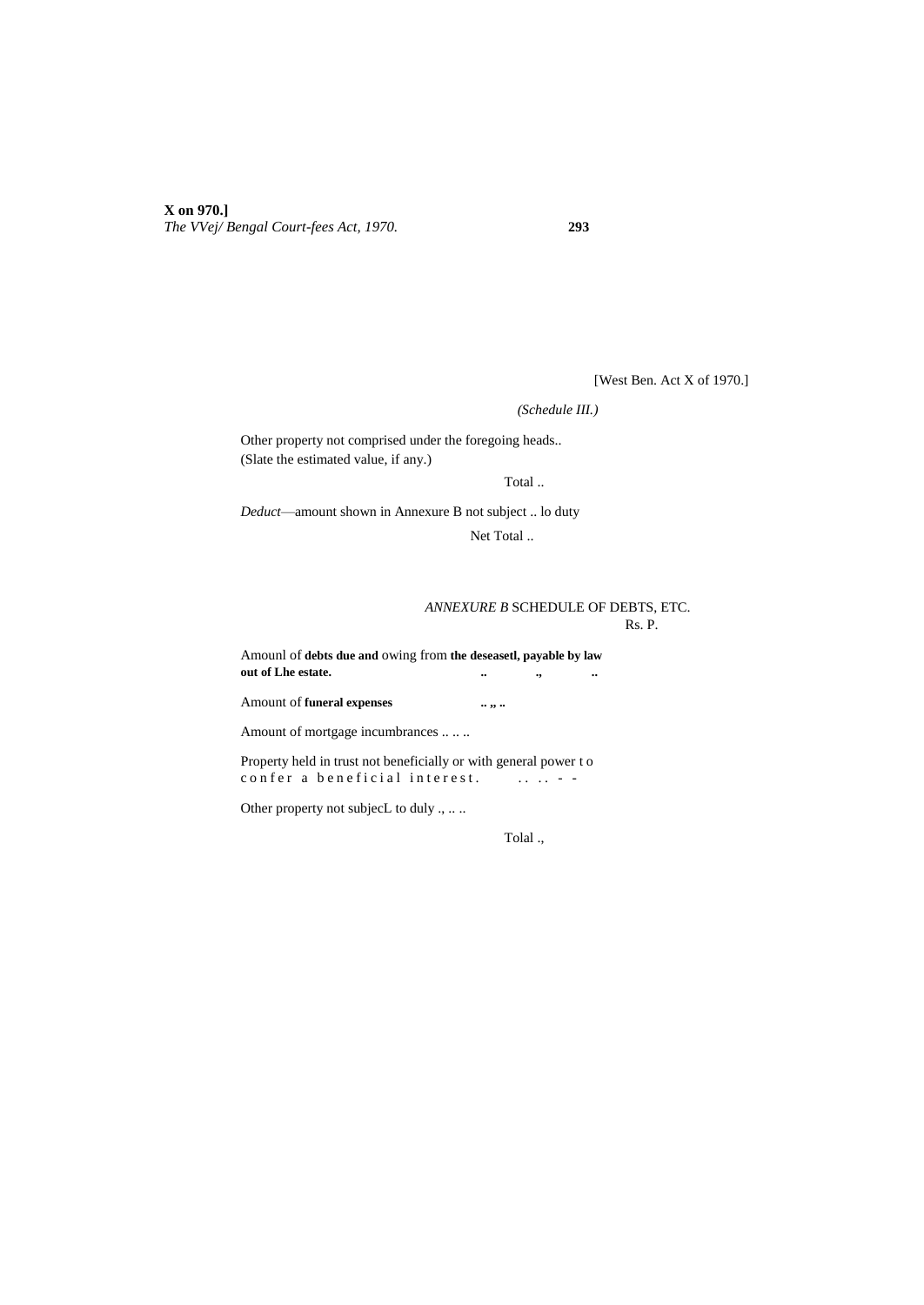[West Ben. Act X of 1970.]

*(Schedule III.)*

Other property not comprised under the foregoing heads..
(Slate the estimated value, if any.)

Total ..

*Deduct*—amount shown in Annexure B not subject .. lo duty

Net Total ..

*ANNEXURE B* SCHEDULE OF DEBTS, ETC.

Rs. P.

Amounl of **debts due and** owing from **the deseasetl, payable by law out of Lhe estate. .. ., ..**

Amount of **funeral expenses .. ,, ..**

Amount of mortgage incumbrances .. .. ..

Property held in trust not beneficially or with general power to confer a beneficial interest. .. .. - -

Other property not subjecL to duly ., .. ..

Tolal .,